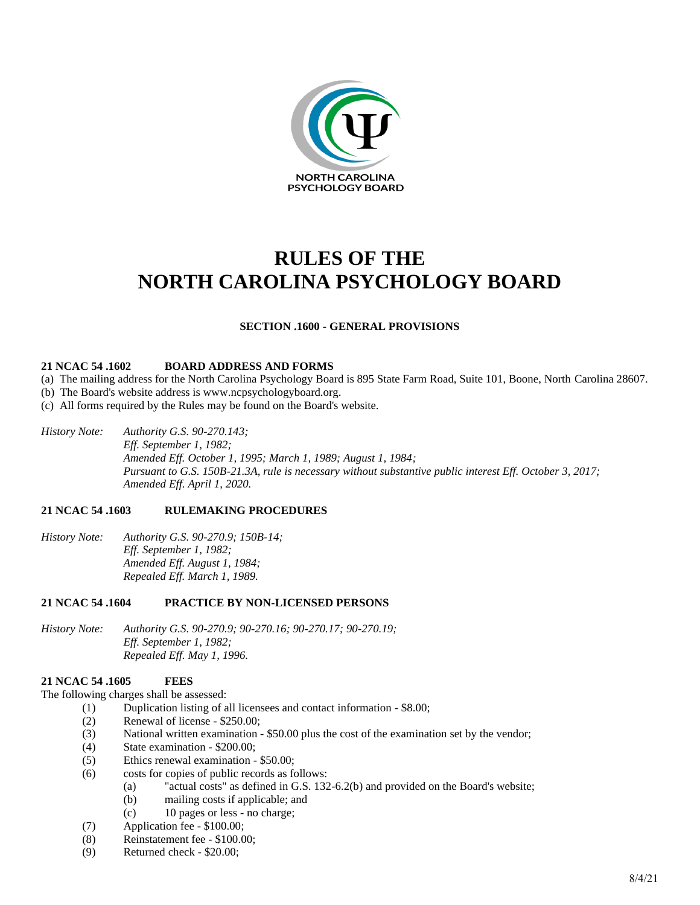NORTH CAROLINA
PSYCHOLOGY BOARD

# RULES OF THE NORTH CAROLINA PSYCHOLOGY BOARD

## SECTION .1600 - GENERAL PROVISIONS

### 21 NCAC 54 .1602 BOARD ADDRESS AND FORMS

(a) The mailing address for the North Carolina Psychology Board is 895 State Farm Road, Suite 101, Boone, North Carolina 28607.
(b) The Board's website address is www.ncpsychologyboard.org.
(c) All forms required by the Rules may be found on the Board's website.

*History Note:* *Authority G.S. 90-270.143;*
*Eff. September 1, 1982;*
*Amended Eff. October 1, 1995; March 1, 1989; August 1, 1984;*
*Pursuant to G.S. 150B-21.3A, rule is necessary without substantive public interest Eff. October 3, 2017;*
*Amended Eff. April 1, 2020.*

### 21 NCAC 54 .1603 RULEMAKING PROCEDURES

*History Note:* *Authority G.S. 90-270.9; 150B-14;*
*Eff. September 1, 1982;*
*Amended Eff. August 1, 1984;*
*Repealed Eff. March 1, 1989.*

### 21 NCAC 54 .1604 PRACTICE BY NON-LICENSED PERSONS

*History Note:* *Authority G.S. 90-270.9; 90-270.16; 90-270.17; 90-270.19;*
*Eff. September 1, 1982;*
*Repealed Eff. May 1, 1996.*

### 21 NCAC 54 .1605 FEES

The following charges shall be assessed:

(1) Duplication listing of all licensees and contact information - $8.00;
(2) Renewal of license - $250.00;
(3) National written examination - $50.00 plus the cost of the examination set by the vendor;
(4) State examination - $200.00;
(5) Ethics renewal examination - $50.00;
(6) costs for copies of public records as follows:
  (a) "actual costs" as defined in G.S. 132-6.2(b) and provided on the Board's website;
  (b) mailing costs if applicable; and
  (c) 10 pages or less - no charge;
(7) Application fee - $100.00;
(8) Reinstatement fee - $100.00;
(9) Returned check - $20.00;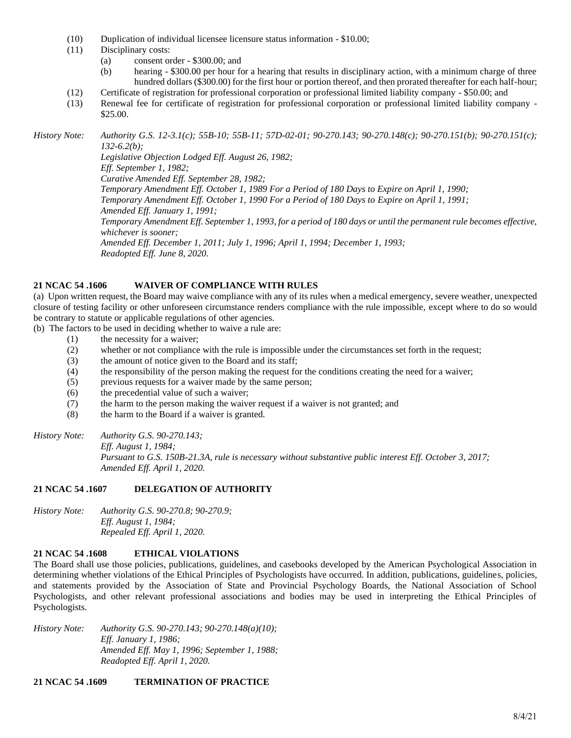(10) Duplication of individual licensee licensure status information - $10.00;

(11) Disciplinary costs:

  (a) consent order - $300.00; and

  (b) hearing - $300.00 per hour for a hearing that results in disciplinary action, with a minimum charge of three hundred dollars ($300.00) for the first hour or portion thereof, and then prorated thereafter for each half-hour;

(12) Certificate of registration for professional corporation or professional limited liability company - $50.00; and

(13) Renewal fee for certificate of registration for professional corporation or professional limited liability company - $25.00.

*History Note: Authority G.S. 12-3.1(c); 55B-10; 55B-11; 57D-02-01; 90-270.143; 90-270.148(c); 90-270.151(b); 90-270.151(c); 132-6.2(b);*
*Legislative Objection Lodged Eff. August 26, 1982;*
*Eff. September 1, 1982;*
*Curative Amended Eff. September 28, 1982;*
*Temporary Amendment Eff. October 1, 1989 For a Period of 180 Days to Expire on April 1, 1990;*
*Temporary Amendment Eff. October 1, 1990 For a Period of 180 Days to Expire on April 1, 1991;*
*Amended Eff. January 1, 1991;*
*Temporary Amendment Eff. September 1, 1993, for a period of 180 days or until the permanent rule becomes effective, whichever is sooner;*
*Amended Eff. December 1, 2011; July 1, 1996; April 1, 1994; December 1, 1993;*
*Readopted Eff. June 8, 2020.*

**21 NCAC 54 .1606 WAIVER OF COMPLIANCE WITH RULES**

(a) Upon written request, the Board may waive compliance with any of its rules when a medical emergency, severe weather, unexpected closure of testing facility or other unforeseen circumstance renders compliance with the rule impossible, except where to do so would be contrary to statute or applicable regulations of other agencies.

(b) The factors to be used in deciding whether to waive a rule are:

(1) the necessity for a waiver;

(2) whether or not compliance with the rule is impossible under the circumstances set forth in the request;

(3) the amount of notice given to the Board and its staff;

(4) the responsibility of the person making the request for the conditions creating the need for a waiver;

(5) previous requests for a waiver made by the same person;

(6) the precedential value of such a waiver;

(7) the harm to the person making the waiver request if a waiver is not granted; and

(8) the harm to the Board if a waiver is granted.

*History Note: Authority G.S. 90-270.143;*
*Eff. August 1, 1984;*
*Pursuant to G.S. 150B-21.3A, rule is necessary without substantive public interest Eff. October 3, 2017;*
*Amended Eff. April 1, 2020.*

**21 NCAC 54 .1607 DELEGATION OF AUTHORITY**

*History Note: Authority G.S. 90-270.8; 90-270.9;*
*Eff. August 1, 1984;*
*Repealed Eff. April 1, 2020.*

**21 NCAC 54 .1608 ETHICAL VIOLATIONS**

The Board shall use those policies, publications, guidelines, and casebooks developed by the American Psychological Association in determining whether violations of the Ethical Principles of Psychologists have occurred. In addition, publications, guidelines, policies, and statements provided by the Association of State and Provincial Psychology Boards, the National Association of School Psychologists, and other relevant professional associations and bodies may be used in interpreting the Ethical Principles of Psychologists.

*History Note: Authority G.S. 90-270.143; 90-270.148(a)(10);*
*Eff. January 1, 1986;*
*Amended Eff. May 1, 1996; September 1, 1988;*
*Readopted Eff. April 1, 2020.*

**21 NCAC 54 .1609 TERMINATION OF PRACTICE**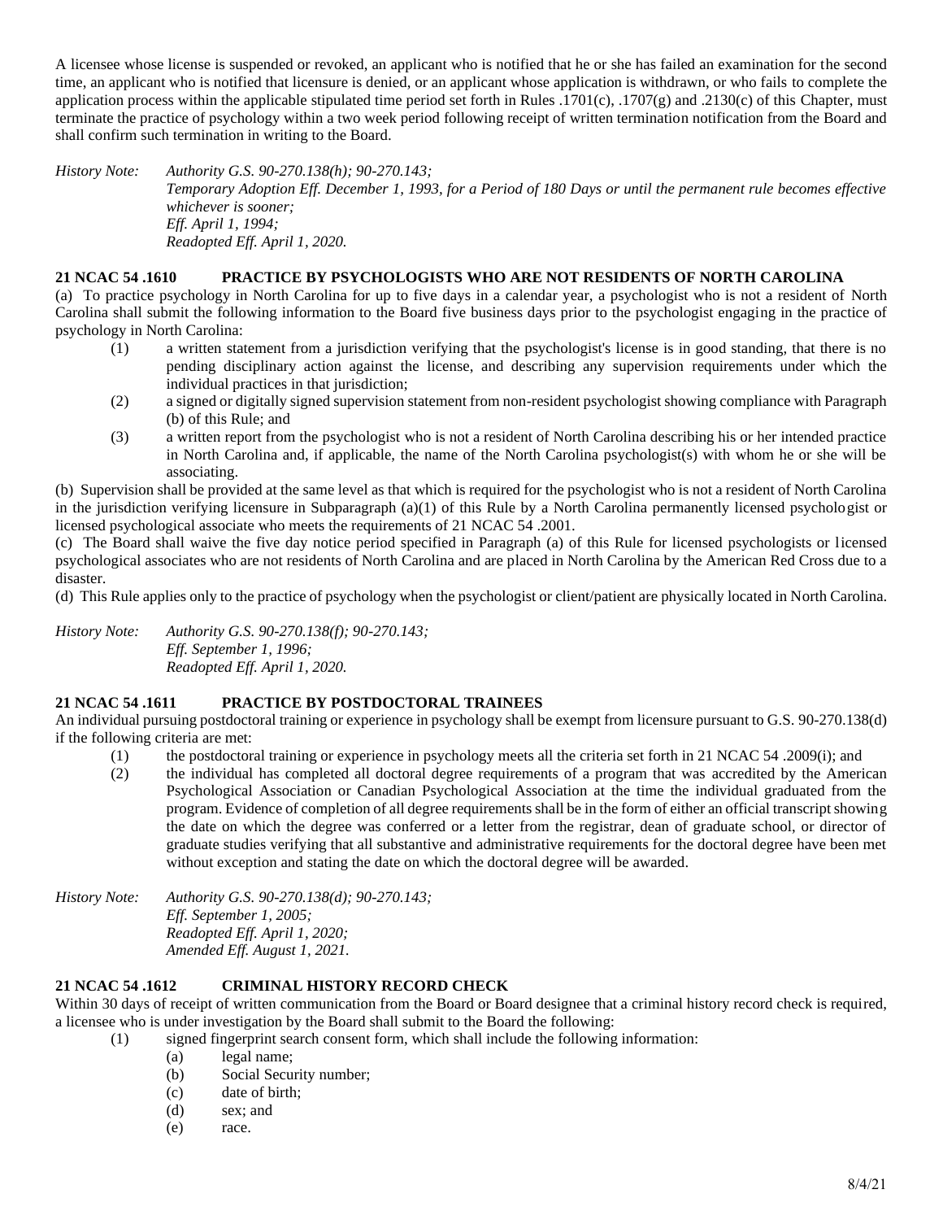A licensee whose license is suspended or revoked, an applicant who is notified that he or she has failed an examination for the second time, an applicant who is notified that licensure is denied, or an applicant whose application is withdrawn, or who fails to complete the application process within the applicable stipulated time period set forth in Rules .1701(c), .1707(g) and .2130(c) of this Chapter, must terminate the practice of psychology within a two week period following receipt of written termination notification from the Board and shall confirm such termination in writing to the Board.

*History Note:* *Authority G.S. 90-270.138(h); 90-270.143;*
*Temporary Adoption Eff. December 1, 1993, for a Period of 180 Days or until the permanent rule becomes effective whichever is sooner;*
*Eff. April 1, 1994;*
*Readopted Eff. April 1, 2020.*

**21 NCAC 54 .1610 PRACTICE BY PSYCHOLOGISTS WHO ARE NOT RESIDENTS OF NORTH CAROLINA**

(a) To practice psychology in North Carolina for up to five days in a calendar year, a psychologist who is not a resident of North Carolina shall submit the following information to the Board five business days prior to the psychologist engaging in the practice of psychology in North Carolina:

(1) a written statement from a jurisdiction verifying that the psychologist's license is in good standing, that there is no pending disciplinary action against the license, and describing any supervision requirements under which the individual practices in that jurisdiction;

(2) a signed or digitally signed supervision statement from non-resident psychologist showing compliance with Paragraph (b) of this Rule; and

(3) a written report from the psychologist who is not a resident of North Carolina describing his or her intended practice in North Carolina and, if applicable, the name of the North Carolina psychologist(s) with whom he or she will be associating.

(b) Supervision shall be provided at the same level as that which is required for the psychologist who is not a resident of North Carolina in the jurisdiction verifying licensure in Subparagraph (a)(1) of this Rule by a North Carolina permanently licensed psychologist or licensed psychological associate who meets the requirements of 21 NCAC 54 .2001.

(c) The Board shall waive the five day notice period specified in Paragraph (a) of this Rule for licensed psychologists or licensed psychological associates who are not residents of North Carolina and are placed in North Carolina by the American Red Cross due to a disaster.

(d) This Rule applies only to the practice of psychology when the psychologist or client/patient are physically located in North Carolina.

*History Note:* *Authority G.S. 90-270.138(f); 90-270.143;*
*Eff. September 1, 1996;*
*Readopted Eff. April 1, 2020.*

**21 NCAC 54 .1611 PRACTICE BY POSTDOCTORAL TRAINEES**

An individual pursuing postdoctoral training or experience in psychology shall be exempt from licensure pursuant to G.S. 90-270.138(d) if the following criteria are met:

(1) the postdoctoral training or experience in psychology meets all the criteria set forth in 21 NCAC 54 .2009(i); and

(2) the individual has completed all doctoral degree requirements of a program that was accredited by the American Psychological Association or Canadian Psychological Association at the time the individual graduated from the program. Evidence of completion of all degree requirements shall be in the form of either an official transcript showing the date on which the degree was conferred or a letter from the registrar, dean of graduate school, or director of graduate studies verifying that all substantive and administrative requirements for the doctoral degree have been met without exception and stating the date on which the doctoral degree will be awarded.

*History Note:* *Authority G.S. 90-270.138(d); 90-270.143;*
*Eff. September 1, 2005;*
*Readopted Eff. April 1, 2020;*
*Amended Eff. August 1, 2021.*

**21 NCAC 54 .1612 CRIMINAL HISTORY RECORD CHECK**

Within 30 days of receipt of written communication from the Board or Board designee that a criminal history record check is required, a licensee who is under investigation by the Board shall submit to the Board the following:

(1) signed fingerprint search consent form, which shall include the following information:

(a) legal name;
(b) Social Security number;
(c) date of birth;
(d) sex; and
(e) race.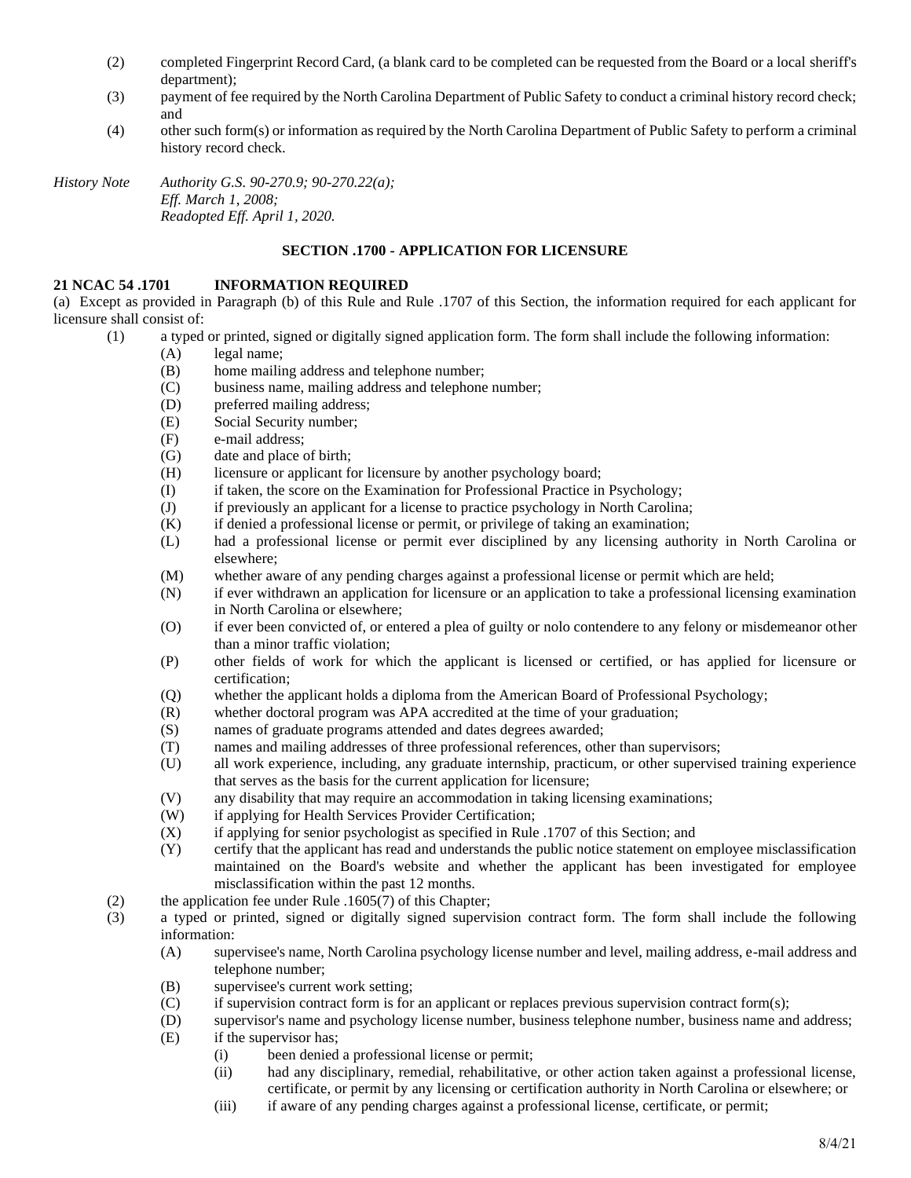(2) completed Fingerprint Record Card, (a blank card to be completed can be requested from the Board or a local sheriff's department);

(3) payment of fee required by the North Carolina Department of Public Safety to conduct a criminal history record check; and

(4) other such form(s) or information as required by the North Carolina Department of Public Safety to perform a criminal history record check.

*History Note Authority G.S. 90-270.9; 90-270.22(a);*
*Eff. March 1, 2008;*
*Readopted Eff. April 1, 2020.*

**SECTION .1700 - APPLICATION FOR LICENSURE**

**21 NCAC 54 .1701 INFORMATION REQUIRED**

(a) Except as provided in Paragraph (b) of this Rule and Rule .1707 of this Section, the information required for each applicant for licensure shall consist of:

(1) a typed or printed, signed or digitally signed application form. The form shall include the following information:
  - (A) legal name;
  - (B) home mailing address and telephone number;
  - (C) business name, mailing address and telephone number;
  - (D) preferred mailing address;
  - (E) Social Security number;
  - (F) e-mail address;
  - (G) date and place of birth;
  - (H) licensure or applicant for licensure by another psychology board;
  - (I) if taken, the score on the Examination for Professional Practice in Psychology;
  - (J) if previously an applicant for a license to practice psychology in North Carolina;
  - (K) if denied a professional license or permit, or privilege of taking an examination;
  - (L) had a professional license or permit ever disciplined by any licensing authority in North Carolina or elsewhere;
  - (M) whether aware of any pending charges against a professional license or permit which are held;
  - (N) if ever withdrawn an application for licensure or an application to take a professional licensing examination in North Carolina or elsewhere;
  - (O) if ever been convicted of, or entered a plea of guilty or nolo contendere to any felony or misdemeanor other than a minor traffic violation;
  - (P) other fields of work for which the applicant is licensed or certified, or has applied for licensure or certification;
  - (Q) whether the applicant holds a diploma from the American Board of Professional Psychology;
  - (R) whether doctoral program was APA accredited at the time of your graduation;
  - (S) names of graduate programs attended and dates degrees awarded;
  - (T) names and mailing addresses of three professional references, other than supervisors;
  - (U) all work experience, including, any graduate internship, practicum, or other supervised training experience that serves as the basis for the current application for licensure;
  - (V) any disability that may require an accommodation in taking licensing examinations;
  - (W) if applying for Health Services Provider Certification;
  - (X) if applying for senior psychologist as specified in Rule .1707 of this Section; and
  - (Y) certify that the applicant has read and understands the public notice statement on employee misclassification maintained on the Board's website and whether the applicant has been investigated for employee misclassification within the past 12 months.

(2) the application fee under Rule .1605(7) of this Chapter;

(3) a typed or printed, signed or digitally signed supervision contract form. The form shall include the following information:
  - (A) supervisee's name, North Carolina psychology license number and level, mailing address, e-mail address and telephone number;
  - (B) supervisee's current work setting;
  - (C) if supervision contract form is for an applicant or replaces previous supervision contract form(s);
  - (D) supervisor's name and psychology license number, business telephone number, business name and address;
  - (E) if the supervisor has;
    - (i) been denied a professional license or permit;
    - (ii) had any disciplinary, remedial, rehabilitative, or other action taken against a professional license, certificate, or permit by any licensing or certification authority in North Carolina or elsewhere; or
    - (iii) if aware of any pending charges against a professional license, certificate, or permit;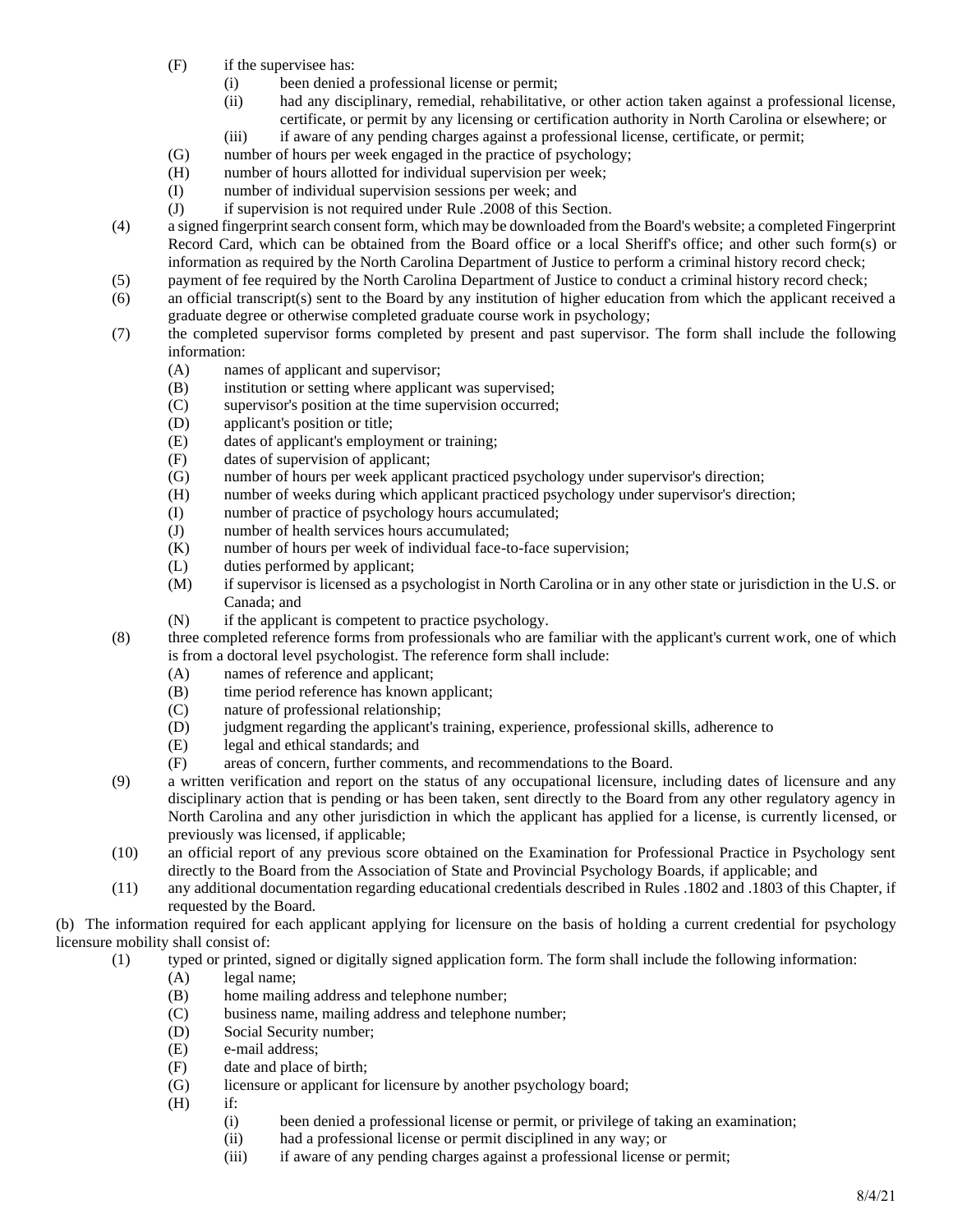(F) if the supervisee has:

(i) been denied a professional license or permit;

(ii) had any disciplinary, remedial, rehabilitative, or other action taken against a professional license, certificate, or permit by any licensing or certification authority in North Carolina or elsewhere; or

(iii) if aware of any pending charges against a professional license, certificate, or permit;

(G) number of hours per week engaged in the practice of psychology;

(H) number of hours allotted for individual supervision per week;

(I) number of individual supervision sessions per week; and

(J) if supervision is not required under Rule .2008 of this Section.

(4) a signed fingerprint search consent form, which may be downloaded from the Board's website; a completed Fingerprint Record Card, which can be obtained from the Board office or a local Sheriff's office; and other such form(s) or information as required by the North Carolina Department of Justice to perform a criminal history record check;

(5) payment of fee required by the North Carolina Department of Justice to conduct a criminal history record check;

(6) an official transcript(s) sent to the Board by any institution of higher education from which the applicant received a graduate degree or otherwise completed graduate course work in psychology;

(7) the completed supervisor forms completed by present and past supervisor. The form shall include the following information:

(A) names of applicant and supervisor;

(B) institution or setting where applicant was supervised;

(C) supervisor's position at the time supervision occurred;

(D) applicant's position or title;

(E) dates of applicant's employment or training;

(F) dates of supervision of applicant;

(G) number of hours per week applicant practiced psychology under supervisor's direction;

(H) number of weeks during which applicant practiced psychology under supervisor's direction;

(I) number of practice of psychology hours accumulated;

(J) number of health services hours accumulated;

(K) number of hours per week of individual face-to-face supervision;

(L) duties performed by applicant;

(M) if supervisor is licensed as a psychologist in North Carolina or in any other state or jurisdiction in the U.S. or Canada; and

(N) if the applicant is competent to practice psychology.

(8) three completed reference forms from professionals who are familiar with the applicant's current work, one of which is from a doctoral level psychologist. The reference form shall include:

(A) names of reference and applicant;

(B) time period reference has known applicant;

(C) nature of professional relationship;

(D) judgment regarding the applicant's training, experience, professional skills, adherence to

(E) legal and ethical standards; and

(F) areas of concern, further comments, and recommendations to the Board.

(9) a written verification and report on the status of any occupational licensure, including dates of licensure and any disciplinary action that is pending or has been taken, sent directly to the Board from any other regulatory agency in North Carolina and any other jurisdiction in which the applicant has applied for a license, is currently licensed, or previously was licensed, if applicable;

(10) an official report of any previous score obtained on the Examination for Professional Practice in Psychology sent directly to the Board from the Association of State and Provincial Psychology Boards, if applicable; and

(11) any additional documentation regarding educational credentials described in Rules .1802 and .1803 of this Chapter, if requested by the Board.

(b) The information required for each applicant applying for licensure on the basis of holding a current credential for psychology licensure mobility shall consist of:

(1) typed or printed, signed or digitally signed application form. The form shall include the following information:

(A) legal name;

(B) home mailing address and telephone number;

(C) business name, mailing address and telephone number;

(D) Social Security number;

(E) e-mail address;

(F) date and place of birth;

(G) licensure or applicant for licensure by another psychology board;

(H) if:

(i) been denied a professional license or permit, or privilege of taking an examination;

(ii) had a professional license or permit disciplined in any way; or

(iii) if aware of any pending charges against a professional license or permit;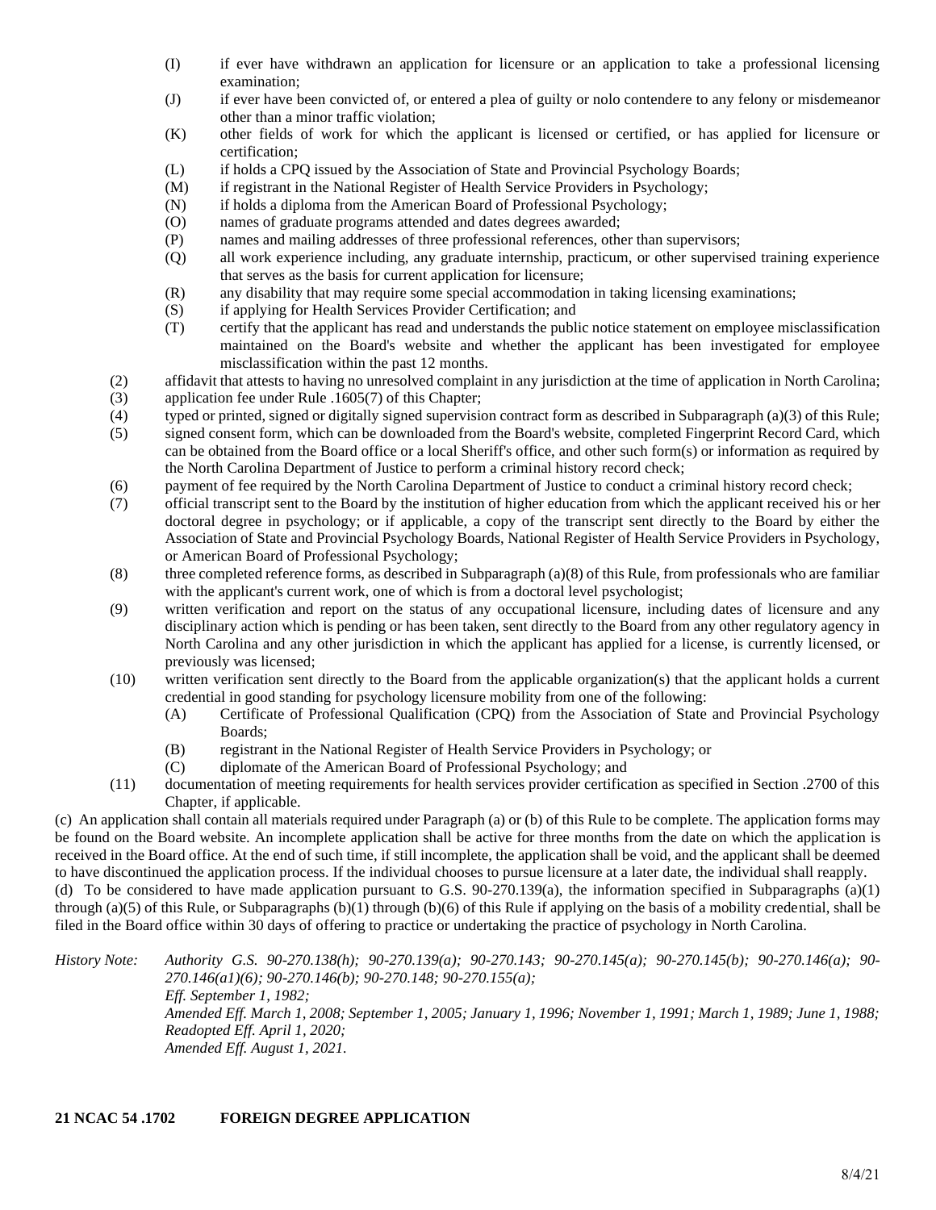(I) if ever have withdrawn an application for licensure or an application to take a professional licensing examination;

(J) if ever have been convicted of, or entered a plea of guilty or nolo contendere to any felony or misdemeanor other than a minor traffic violation;

(K) other fields of work for which the applicant is licensed or certified, or has applied for licensure or certification;

(L) if holds a CPQ issued by the Association of State and Provincial Psychology Boards;

(M) if registrant in the National Register of Health Service Providers in Psychology;

(N) if holds a diploma from the American Board of Professional Psychology;

(O) names of graduate programs attended and dates degrees awarded;

(P) names and mailing addresses of three professional references, other than supervisors;

(Q) all work experience including, any graduate internship, practicum, or other supervised training experience that serves as the basis for current application for licensure;

(R) any disability that may require some special accommodation in taking licensing examinations;

(S) if applying for Health Services Provider Certification; and

(T) certify that the applicant has read and understands the public notice statement on employee misclassification maintained on the Board's website and whether the applicant has been investigated for employee misclassification within the past 12 months.

(2) affidavit that attests to having no unresolved complaint in any jurisdiction at the time of application in North Carolina;

(3) application fee under Rule .1605(7) of this Chapter;

(4) typed or printed, signed or digitally signed supervision contract form as described in Subparagraph (a)(3) of this Rule;

(5) signed consent form, which can be downloaded from the Board's website, completed Fingerprint Record Card, which can be obtained from the Board office or a local Sheriff's office, and other such form(s) or information as required by the North Carolina Department of Justice to perform a criminal history record check;

(6) payment of fee required by the North Carolina Department of Justice to conduct a criminal history record check;

(7) official transcript sent to the Board by the institution of higher education from which the applicant received his or her doctoral degree in psychology; or if applicable, a copy of the transcript sent directly to the Board by either the Association of State and Provincial Psychology Boards, National Register of Health Service Providers in Psychology, or American Board of Professional Psychology;

(8) three completed reference forms, as described in Subparagraph (a)(8) of this Rule, from professionals who are familiar with the applicant's current work, one of which is from a doctoral level psychologist;

(9) written verification and report on the status of any occupational licensure, including dates of licensure and any disciplinary action which is pending or has been taken, sent directly to the Board from any other regulatory agency in North Carolina and any other jurisdiction in which the applicant has applied for a license, is currently licensed, or previously was licensed;

(10) written verification sent directly to the Board from the applicable organization(s) that the applicant holds a current credential in good standing for psychology licensure mobility from one of the following:

(A) Certificate of Professional Qualification (CPQ) from the Association of State and Provincial Psychology Boards;

(B) registrant in the National Register of Health Service Providers in Psychology; or

(C) diplomate of the American Board of Professional Psychology; and

(11) documentation of meeting requirements for health services provider certification as specified in Section .2700 of this Chapter, if applicable.

(c) An application shall contain all materials required under Paragraph (a) or (b) of this Rule to be complete. The application forms may be found on the Board website. An incomplete application shall be active for three months from the date on which the application is received in the Board office. At the end of such time, if still incomplete, the application shall be void, and the applicant shall be deemed to have discontinued the application process. If the individual chooses to pursue licensure at a later date, the individual shall reapply.

(d) To be considered to have made application pursuant to G.S. 90-270.139(a), the information specified in Subparagraphs (a)(1) through (a)(5) of this Rule, or Subparagraphs (b)(1) through (b)(6) of this Rule if applying on the basis of a mobility credential, shall be filed in the Board office within 30 days of offering to practice or undertaking the practice of psychology in North Carolina.

*History Note: Authority G.S. 90-270.138(h); 90-270.139(a); 90-270.143; 90-270.145(a); 90-270.145(b); 90-270.146(a); 90-270.146(a1)(6); 90-270.146(b); 90-270.148; 90-270.155(a);*
*Eff. September 1, 1982;*
*Amended Eff. March 1, 2008; September 1, 2005; January 1, 1996; November 1, 1991; March 1, 1989; June 1, 1988;*
*Readopted Eff. April 1, 2020;*
*Amended Eff. August 1, 2021.*

**21 NCAC 54 .1702 FOREIGN DEGREE APPLICATION**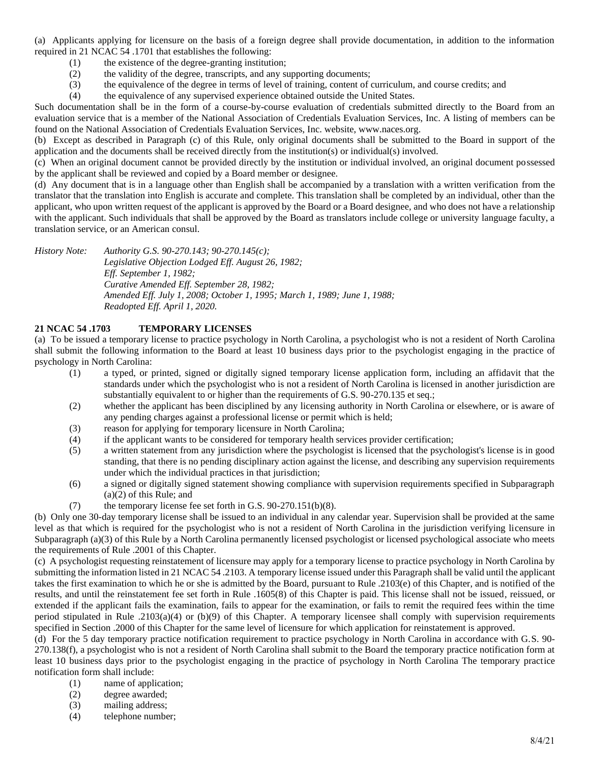(a) Applicants applying for licensure on the basis of a foreign degree shall provide documentation, in addition to the information required in 21 NCAC 54 .1701 that establishes the following:

(1) the existence of the degree-granting institution;
(2) the validity of the degree, transcripts, and any supporting documents;
(3) the equivalence of the degree in terms of level of training, content of curriculum, and course credits; and
(4) the equivalence of any supervised experience obtained outside the United States.

Such documentation shall be in the form of a course-by-course evaluation of credentials submitted directly to the Board from an evaluation service that is a member of the National Association of Credentials Evaluation Services, Inc. A listing of members can be found on the National Association of Credentials Evaluation Services, Inc. website, www.naces.org.

(b) Except as described in Paragraph (c) of this Rule, only original documents shall be submitted to the Board in support of the application and the documents shall be received directly from the institution(s) or individual(s) involved.

(c) When an original document cannot be provided directly by the institution or individual involved, an original document possessed by the applicant shall be reviewed and copied by a Board member or designee.

(d) Any document that is in a language other than English shall be accompanied by a translation with a written verification from the translator that the translation into English is accurate and complete. This translation shall be completed by an individual, other than the applicant, who upon written request of the applicant is approved by the Board or a Board designee, and who does not have a relationship with the applicant. Such individuals that shall be approved by the Board as translators include college or university language faculty, a translation service, or an American consul.

*History Note: Authority G.S. 90-270.143; 90-270.145(c);*
*Legislative Objection Lodged Eff. August 26, 1982;*
*Eff. September 1, 1982;*
*Curative Amended Eff. September 28, 1982;*
*Amended Eff. July 1, 2008; October 1, 1995; March 1, 1989; June 1, 1988;*
*Readopted Eff. April 1, 2020.*

**21 NCAC 54 .1703 TEMPORARY LICENSES**

(a) To be issued a temporary license to practice psychology in North Carolina, a psychologist who is not a resident of North Carolina shall submit the following information to the Board at least 10 business days prior to the psychologist engaging in the practice of psychology in North Carolina:

(1) a typed, or printed, signed or digitally signed temporary license application form, including an affidavit that the standards under which the psychologist who is not a resident of North Carolina is licensed in another jurisdiction are substantially equivalent to or higher than the requirements of G.S. 90-270.135 et seq.;
(2) whether the applicant has been disciplined by any licensing authority in North Carolina or elsewhere, or is aware of any pending charges against a professional license or permit which is held;
(3) reason for applying for temporary licensure in North Carolina;
(4) if the applicant wants to be considered for temporary health services provider certification;
(5) a written statement from any jurisdiction where the psychologist is licensed that the psychologist's license is in good standing, that there is no pending disciplinary action against the license, and describing any supervision requirements under which the individual practices in that jurisdiction;
(6) a signed or digitally signed statement showing compliance with supervision requirements specified in Subparagraph (a)(2) of this Rule; and
(7) the temporary license fee set forth in G.S. 90-270.151(b)(8).

(b) Only one 30-day temporary license shall be issued to an individual in any calendar year. Supervision shall be provided at the same level as that which is required for the psychologist who is not a resident of North Carolina in the jurisdiction verifying licensure in Subparagraph (a)(3) of this Rule by a North Carolina permanently licensed psychologist or licensed psychological associate who meets the requirements of Rule .2001 of this Chapter.

(c) A psychologist requesting reinstatement of licensure may apply for a temporary license to practice psychology in North Carolina by submitting the information listed in 21 NCAC 54 .2103. A temporary license issued under this Paragraph shall be valid until the applicant takes the first examination to which he or she is admitted by the Board, pursuant to Rule .2103(e) of this Chapter, and is notified of the results, and until the reinstatement fee set forth in Rule .1605(8) of this Chapter is paid. This license shall not be issued, reissued, or extended if the applicant fails the examination, fails to appear for the examination, or fails to remit the required fees within the time period stipulated in Rule .2103(a)(4) or (b)(9) of this Chapter. A temporary licensee shall comply with supervision requirements specified in Section .2000 of this Chapter for the same level of licensure for which application for reinstatement is approved.

(d) For the 5 day temporary practice notification requirement to practice psychology in North Carolina in accordance with G.S. 90-270.138(f), a psychologist who is not a resident of North Carolina shall submit to the Board the temporary practice notification form at least 10 business days prior to the psychologist engaging in the practice of psychology in North Carolina The temporary practice notification form shall include:

(1) name of application;
(2) degree awarded;
(3) mailing address;
(4) telephone number;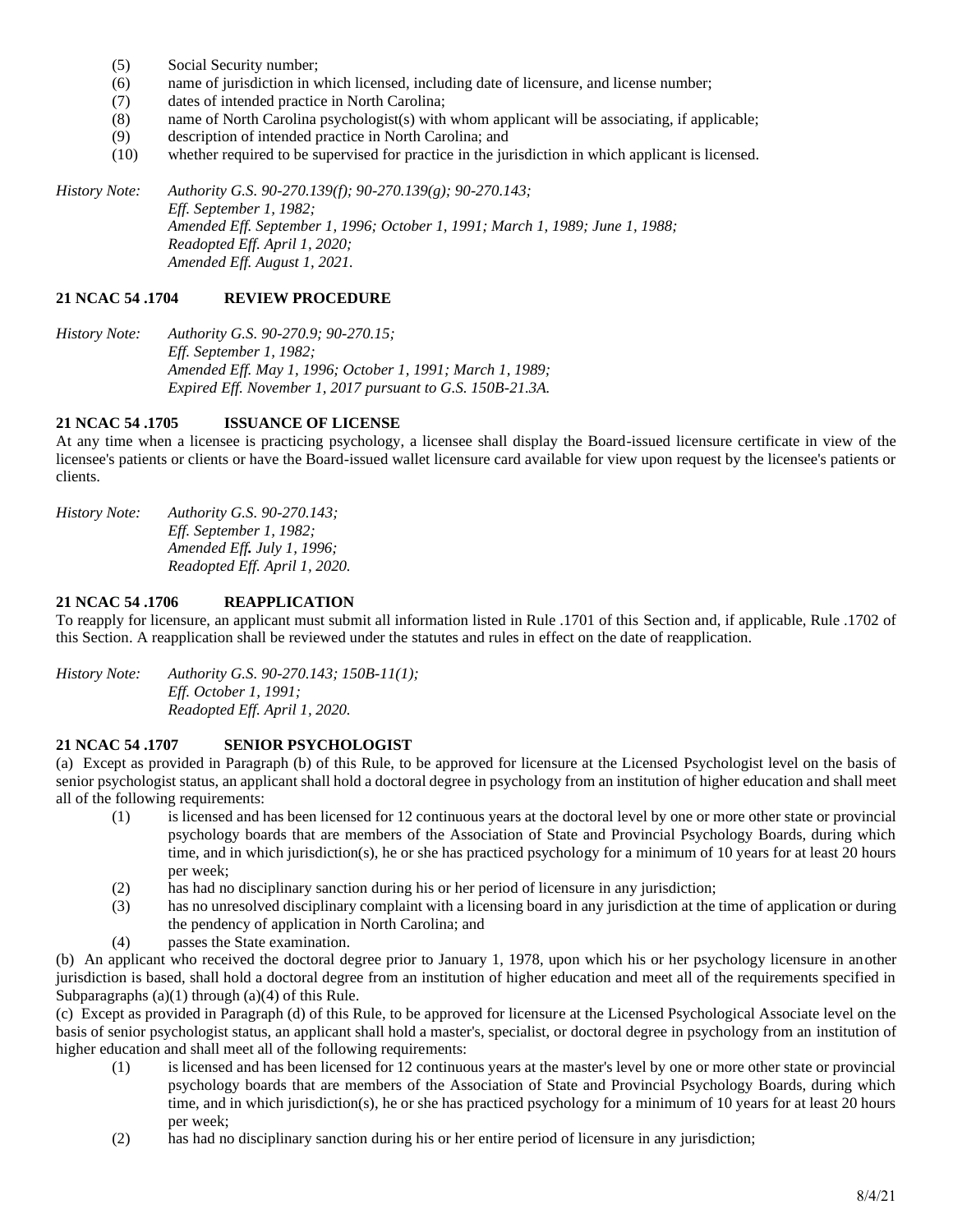(5) Social Security number;
(6) name of jurisdiction in which licensed, including date of licensure, and license number;
(7) dates of intended practice in North Carolina;
(8) name of North Carolina psychologist(s) with whom applicant will be associating, if applicable;
(9) description of intended practice in North Carolina; and
(10) whether required to be supervised for practice in the jurisdiction in which applicant is licensed.

*History Note: Authority G.S. 90-270.139(f); 90-270.139(g); 90-270.143;*
*Eff. September 1, 1982;*
*Amended Eff. September 1, 1996; October 1, 1991; March 1, 1989; June 1, 1988;*
*Readopted Eff. April 1, 2020;*
*Amended Eff. August 1, 2021.*

**21 NCAC 54 .1704 REVIEW PROCEDURE**

*History Note: Authority G.S. 90-270.9; 90-270.15;*
*Eff. September 1, 1982;*
*Amended Eff. May 1, 1996; October 1, 1991; March 1, 1989;*
*Expired Eff. November 1, 2017 pursuant to G.S. 150B-21.3A.*

**21 NCAC 54 .1705 ISSUANCE OF LICENSE**

At any time when a licensee is practicing psychology, a licensee shall display the Board-issued licensure certificate in view of the licensee's patients or clients or have the Board-issued wallet licensure card available for view upon request by the licensee's patients or clients.

*History Note: Authority G.S. 90-270.143;*
*Eff. September 1, 1982;*
*Amended Eff. July 1, 1996;*
*Readopted Eff. April 1, 2020.*

**21 NCAC 54 .1706 REAPPLICATION**

To reapply for licensure, an applicant must submit all information listed in Rule .1701 of this Section and, if applicable, Rule .1702 of this Section. A reapplication shall be reviewed under the statutes and rules in effect on the date of reapplication.

*History Note: Authority G.S. 90-270.143; 150B-11(1);*
*Eff. October 1, 1991;*
*Readopted Eff. April 1, 2020.*

**21 NCAC 54 .1707 SENIOR PSYCHOLOGIST**

(a) Except as provided in Paragraph (b) of this Rule, to be approved for licensure at the Licensed Psychologist level on the basis of senior psychologist status, an applicant shall hold a doctoral degree in psychology from an institution of higher education and shall meet all of the following requirements:

(1) is licensed and has been licensed for 12 continuous years at the doctoral level by one or more other state or provincial psychology boards that are members of the Association of State and Provincial Psychology Boards, during which time, and in which jurisdiction(s), he or she has practiced psychology for a minimum of 10 years for at least 20 hours per week;
(2) has had no disciplinary sanction during his or her period of licensure in any jurisdiction;
(3) has no unresolved disciplinary complaint with a licensing board in any jurisdiction at the time of application or during the pendency of application in North Carolina; and
(4) passes the State examination.

(b) An applicant who received the doctoral degree prior to January 1, 1978, upon which his or her psychology licensure in another jurisdiction is based, shall hold a doctoral degree from an institution of higher education and meet all of the requirements specified in Subparagraphs (a)(1) through (a)(4) of this Rule.

(c) Except as provided in Paragraph (d) of this Rule, to be approved for licensure at the Licensed Psychological Associate level on the basis of senior psychologist status, an applicant shall hold a master's, specialist, or doctoral degree in psychology from an institution of higher education and shall meet all of the following requirements:

(1) is licensed and has been licensed for 12 continuous years at the master's level by one or more other state or provincial psychology boards that are members of the Association of State and Provincial Psychology Boards, during which time, and in which jurisdiction(s), he or she has practiced psychology for a minimum of 10 years for at least 20 hours per week;
(2) has had no disciplinary sanction during his or her entire period of licensure in any jurisdiction;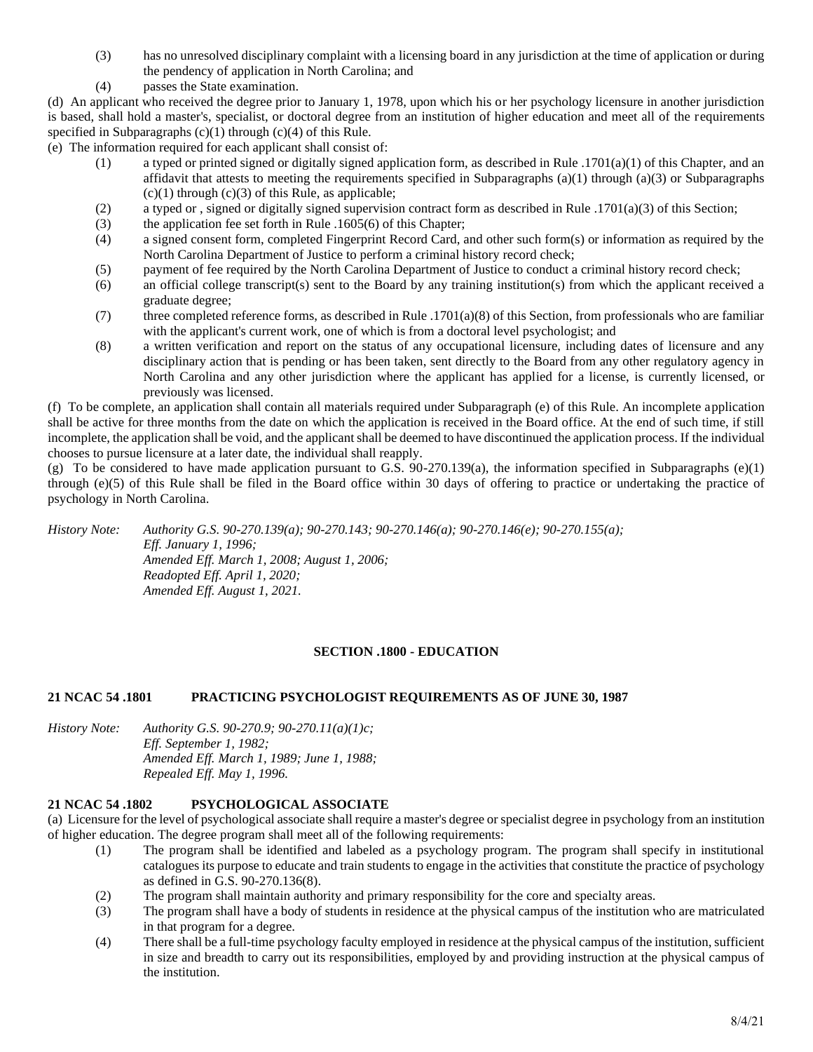(3) has no unresolved disciplinary complaint with a licensing board in any jurisdiction at the time of application or during the pendency of application in North Carolina; and

(4) passes the State examination.

(d) An applicant who received the degree prior to January 1, 1978, upon which his or her psychology licensure in another jurisdiction is based, shall hold a master's, specialist, or doctoral degree from an institution of higher education and meet all of the requirements specified in Subparagraphs (c)(1) through (c)(4) of this Rule.

(e) The information required for each applicant shall consist of:

(1) a typed or printed signed or digitally signed application form, as described in Rule .1701(a)(1) of this Chapter, and an affidavit that attests to meeting the requirements specified in Subparagraphs (a)(1) through (a)(3) or Subparagraphs (c)(1) through (c)(3) of this Rule, as applicable;

(2) a typed or , signed or digitally signed supervision contract form as described in Rule .1701(a)(3) of this Section;

(3) the application fee set forth in Rule .1605(6) of this Chapter;

(4) a signed consent form, completed Fingerprint Record Card, and other such form(s) or information as required by the North Carolina Department of Justice to perform a criminal history record check;

(5) payment of fee required by the North Carolina Department of Justice to conduct a criminal history record check;

(6) an official college transcript(s) sent to the Board by any training institution(s) from which the applicant received a graduate degree;

(7) three completed reference forms, as described in Rule .1701(a)(8) of this Section, from professionals who are familiar with the applicant's current work, one of which is from a doctoral level psychologist; and

(8) a written verification and report on the status of any occupational licensure, including dates of licensure and any disciplinary action that is pending or has been taken, sent directly to the Board from any other regulatory agency in North Carolina and any other jurisdiction where the applicant has applied for a license, is currently licensed, or previously was licensed.

(f) To be complete, an application shall contain all materials required under Subparagraph (e) of this Rule. An incomplete application shall be active for three months from the date on which the application is received in the Board office. At the end of such time, if still incomplete, the application shall be void, and the applicant shall be deemed to have discontinued the application process. If the individual chooses to pursue licensure at a later date, the individual shall reapply.

(g) To be considered to have made application pursuant to G.S. 90-270.139(a), the information specified in Subparagraphs (e)(1) through (e)(5) of this Rule shall be filed in the Board office within 30 days of offering to practice or undertaking the practice of psychology in North Carolina.

*History Note: Authority G.S. 90-270.139(a); 90-270.143; 90-270.146(a); 90-270.146(e); 90-270.155(a);*
*Eff. January 1, 1996;*
*Amended Eff. March 1, 2008; August 1, 2006;*
*Readopted Eff. April 1, 2020;*
*Amended Eff. August 1, 2021.*

## SECTION .1800 - EDUCATION

### 21 NCAC 54 .1801 PRACTICING PSYCHOLOGIST REQUIREMENTS AS OF JUNE 30, 1987

*History Note: Authority G.S. 90-270.9; 90-270.11(a)(1)c;*
*Eff. September 1, 1982;*
*Amended Eff. March 1, 1989; June 1, 1988;*
*Repealed Eff. May 1, 1996.*

### 21 NCAC 54 .1802 PSYCHOLOGICAL ASSOCIATE

(a) Licensure for the level of psychological associate shall require a master's degree or specialist degree in psychology from an institution of higher education. The degree program shall meet all of the following requirements:

(1) The program shall be identified and labeled as a psychology program. The program shall specify in institutional catalogues its purpose to educate and train students to engage in the activities that constitute the practice of psychology as defined in G.S. 90-270.136(8).

(2) The program shall maintain authority and primary responsibility for the core and specialty areas.

(3) The program shall have a body of students in residence at the physical campus of the institution who are matriculated in that program for a degree.

(4) There shall be a full-time psychology faculty employed in residence at the physical campus of the institution, sufficient in size and breadth to carry out its responsibilities, employed by and providing instruction at the physical campus of the institution.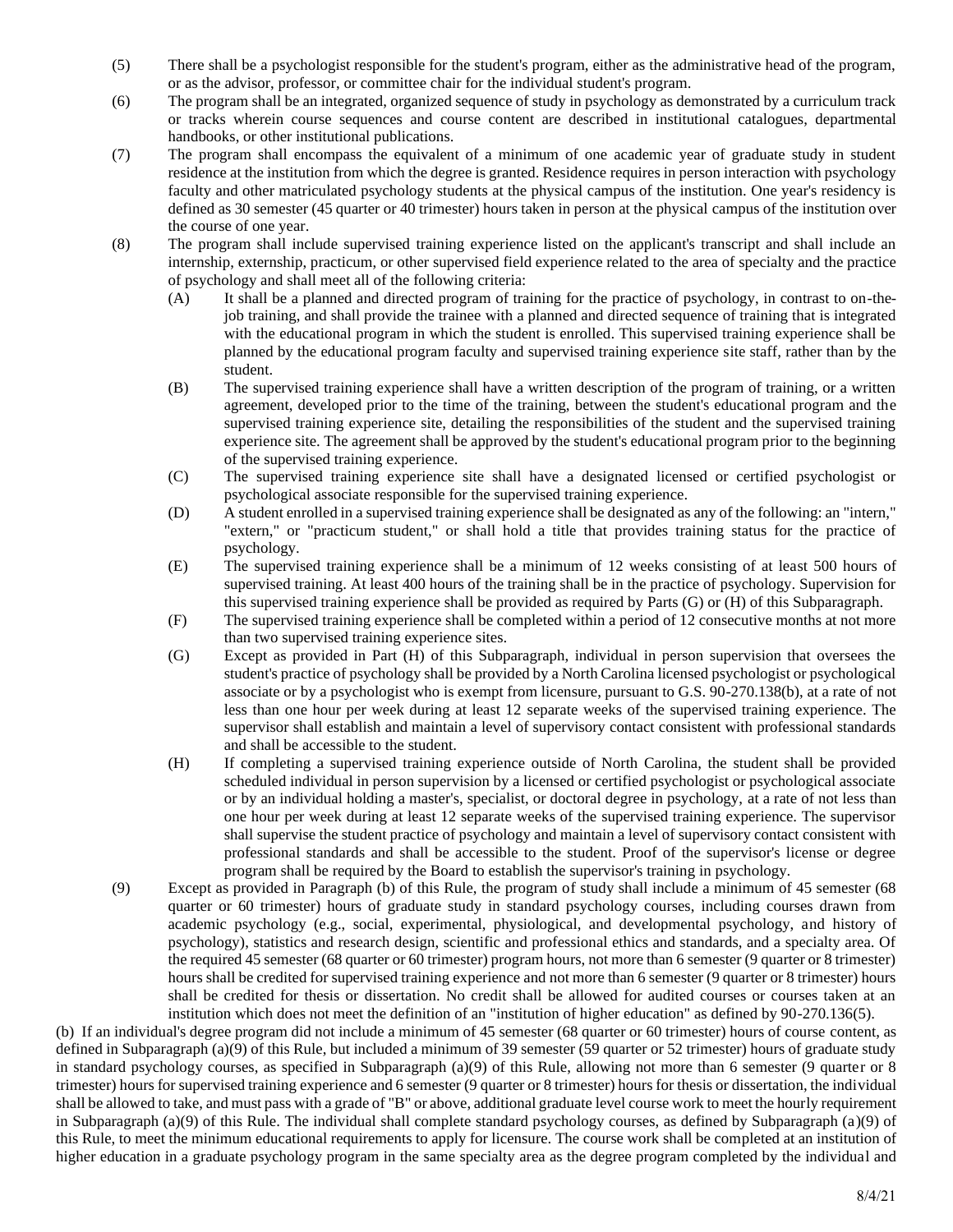(5) There shall be a psychologist responsible for the student's program, either as the administrative head of the program, or as the advisor, professor, or committee chair for the individual student's program.

(6) The program shall be an integrated, organized sequence of study in psychology as demonstrated by a curriculum track or tracks wherein course sequences and course content are described in institutional catalogues, departmental handbooks, or other institutional publications.

(7) The program shall encompass the equivalent of a minimum of one academic year of graduate study in student residence at the institution from which the degree is granted. Residence requires in person interaction with psychology faculty and other matriculated psychology students at the physical campus of the institution. One year's residency is defined as 30 semester (45 quarter or 40 trimester) hours taken in person at the physical campus of the institution over the course of one year.

(8) The program shall include supervised training experience listed on the applicant's transcript and shall include an internship, externship, practicum, or other supervised field experience related to the area of specialty and the practice of psychology and shall meet all of the following criteria:

(A) It shall be a planned and directed program of training for the practice of psychology, in contrast to on-the-job training, and shall provide the trainee with a planned and directed sequence of training that is integrated with the educational program in which the student is enrolled. This supervised training experience shall be planned by the educational program faculty and supervised training experience site staff, rather than by the student.

(B) The supervised training experience shall have a written description of the program of training, or a written agreement, developed prior to the time of the training, between the student's educational program and the supervised training experience site, detailing the responsibilities of the student and the supervised training experience site. The agreement shall be approved by the student's educational program prior to the beginning of the supervised training experience.

(C) The supervised training experience site shall have a designated licensed or certified psychologist or psychological associate responsible for the supervised training experience.

(D) A student enrolled in a supervised training experience shall be designated as any of the following: an "intern," "extern," or "practicum student," or shall hold a title that provides training status for the practice of psychology.

(E) The supervised training experience shall be a minimum of 12 weeks consisting of at least 500 hours of supervised training. At least 400 hours of the training shall be in the practice of psychology. Supervision for this supervised training experience shall be provided as required by Parts (G) or (H) of this Subparagraph.

(F) The supervised training experience shall be completed within a period of 12 consecutive months at not more than two supervised training experience sites.

(G) Except as provided in Part (H) of this Subparagraph, individual in person supervision that oversees the student's practice of psychology shall be provided by a North Carolina licensed psychologist or psychological associate or by a psychologist who is exempt from licensure, pursuant to G.S. 90-270.138(b), at a rate of not less than one hour per week during at least 12 separate weeks of the supervised training experience. The supervisor shall establish and maintain a level of supervisory contact consistent with professional standards and shall be accessible to the student.

(H) If completing a supervised training experience outside of North Carolina, the student shall be provided scheduled individual in person supervision by a licensed or certified psychologist or psychological associate or by an individual holding a master's, specialist, or doctoral degree in psychology, at a rate of not less than one hour per week during at least 12 separate weeks of the supervised training experience. The supervisor shall supervise the student practice of psychology and maintain a level of supervisory contact consistent with professional standards and shall be accessible to the student. Proof of the supervisor's license or degree program shall be required by the Board to establish the supervisor's training in psychology.

(9) Except as provided in Paragraph (b) of this Rule, the program of study shall include a minimum of 45 semester (68 quarter or 60 trimester) hours of graduate study in standard psychology courses, including courses drawn from academic psychology (e.g., social, experimental, physiological, and developmental psychology, and history of psychology), statistics and research design, scientific and professional ethics and standards, and a specialty area. Of the required 45 semester (68 quarter or 60 trimester) program hours, not more than 6 semester (9 quarter or 8 trimester) hours shall be credited for supervised training experience and not more than 6 semester (9 quarter or 8 trimester) hours shall be credited for thesis or dissertation. No credit shall be allowed for audited courses or courses taken at an institution which does not meet the definition of an "institution of higher education" as defined by 90-270.136(5).

(b) If an individual's degree program did not include a minimum of 45 semester (68 quarter or 60 trimester) hours of course content, as defined in Subparagraph (a)(9) of this Rule, but included a minimum of 39 semester (59 quarter or 52 trimester) hours of graduate study in standard psychology courses, as specified in Subparagraph (a)(9) of this Rule, allowing not more than 6 semester (9 quarter or 8 trimester) hours for supervised training experience and 6 semester (9 quarter or 8 trimester) hours for thesis or dissertation, the individual shall be allowed to take, and must pass with a grade of "B" or above, additional graduate level course work to meet the hourly requirement in Subparagraph (a)(9) of this Rule. The individual shall complete standard psychology courses, as defined by Subparagraph (a)(9) of this Rule, to meet the minimum educational requirements to apply for licensure. The course work shall be completed at an institution of higher education in a graduate psychology program in the same specialty area as the degree program completed by the individual and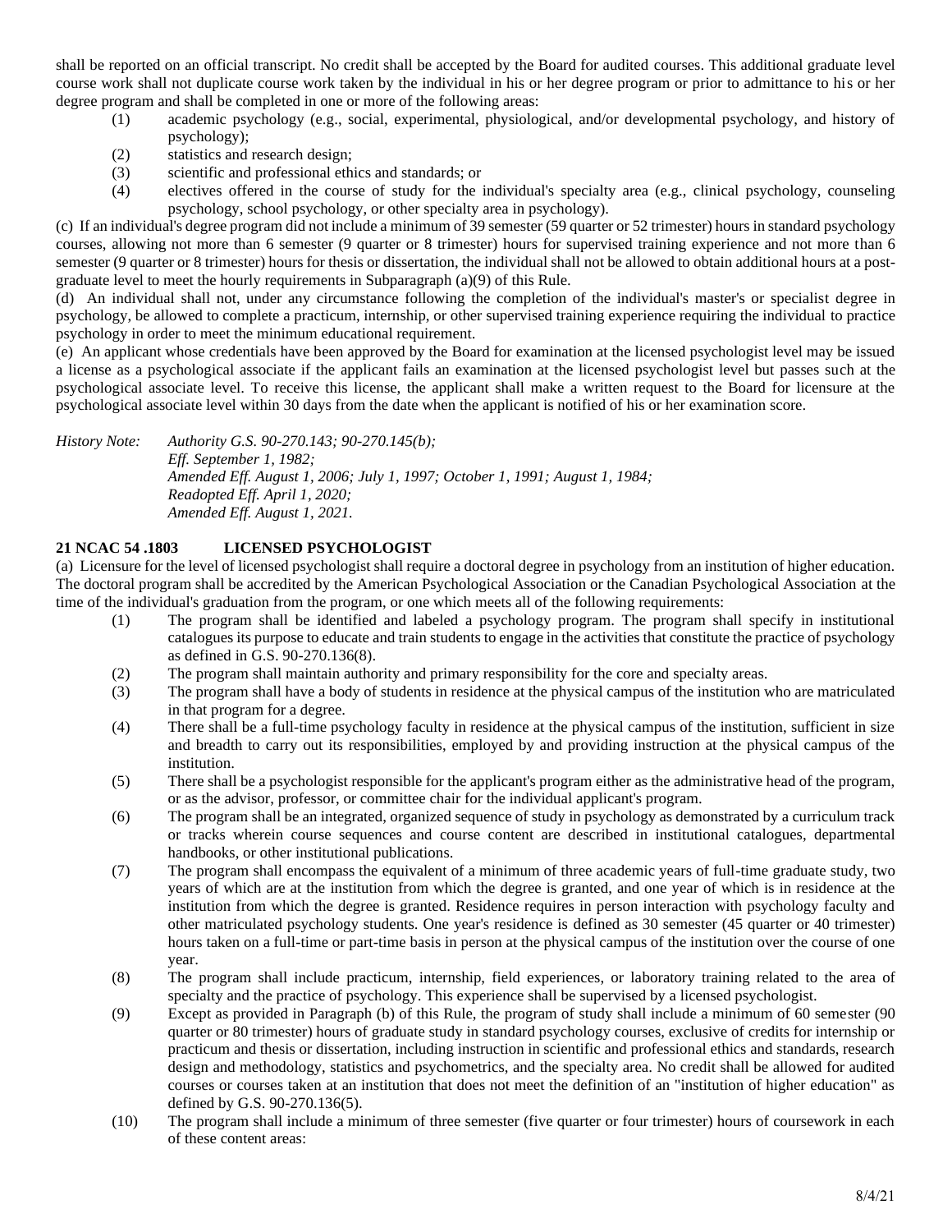shall be reported on an official transcript. No credit shall be accepted by the Board for audited courses. This additional graduate level course work shall not duplicate course work taken by the individual in his or her degree program or prior to admittance to his or her degree program and shall be completed in one or more of the following areas:

(1) academic psychology (e.g., social, experimental, physiological, and/or developmental psychology, and history of psychology);
(2) statistics and research design;
(3) scientific and professional ethics and standards; or
(4) electives offered in the course of study for the individual's specialty area (e.g., clinical psychology, counseling psychology, school psychology, or other specialty area in psychology).

(c) If an individual's degree program did not include a minimum of 39 semester (59 quarter or 52 trimester) hours in standard psychology courses, allowing not more than 6 semester (9 quarter or 8 trimester) hours for supervised training experience and not more than 6 semester (9 quarter or 8 trimester) hours for thesis or dissertation, the individual shall not be allowed to obtain additional hours at a post-graduate level to meet the hourly requirements in Subparagraph (a)(9) of this Rule.

(d) An individual shall not, under any circumstance following the completion of the individual's master's or specialist degree in psychology, be allowed to complete a practicum, internship, or other supervised training experience requiring the individual to practice psychology in order to meet the minimum educational requirement.

(e) An applicant whose credentials have been approved by the Board for examination at the licensed psychologist level may be issued a license as a psychological associate if the applicant fails an examination at the licensed psychologist level but passes such at the psychological associate level. To receive this license, the applicant shall make a written request to the Board for licensure at the psychological associate level within 30 days from the date when the applicant is notified of his or her examination score.

*History Note: Authority G.S. 90-270.143; 90-270.145(b);*
*Eff. September 1, 1982;*
*Amended Eff. August 1, 2006; July 1, 1997; October 1, 1991; August 1, 1984;*
*Readopted Eff. April 1, 2020;*
*Amended Eff. August 1, 2021.*

**21 NCAC 54 .1803 LICENSED PSYCHOLOGIST**

(a) Licensure for the level of licensed psychologist shall require a doctoral degree in psychology from an institution of higher education. The doctoral program shall be accredited by the American Psychological Association or the Canadian Psychological Association at the time of the individual's graduation from the program, or one which meets all of the following requirements:

(1) The program shall be identified and labeled a psychology program. The program shall specify in institutional catalogues its purpose to educate and train students to engage in the activities that constitute the practice of psychology as defined in G.S. 90-270.136(8).
(2) The program shall maintain authority and primary responsibility for the core and specialty areas.
(3) The program shall have a body of students in residence at the physical campus of the institution who are matriculated in that program for a degree.
(4) There shall be a full-time psychology faculty in residence at the physical campus of the institution, sufficient in size and breadth to carry out its responsibilities, employed by and providing instruction at the physical campus of the institution.
(5) There shall be a psychologist responsible for the applicant's program either as the administrative head of the program, or as the advisor, professor, or committee chair for the individual applicant's program.
(6) The program shall be an integrated, organized sequence of study in psychology as demonstrated by a curriculum track or tracks wherein course sequences and course content are described in institutional catalogues, departmental handbooks, or other institutional publications.
(7) The program shall encompass the equivalent of a minimum of three academic years of full-time graduate study, two years of which are at the institution from which the degree is granted, and one year of which is in residence at the institution from which the degree is granted. Residence requires in person interaction with psychology faculty and other matriculated psychology students. One year's residence is defined as 30 semester (45 quarter or 40 trimester) hours taken on a full-time or part-time basis in person at the physical campus of the institution over the course of one year.
(8) The program shall include practicum, internship, field experiences, or laboratory training related to the area of specialty and the practice of psychology. This experience shall be supervised by a licensed psychologist.
(9) Except as provided in Paragraph (b) of this Rule, the program of study shall include a minimum of 60 semester (90 quarter or 80 trimester) hours of graduate study in standard psychology courses, exclusive of credits for internship or practicum and thesis or dissertation, including instruction in scientific and professional ethics and standards, research design and methodology, statistics and psychometrics, and the specialty area. No credit shall be allowed for audited courses or courses taken at an institution that does not meet the definition of an "institution of higher education" as defined by G.S. 90-270.136(5).
(10) The program shall include a minimum of three semester (five quarter or four trimester) hours of coursework in each of these content areas: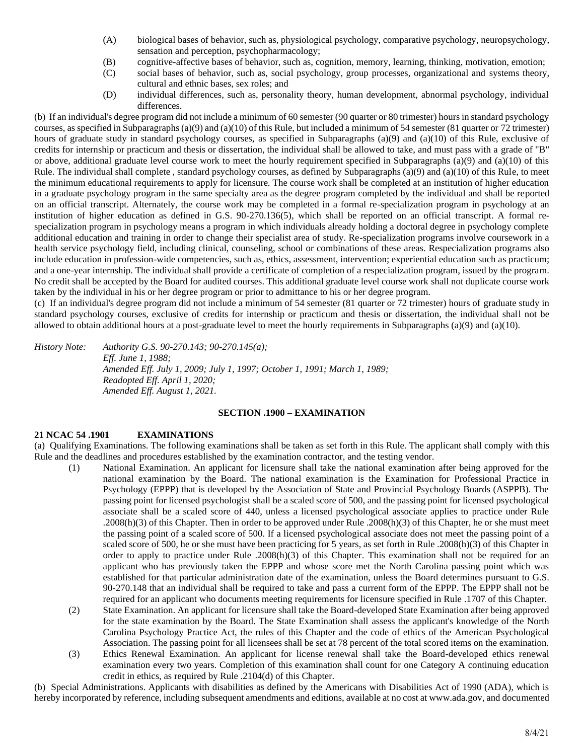(A) biological bases of behavior, such as, physiological psychology, comparative psychology, neuropsychology, sensation and perception, psychopharmacology;

(B) cognitive-affective bases of behavior, such as, cognition, memory, learning, thinking, motivation, emotion;

(C) social bases of behavior, such as, social psychology, group processes, organizational and systems theory, cultural and ethnic bases, sex roles; and

(D) individual differences, such as, personality theory, human development, abnormal psychology, individual differences.

(b) If an individual's degree program did not include a minimum of 60 semester (90 quarter or 80 trimester) hours in standard psychology courses, as specified in Subparagraphs (a)(9) and (a)(10) of this Rule, but included a minimum of 54 semester (81 quarter or 72 trimester) hours of graduate study in standard psychology courses, as specified in Subparagraphs (a)(9) and (a)(10) of this Rule, exclusive of credits for internship or practicum and thesis or dissertation, the individual shall be allowed to take, and must pass with a grade of "B" or above, additional graduate level course work to meet the hourly requirement specified in Subparagraphs (a)(9) and (a)(10) of this Rule. The individual shall complete , standard psychology courses, as defined by Subparagraphs (a)(9) and (a)(10) of this Rule, to meet the minimum educational requirements to apply for licensure. The course work shall be completed at an institution of higher education in a graduate psychology program in the same specialty area as the degree program completed by the individual and shall be reported on an official transcript. Alternately, the course work may be completed in a formal re-specialization program in psychology at an institution of higher education as defined in G.S. 90-270.136(5), which shall be reported on an official transcript. A formal re-specialization program in psychology means a program in which individuals already holding a doctoral degree in psychology complete additional education and training in order to change their specialist area of study. Re-specialization programs involve coursework in a health service psychology field, including clinical, counseling, school or combinations of these areas. Respecialization programs also include education in profession-wide competencies, such as, ethics, assessment, intervention; experiential education such as practicum; and a one-year internship. The individual shall provide a certificate of completion of a respecialization program, issued by the program. No credit shall be accepted by the Board for audited courses. This additional graduate level course work shall not duplicate course work taken by the individual in his or her degree program or prior to admittance to his or her degree program.

(c) If an individual's degree program did not include a minimum of 54 semester (81 quarter or 72 trimester) hours of graduate study in standard psychology courses, exclusive of credits for internship or practicum and thesis or dissertation, the individual shall not be allowed to obtain additional hours at a post-graduate level to meet the hourly requirements in Subparagraphs (a)(9) and (a)(10).

*History Note:* *Authority G.S. 90-270.143; 90-270.145(a);*
*Eff. June 1, 1988;*
*Amended Eff. July 1, 2009; July 1, 1997; October 1, 1991; March 1, 1989;*
*Readopted Eff. April 1, 2020;*
*Amended Eff. August 1, 2021.*

## SECTION .1900 – EXAMINATION

### 21 NCAC 54 .1901 EXAMINATIONS

(a) Qualifying Examinations. The following examinations shall be taken as set forth in this Rule. The applicant shall comply with this Rule and the deadlines and procedures established by the examination contractor, and the testing vendor.

(1) National Examination. An applicant for licensure shall take the national examination after being approved for the national examination by the Board. The national examination is the Examination for Professional Practice in Psychology (EPPP) that is developed by the Association of State and Provincial Psychology Boards (ASPPB). The passing point for licensed psychologist shall be a scaled score of 500, and the passing point for licensed psychological associate shall be a scaled score of 440, unless a licensed psychological associate applies to practice under Rule .2008(h)(3) of this Chapter. Then in order to be approved under Rule .2008(h)(3) of this Chapter, he or she must meet the passing point of a scaled score of 500. If a licensed psychological associate does not meet the passing point of a scaled score of 500, he or she must have been practicing for 5 years, as set forth in Rule .2008(h)(3) of this Chapter in order to apply to practice under Rule .2008(h)(3) of this Chapter. This examination shall not be required for an applicant who has previously taken the EPPP and whose score met the North Carolina passing point which was established for that particular administration date of the examination, unless the Board determines pursuant to G.S. 90-270.148 that an individual shall be required to take and pass a current form of the EPPP. The EPPP shall not be required for an applicant who documents meeting requirements for licensure specified in Rule .1707 of this Chapter.

(2) State Examination. An applicant for licensure shall take the Board-developed State Examination after being approved for the state examination by the Board. The State Examination shall assess the applicant's knowledge of the North Carolina Psychology Practice Act, the rules of this Chapter and the code of ethics of the American Psychological Association. The passing point for all licensees shall be set at 78 percent of the total scored items on the examination.

(3) Ethics Renewal Examination. An applicant for license renewal shall take the Board-developed ethics renewal examination every two years. Completion of this examination shall count for one Category A continuing education credit in ethics, as required by Rule .2104(d) of this Chapter.

(b) Special Administrations. Applicants with disabilities as defined by the Americans with Disabilities Act of 1990 (ADA), which is hereby incorporated by reference, including subsequent amendments and editions, available at no cost at www.ada.gov, and documented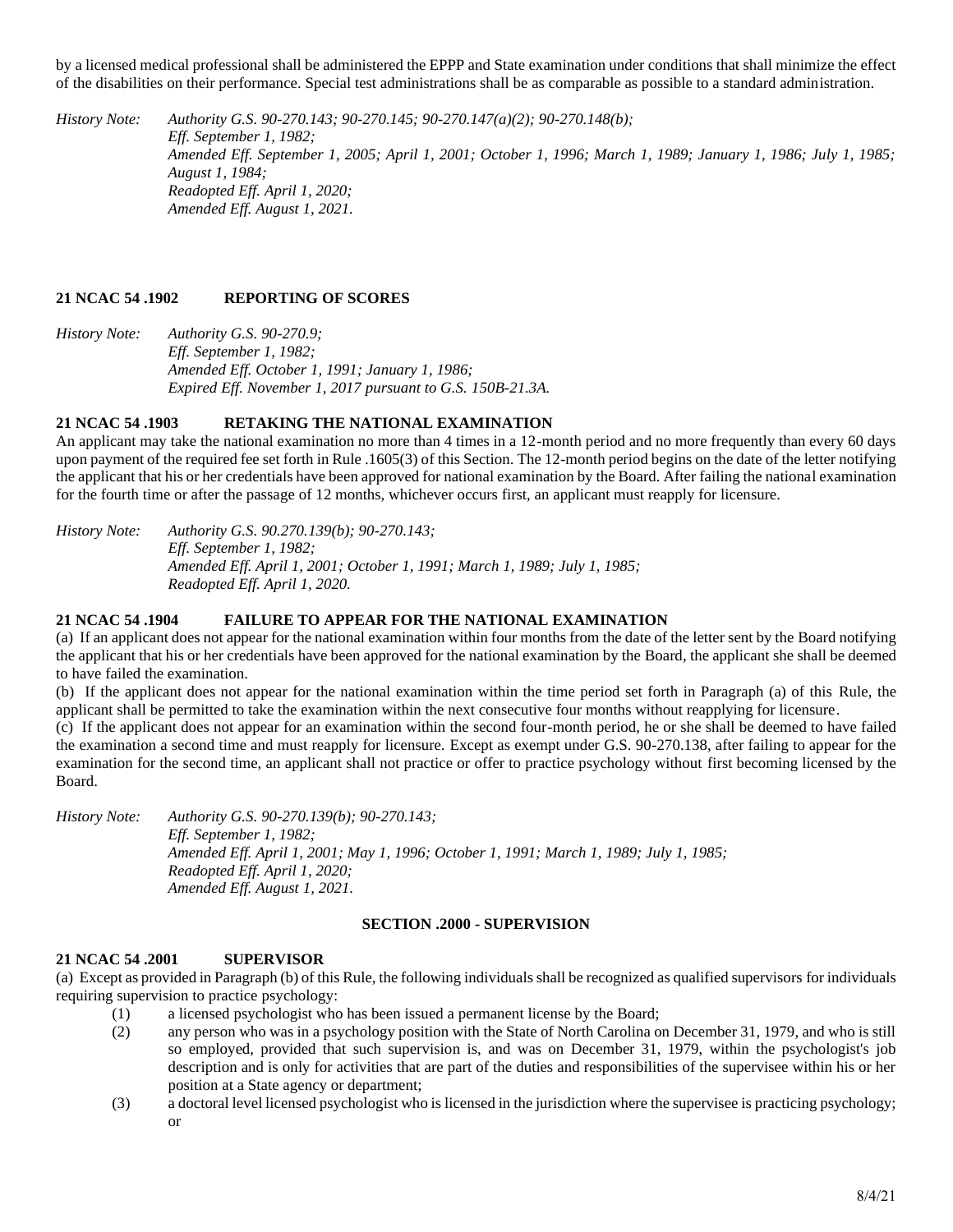by a licensed medical professional shall be administered the EPPP and State examination under conditions that shall minimize the effect of the disabilities on their performance. Special test administrations shall be as comparable as possible to a standard administration.

*History Note: Authority G.S. 90-270.143; 90-270.145; 90-270.147(a)(2); 90-270.148(b);*
*Eff. September 1, 1982;*
*Amended Eff. September 1, 2005; April 1, 2001; October 1, 1996; March 1, 1989; January 1, 1986; July 1, 1985; August 1, 1984;*
*Readopted Eff. April 1, 2020;*
*Amended Eff. August 1, 2021.*

**21 NCAC 54 .1902 REPORTING OF SCORES**

*History Note: Authority G.S. 90-270.9;*
*Eff. September 1, 1982;*
*Amended Eff. October 1, 1991; January 1, 1986;*
*Expired Eff. November 1, 2017 pursuant to G.S. 150B-21.3A.*

**21 NCAC 54 .1903 RETAKING THE NATIONAL EXAMINATION**

An applicant may take the national examination no more than 4 times in a 12-month period and no more frequently than every 60 days upon payment of the required fee set forth in Rule .1605(3) of this Section. The 12-month period begins on the date of the letter notifying the applicant that his or her credentials have been approved for national examination by the Board. After failing the national examination for the fourth time or after the passage of 12 months, whichever occurs first, an applicant must reapply for licensure.

*History Note: Authority G.S. 90.270.139(b); 90-270.143;*
*Eff. September 1, 1982;*
*Amended Eff. April 1, 2001; October 1, 1991; March 1, 1989; July 1, 1985;*
*Readopted Eff. April 1, 2020.*

**21 NCAC 54 .1904 FAILURE TO APPEAR FOR THE NATIONAL EXAMINATION**

(a) If an applicant does not appear for the national examination within four months from the date of the letter sent by the Board notifying the applicant that his or her credentials have been approved for the national examination by the Board, the applicant she shall be deemed to have failed the examination.

(b) If the applicant does not appear for the national examination within the time period set forth in Paragraph (a) of this Rule, the applicant shall be permitted to take the examination within the next consecutive four months without reapplying for licensure.

(c) If the applicant does not appear for an examination within the second four-month period, he or she shall be deemed to have failed the examination a second time and must reapply for licensure. Except as exempt under G.S. 90-270.138, after failing to appear for the examination for the second time, an applicant shall not practice or offer to practice psychology without first becoming licensed by the Board.

*History Note: Authority G.S. 90-270.139(b); 90-270.143;*
*Eff. September 1, 1982;*
*Amended Eff. April 1, 2001; May 1, 1996; October 1, 1991; March 1, 1989; July 1, 1985;*
*Readopted Eff. April 1, 2020;*
*Amended Eff. August 1, 2021.*

**SECTION .2000 - SUPERVISION**

**21 NCAC 54 .2001 SUPERVISOR**

(a) Except as provided in Paragraph (b) of this Rule, the following individuals shall be recognized as qualified supervisors for individuals requiring supervision to practice psychology:

(1) a licensed psychologist who has been issued a permanent license by the Board;

(2) any person who was in a psychology position with the State of North Carolina on December 31, 1979, and who is still so employed, provided that such supervision is, and was on December 31, 1979, within the psychologist's job description and is only for activities that are part of the duties and responsibilities of the supervisee within his or her position at a State agency or department;

(3) a doctoral level licensed psychologist who is licensed in the jurisdiction where the supervisee is practicing psychology; or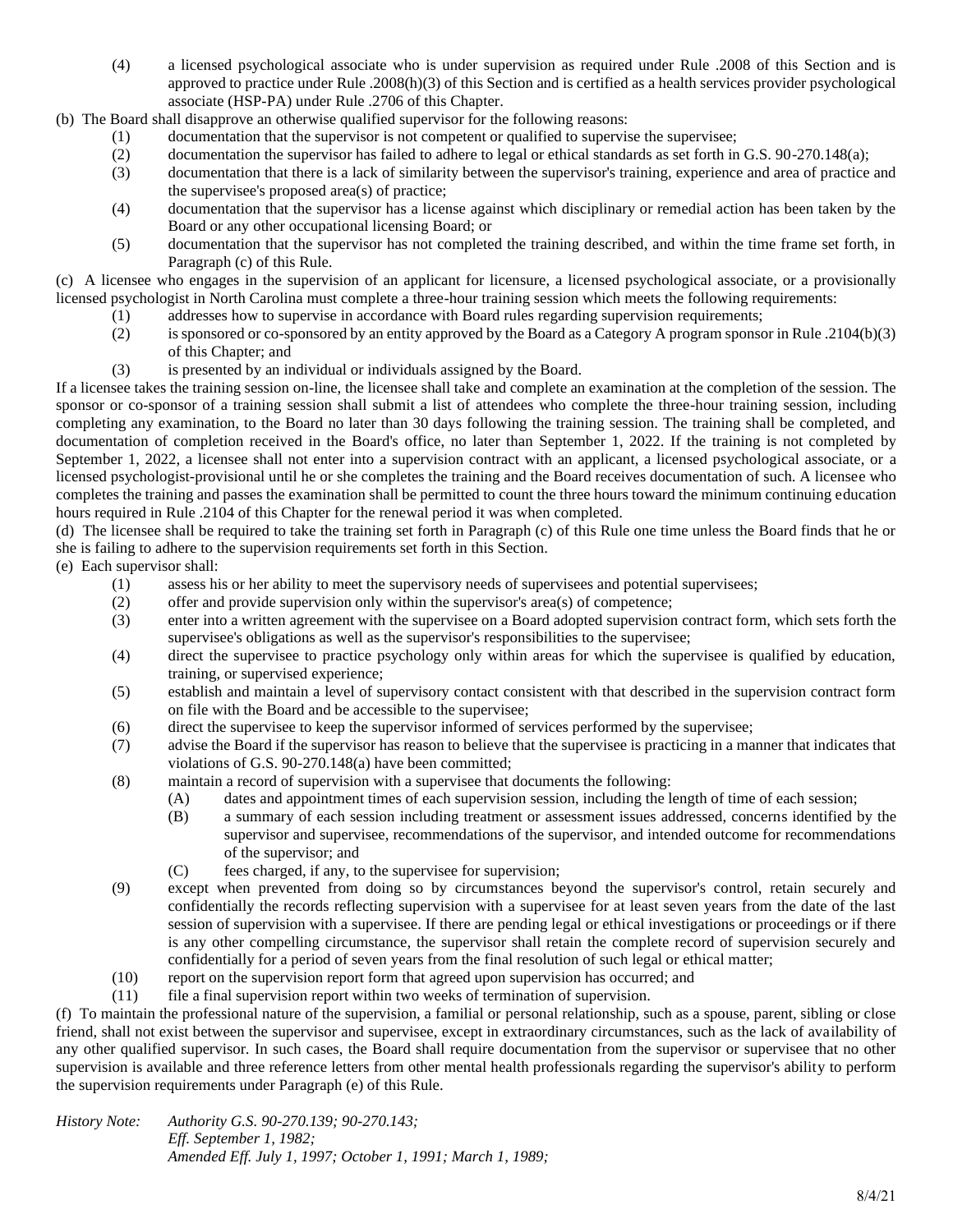(4) a licensed psychological associate who is under supervision as required under Rule .2008 of this Section and is approved to practice under Rule .2008(h)(3) of this Section and is certified as a health services provider psychological associate (HSP-PA) under Rule .2706 of this Chapter.

(b) The Board shall disapprove an otherwise qualified supervisor for the following reasons:

(1) documentation that the supervisor is not competent or qualified to supervise the supervisee;

(2) documentation the supervisor has failed to adhere to legal or ethical standards as set forth in G.S. 90-270.148(a);

(3) documentation that there is a lack of similarity between the supervisor's training, experience and area of practice and the supervisee's proposed area(s) of practice;

(4) documentation that the supervisor has a license against which disciplinary or remedial action has been taken by the Board or any other occupational licensing Board; or

(5) documentation that the supervisor has not completed the training described, and within the time frame set forth, in Paragraph (c) of this Rule.

(c) A licensee who engages in the supervision of an applicant for licensure, a licensed psychological associate, or a provisionally licensed psychologist in North Carolina must complete a three-hour training session which meets the following requirements:

(1) addresses how to supervise in accordance with Board rules regarding supervision requirements;

(2) is sponsored or co-sponsored by an entity approved by the Board as a Category A program sponsor in Rule .2104(b)(3) of this Chapter; and

(3) is presented by an individual or individuals assigned by the Board.

If a licensee takes the training session on-line, the licensee shall take and complete an examination at the completion of the session. The sponsor or co-sponsor of a training session shall submit a list of attendees who complete the three-hour training session, including completing any examination, to the Board no later than 30 days following the training session. The training shall be completed, and documentation of completion received in the Board's office, no later than September 1, 2022. If the training is not completed by September 1, 2022, a licensee shall not enter into a supervision contract with an applicant, a licensed psychological associate, or a licensed psychologist-provisional until he or she completes the training and the Board receives documentation of such. A licensee who completes the training and passes the examination shall be permitted to count the three hours toward the minimum continuing education hours required in Rule .2104 of this Chapter for the renewal period it was when completed.

(d) The licensee shall be required to take the training set forth in Paragraph (c) of this Rule one time unless the Board finds that he or she is failing to adhere to the supervision requirements set forth in this Section.

(e) Each supervisor shall:

(1) assess his or her ability to meet the supervisory needs of supervisees and potential supervisees;

(2) offer and provide supervision only within the supervisor's area(s) of competence;

(3) enter into a written agreement with the supervisee on a Board adopted supervision contract form, which sets forth the supervisee's obligations as well as the supervisor's responsibilities to the supervisee;

(4) direct the supervisee to practice psychology only within areas for which the supervisee is qualified by education, training, or supervised experience;

(5) establish and maintain a level of supervisory contact consistent with that described in the supervision contract form on file with the Board and be accessible to the supervisee;

(6) direct the supervisee to keep the supervisor informed of services performed by the supervisee;

(7) advise the Board if the supervisor has reason to believe that the supervisee is practicing in a manner that indicates that violations of G.S. 90-270.148(a) have been committed;

(8) maintain a record of supervision with a supervisee that documents the following:

 (A) dates and appointment times of each supervision session, including the length of time of each session;

 (B) a summary of each session including treatment or assessment issues addressed, concerns identified by the supervisor and supervisee, recommendations of the supervisor, and intended outcome for recommendations of the supervisor; and

 (C) fees charged, if any, to the supervisee for supervision;

(9) except when prevented from doing so by circumstances beyond the supervisor's control, retain securely and confidentially the records reflecting supervision with a supervisee for at least seven years from the date of the last session of supervision with a supervisee. If there are pending legal or ethical investigations or proceedings or if there is any other compelling circumstance, the supervisor shall retain the complete record of supervision securely and confidentially for a period of seven years from the final resolution of such legal or ethical matter;

(10) report on the supervision report form that agreed upon supervision has occurred; and

(11) file a final supervision report within two weeks of termination of supervision.

(f) To maintain the professional nature of the supervision, a familial or personal relationship, such as a spouse, parent, sibling or close friend, shall not exist between the supervisor and supervisee, except in extraordinary circumstances, such as the lack of availability of any other qualified supervisor. In such cases, the Board shall require documentation from the supervisor or supervisee that no other supervision is available and three reference letters from other mental health professionals regarding the supervisor's ability to perform the supervision requirements under Paragraph (e) of this Rule.

*History Note: Authority G.S. 90-270.139; 90-270.143;*
*Eff. September 1, 1982;*
*Amended Eff. July 1, 1997; October 1, 1991; March 1, 1989;*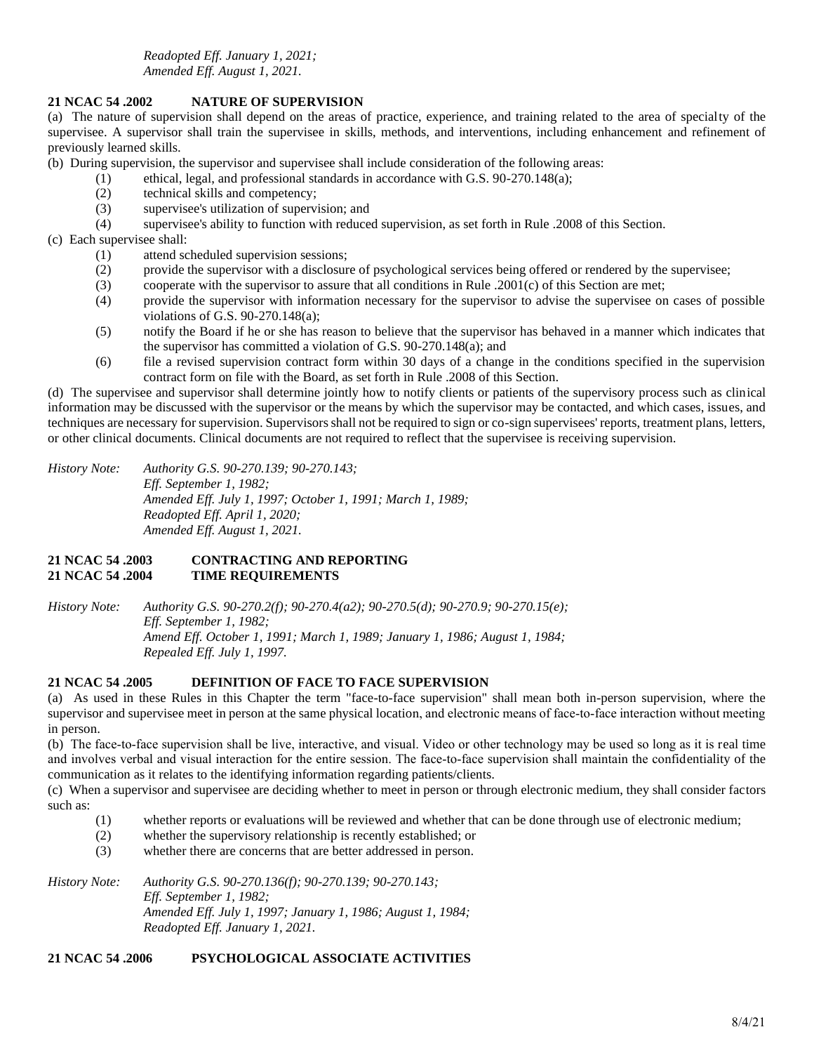*Readopted Eff. January 1, 2021;*
*Amended Eff. August 1, 2021.*

**21 NCAC 54 .2002 NATURE OF SUPERVISION**

(a) The nature of supervision shall depend on the areas of practice, experience, and training related to the area of specialty of the supervisee. A supervisor shall train the supervisee in skills, methods, and interventions, including enhancement and refinement of previously learned skills.

(b) During supervision, the supervisor and supervisee shall include consideration of the following areas:

(1) ethical, legal, and professional standards in accordance with G.S. 90-270.148(a);
(2) technical skills and competency;
(3) supervisee's utilization of supervision; and
(4) supervisee's ability to function with reduced supervision, as set forth in Rule .2008 of this Section.

(c) Each supervisee shall:

(1) attend scheduled supervision sessions;
(2) provide the supervisor with a disclosure of psychological services being offered or rendered by the supervisee;
(3) cooperate with the supervisor to assure that all conditions in Rule .2001(c) of this Section are met;
(4) provide the supervisor with information necessary for the supervisor to advise the supervisee on cases of possible violations of G.S. 90-270.148(a);
(5) notify the Board if he or she has reason to believe that the supervisor has behaved in a manner which indicates that the supervisor has committed a violation of G.S. 90-270.148(a); and
(6) file a revised supervision contract form within 30 days of a change in the conditions specified in the supervision contract form on file with the Board, as set forth in Rule .2008 of this Section.

(d) The supervisee and supervisor shall determine jointly how to notify clients or patients of the supervisory process such as clinical information may be discussed with the supervisor or the means by which the supervisor may be contacted, and which cases, issues, and techniques are necessary for supervision. Supervisors shall not be required to sign or co-sign supervisees' reports, treatment plans, letters, or other clinical documents. Clinical documents are not required to reflect that the supervisee is receiving supervision.

*History Note: Authority G.S. 90-270.139; 90-270.143;*
*Eff. September 1, 1982;*
*Amended Eff. July 1, 1997; October 1, 1991; March 1, 1989;*
*Readopted Eff. April 1, 2020;*
*Amended Eff. August 1, 2021.*

**21 NCAC 54 .2003 CONTRACTING AND REPORTING**
**21 NCAC 54 .2004 TIME REQUIREMENTS**

*History Note: Authority G.S. 90-270.2(f); 90-270.4(a2); 90-270.5(d); 90-270.9; 90-270.15(e);*
*Eff. September 1, 1982;*
*Amend Eff. October 1, 1991; March 1, 1989; January 1, 1986; August 1, 1984;*
*Repealed Eff. July 1, 1997.*

**21 NCAC 54 .2005 DEFINITION OF FACE TO FACE SUPERVISION**

(a) As used in these Rules in this Chapter the term "face-to-face supervision" shall mean both in-person supervision, where the supervisor and supervisee meet in person at the same physical location, and electronic means of face-to-face interaction without meeting in person.

(b) The face-to-face supervision shall be live, interactive, and visual. Video or other technology may be used so long as it is real time and involves verbal and visual interaction for the entire session. The face-to-face supervision shall maintain the confidentiality of the communication as it relates to the identifying information regarding patients/clients.

(c) When a supervisor and supervisee are deciding whether to meet in person or through electronic medium, they shall consider factors such as:

(1) whether reports or evaluations will be reviewed and whether that can be done through use of electronic medium;
(2) whether the supervisory relationship is recently established; or
(3) whether there are concerns that are better addressed in person.

*History Note: Authority G.S. 90-270.136(f); 90-270.139; 90-270.143;*
*Eff. September 1, 1982;*
*Amended Eff. July 1, 1997; January 1, 1986; August 1, 1984;*
*Readopted Eff. January 1, 2021.*

**21 NCAC 54 .2006 PSYCHOLOGICAL ASSOCIATE ACTIVITIES**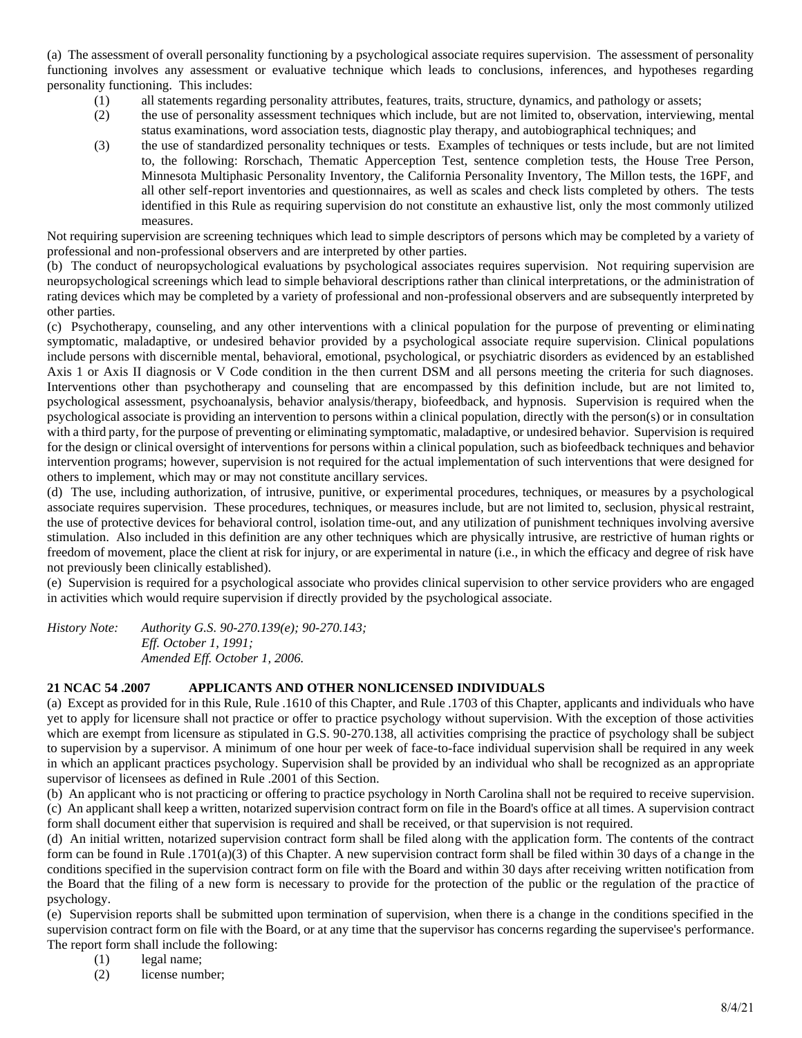(a) The assessment of overall personality functioning by a psychological associate requires supervision. The assessment of personality functioning involves any assessment or evaluative technique which leads to conclusions, inferences, and hypotheses regarding personality functioning. This includes:

- (1) all statements regarding personality attributes, features, traits, structure, dynamics, and pathology or assets;
- (2) the use of personality assessment techniques which include, but are not limited to, observation, interviewing, mental status examinations, word association tests, diagnostic play therapy, and autobiographical techniques; and
- (3) the use of standardized personality techniques or tests. Examples of techniques or tests include, but are not limited to, the following: Rorschach, Thematic Apperception Test, sentence completion tests, the House Tree Person, Minnesota Multiphasic Personality Inventory, the California Personality Inventory, The Millon tests, the 16PF, and all other self-report inventories and questionnaires, as well as scales and check lists completed by others. The tests identified in this Rule as requiring supervision do not constitute an exhaustive list, only the most commonly utilized measures.

Not requiring supervision are screening techniques which lead to simple descriptors of persons which may be completed by a variety of professional and non-professional observers and are interpreted by other parties.

(b) The conduct of neuropsychological evaluations by psychological associates requires supervision. Not requiring supervision are neuropsychological screenings which lead to simple behavioral descriptions rather than clinical interpretations, or the administration of rating devices which may be completed by a variety of professional and non-professional observers and are subsequently interpreted by other parties.

(c) Psychotherapy, counseling, and any other interventions with a clinical population for the purpose of preventing or eliminating symptomatic, maladaptive, or undesired behavior provided by a psychological associate require supervision. Clinical populations include persons with discernible mental, behavioral, emotional, psychological, or psychiatric disorders as evidenced by an established Axis 1 or Axis II diagnosis or V Code condition in the then current DSM and all persons meeting the criteria for such diagnoses. Interventions other than psychotherapy and counseling that are encompassed by this definition include, but are not limited to, psychological assessment, psychoanalysis, behavior analysis/therapy, biofeedback, and hypnosis. Supervision is required when the psychological associate is providing an intervention to persons within a clinical population, directly with the person(s) or in consultation with a third party, for the purpose of preventing or eliminating symptomatic, maladaptive, or undesired behavior. Supervision is required for the design or clinical oversight of interventions for persons within a clinical population, such as biofeedback techniques and behavior intervention programs; however, supervision is not required for the actual implementation of such interventions that were designed for others to implement, which may or may not constitute ancillary services.

(d) The use, including authorization, of intrusive, punitive, or experimental procedures, techniques, or measures by a psychological associate requires supervision. These procedures, techniques, or measures include, but are not limited to, seclusion, physical restraint, the use of protective devices for behavioral control, isolation time-out, and any utilization of punishment techniques involving aversive stimulation. Also included in this definition are any other techniques which are physically intrusive, are restrictive of human rights or freedom of movement, place the client at risk for injury, or are experimental in nature (i.e., in which the efficacy and degree of risk have not previously been clinically established).

(e) Supervision is required for a psychological associate who provides clinical supervision to other service providers who are engaged in activities which would require supervision if directly provided by the psychological associate.

*History Note: Authority G.S. 90-270.139(e); 90-270.143;*
*Eff. October 1, 1991;*
*Amended Eff. October 1, 2006.*

**21 NCAC 54 .2007 APPLICANTS AND OTHER NONLICENSED INDIVIDUALS**

(a) Except as provided for in this Rule, Rule .1610 of this Chapter, and Rule .1703 of this Chapter, applicants and individuals who have yet to apply for licensure shall not practice or offer to practice psychology without supervision. With the exception of those activities which are exempt from licensure as stipulated in G.S. 90-270.138, all activities comprising the practice of psychology shall be subject to supervision by a supervisor. A minimum of one hour per week of face-to-face individual supervision shall be required in any week in which an applicant practices psychology. Supervision shall be provided by an individual who shall be recognized as an appropriate supervisor of licensees as defined in Rule .2001 of this Section.

(b) An applicant who is not practicing or offering to practice psychology in North Carolina shall not be required to receive supervision.

(c) An applicant shall keep a written, notarized supervision contract form on file in the Board's office at all times. A supervision contract form shall document either that supervision is required and shall be received, or that supervision is not required.

(d) An initial written, notarized supervision contract form shall be filed along with the application form. The contents of the contract form can be found in Rule .1701(a)(3) of this Chapter. A new supervision contract form shall be filed within 30 days of a change in the conditions specified in the supervision contract form on file with the Board and within 30 days after receiving written notification from the Board that the filing of a new form is necessary to provide for the protection of the public or the regulation of the practice of psychology.

(e) Supervision reports shall be submitted upon termination of supervision, when there is a change in the conditions specified in the supervision contract form on file with the Board, or at any time that the supervisor has concerns regarding the supervisee's performance. The report form shall include the following:

- (1) legal name;
- (2) license number;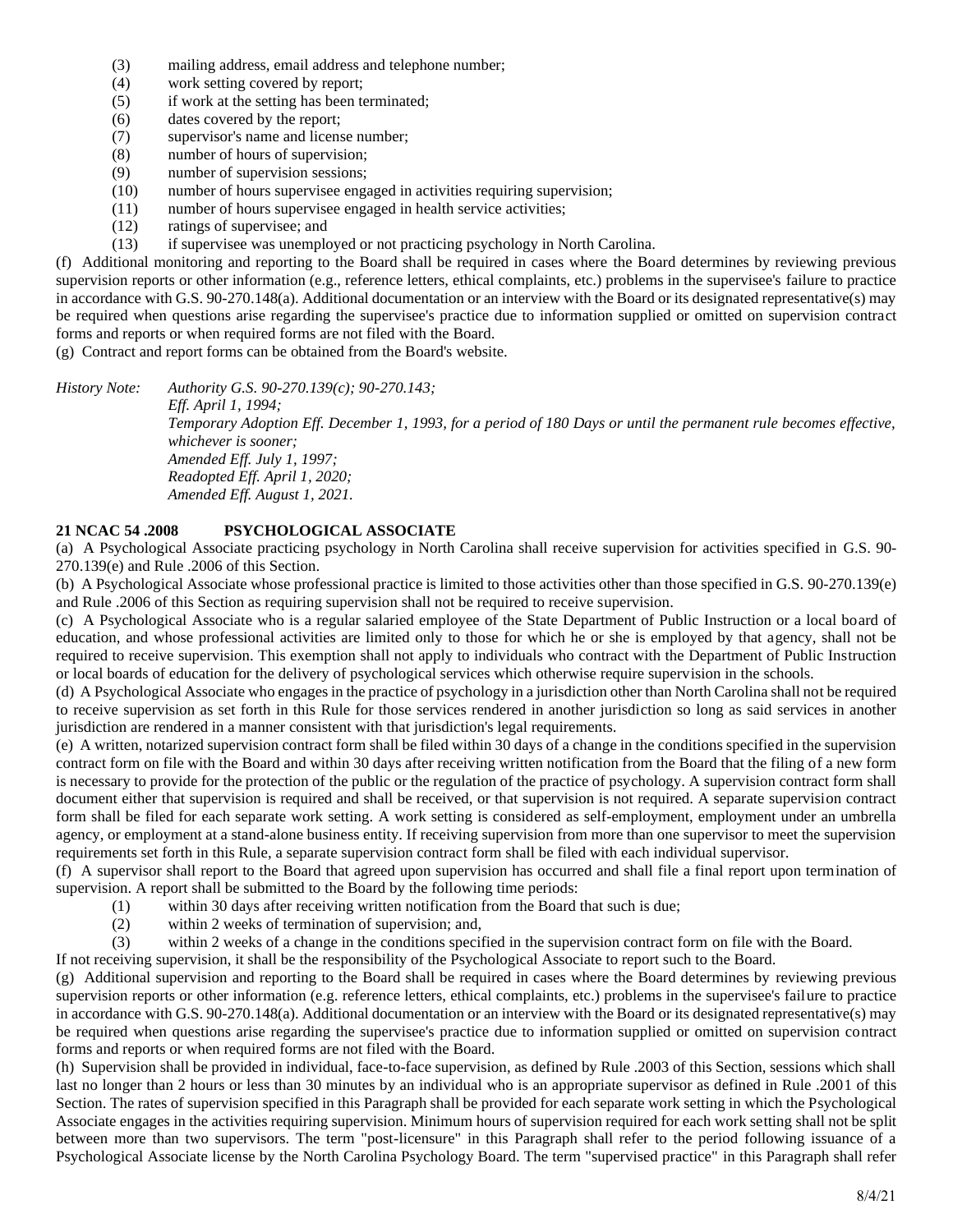(3) mailing address, email address and telephone number;
(4) work setting covered by report;
(5) if work at the setting has been terminated;
(6) dates covered by the report;
(7) supervisor's name and license number;
(8) number of hours of supervision;
(9) number of supervision sessions;
(10) number of hours supervisee engaged in activities requiring supervision;
(11) number of hours supervisee engaged in health service activities;
(12) ratings of supervisee; and
(13) if supervisee was unemployed or not practicing psychology in North Carolina.

(f) Additional monitoring and reporting to the Board shall be required in cases where the Board determines by reviewing previous supervision reports or other information (e.g., reference letters, ethical complaints, etc.) problems in the supervisee's failure to practice in accordance with G.S. 90-270.148(a). Additional documentation or an interview with the Board or its designated representative(s) may be required when questions arise regarding the supervisee's practice due to information supplied or omitted on supervision contract forms and reports or when required forms are not filed with the Board.

(g) Contract and report forms can be obtained from the Board's website.

*History Note: Authority G.S. 90-270.139(c); 90-270.143;*
*Eff. April 1, 1994;*
*Temporary Adoption Eff. December 1, 1993, for a period of 180 Days or until the permanent rule becomes effective, whichever is sooner;*
*Amended Eff. July 1, 1997;*
*Readopted Eff. April 1, 2020;*
*Amended Eff. August 1, 2021.*

**21 NCAC 54 .2008 PSYCHOLOGICAL ASSOCIATE**

(a) A Psychological Associate practicing psychology in North Carolina shall receive supervision for activities specified in G.S. 90-270.139(e) and Rule .2006 of this Section.

(b) A Psychological Associate whose professional practice is limited to those activities other than those specified in G.S. 90-270.139(e) and Rule .2006 of this Section as requiring supervision shall not be required to receive supervision.

(c) A Psychological Associate who is a regular salaried employee of the State Department of Public Instruction or a local board of education, and whose professional activities are limited only to those for which he or she is employed by that agency, shall not be required to receive supervision. This exemption shall not apply to individuals who contract with the Department of Public Instruction or local boards of education for the delivery of psychological services which otherwise require supervision in the schools.

(d) A Psychological Associate who engages in the practice of psychology in a jurisdiction other than North Carolina shall not be required to receive supervision as set forth in this Rule for those services rendered in another jurisdiction so long as said services in another jurisdiction are rendered in a manner consistent with that jurisdiction's legal requirements.

(e) A written, notarized supervision contract form shall be filed within 30 days of a change in the conditions specified in the supervision contract form on file with the Board and within 30 days after receiving written notification from the Board that the filing of a new form is necessary to provide for the protection of the public or the regulation of the practice of psychology. A supervision contract form shall document either that supervision is required and shall be received, or that supervision is not required. A separate supervision contract form shall be filed for each separate work setting. A work setting is considered as self-employment, employment under an umbrella agency, or employment at a stand-alone business entity. If receiving supervision from more than one supervisor to meet the supervision requirements set forth in this Rule, a separate supervision contract form shall be filed with each individual supervisor.

(f) A supervisor shall report to the Board that agreed upon supervision has occurred and shall file a final report upon termination of supervision. A report shall be submitted to the Board by the following time periods:

(1) within 30 days after receiving written notification from the Board that such is due;
(2) within 2 weeks of termination of supervision; and,
(3) within 2 weeks of a change in the conditions specified in the supervision contract form on file with the Board.

If not receiving supervision, it shall be the responsibility of the Psychological Associate to report such to the Board.

(g) Additional supervision and reporting to the Board shall be required in cases where the Board determines by reviewing previous supervision reports or other information (e.g. reference letters, ethical complaints, etc.) problems in the supervisee's failure to practice in accordance with G.S. 90-270.148(a). Additional documentation or an interview with the Board or its designated representative(s) may be required when questions arise regarding the supervisee's practice due to information supplied or omitted on supervision contract forms and reports or when required forms are not filed with the Board.

(h) Supervision shall be provided in individual, face-to-face supervision, as defined by Rule .2003 of this Section, sessions which shall last no longer than 2 hours or less than 30 minutes by an individual who is an appropriate supervisor as defined in Rule .2001 of this Section. The rates of supervision specified in this Paragraph shall be provided for each separate work setting in which the Psychological Associate engages in the activities requiring supervision. Minimum hours of supervision required for each work setting shall not be split between more than two supervisors. The term "post-licensure" in this Paragraph shall refer to the period following issuance of a Psychological Associate license by the North Carolina Psychology Board. The term "supervised practice" in this Paragraph shall refer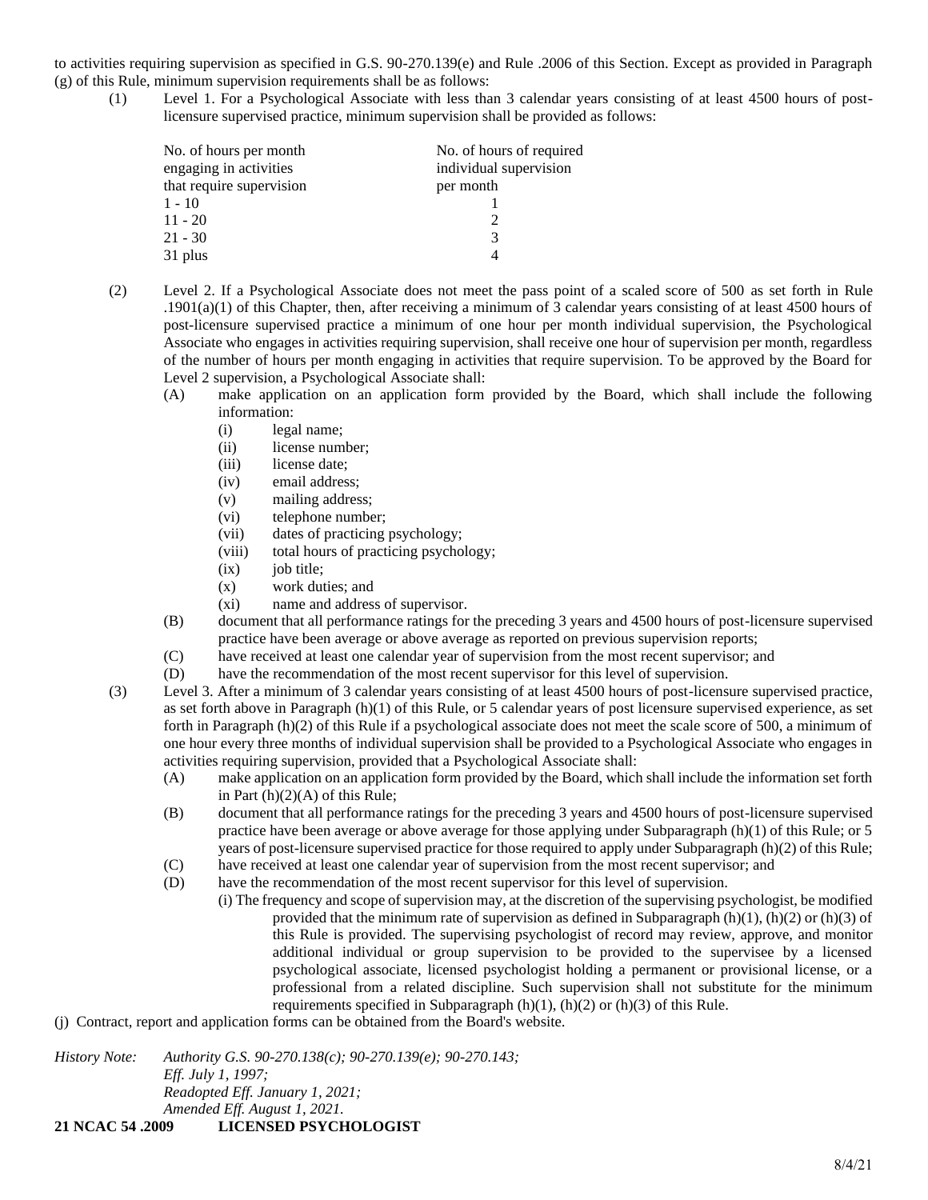to activities requiring supervision as specified in G.S. 90-270.139(e) and Rule .2006 of this Section. Except as provided in Paragraph (g) of this Rule, minimum supervision requirements shall be as follows:

(1) Level 1. For a Psychological Associate with less than 3 calendar years consisting of at least 4500 hours of post-licensure supervised practice, minimum supervision shall be provided as follows:

| No. of hours per month engaging in activities that require supervision | No. of hours of required individual supervision per month |
|---|---|
| 1 - 10 | 1 |
| 11 - 20 | 2 |
| 21 - 30 | 3 |
| 31 plus | 4 |

(2) Level 2. If a Psychological Associate does not meet the pass point of a scaled score of 500 as set forth in Rule .1901(a)(1) of this Chapter, then, after receiving a minimum of 3 calendar years consisting of at least 4500 hours of post-licensure supervised practice a minimum of one hour per month individual supervision, the Psychological Associate who engages in activities requiring supervision, shall receive one hour of supervision per month, regardless of the number of hours per month engaging in activities that require supervision. To be approved by the Board for Level 2 supervision, a Psychological Associate shall:

- (A) make application on an application form provided by the Board, which shall include the following information:
  - (i) legal name;
  - (ii) license number;
  - (iii) license date;
  - (iv) email address;
  - (v) mailing address;
  - (vi) telephone number;
  - (vii) dates of practicing psychology;
  - (viii) total hours of practicing psychology;
  - (ix) job title;
  - (x) work duties; and
  - (xi) name and address of supervisor.
- (B) document that all performance ratings for the preceding 3 years and 4500 hours of post-licensure supervised practice have been average or above average as reported on previous supervision reports;
- (C) have received at least one calendar year of supervision from the most recent supervisor; and
- (D) have the recommendation of the most recent supervisor for this level of supervision.

(3) Level 3. After a minimum of 3 calendar years consisting of at least 4500 hours of post-licensure supervised practice, as set forth above in Paragraph (h)(1) of this Rule, or 5 calendar years of post licensure supervised experience, as set forth in Paragraph (h)(2) of this Rule if a psychological associate does not meet the scale score of 500, a minimum of one hour every three months of individual supervision shall be provided to a Psychological Associate who engages in activities requiring supervision, provided that a Psychological Associate shall:

- (A) make application on an application form provided by the Board, which shall include the information set forth in Part (h)(2)(A) of this Rule;
- (B) document that all performance ratings for the preceding 3 years and 4500 hours of post-licensure supervised practice have been average or above average for those applying under Subparagraph (h)(1) of this Rule; or 5 years of post-licensure supervised practice for those required to apply under Subparagraph (h)(2) of this Rule;
- (C) have received at least one calendar year of supervision from the most recent supervisor; and
- (D) have the recommendation of the most recent supervisor for this level of supervision.

(i) The frequency and scope of supervision may, at the discretion of the supervising psychologist, be modified provided that the minimum rate of supervision as defined in Subparagraph (h)(1), (h)(2) or (h)(3) of this Rule is provided. The supervising psychologist of record may review, approve, and monitor additional individual or group supervision to be provided to the supervisee by a licensed psychological associate, licensed psychologist holding a permanent or provisional license, or a professional from a related discipline. Such supervision shall not substitute for the minimum requirements specified in Subparagraph (h)(1), (h)(2) or (h)(3) of this Rule.

(j) Contract, report and application forms can be obtained from the Board's website.

*History Note: Authority G.S. 90-270.138(c); 90-270.139(e); 90-270.143;*
*Eff. July 1, 1997;*
*Readopted Eff. January 1, 2021;*
*Amended Eff. August 1, 2021.*

**21 NCAC 54 .2009 LICENSED PSYCHOLOGIST**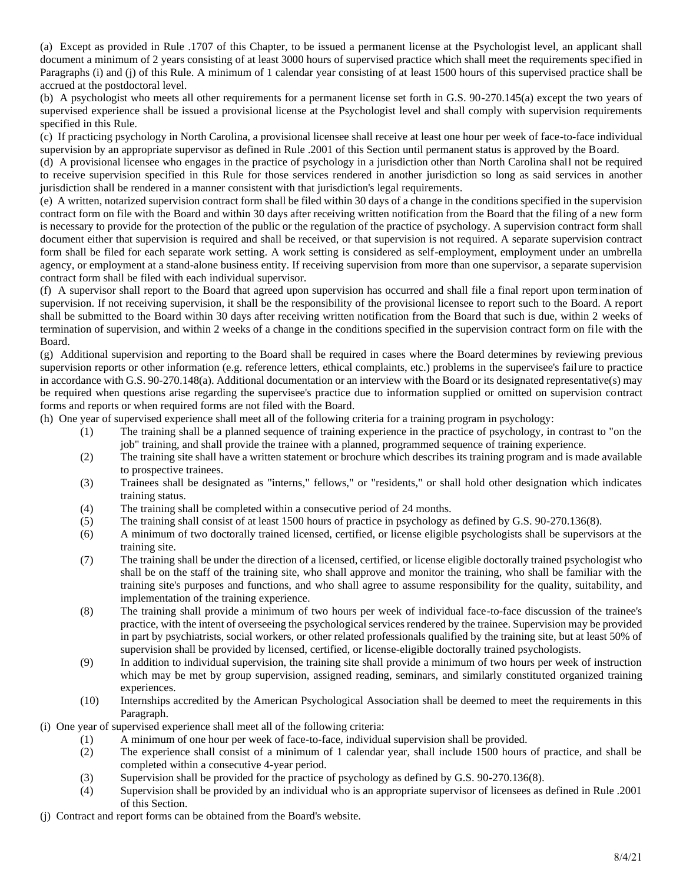(a) Except as provided in Rule .1707 of this Chapter, to be issued a permanent license at the Psychologist level, an applicant shall document a minimum of 2 years consisting of at least 3000 hours of supervised practice which shall meet the requirements specified in Paragraphs (i) and (j) of this Rule. A minimum of 1 calendar year consisting of at least 1500 hours of this supervised practice shall be accrued at the postdoctoral level.

(b) A psychologist who meets all other requirements for a permanent license set forth in G.S. 90-270.145(a) except the two years of supervised experience shall be issued a provisional license at the Psychologist level and shall comply with supervision requirements specified in this Rule.

(c) If practicing psychology in North Carolina, a provisional licensee shall receive at least one hour per week of face-to-face individual supervision by an appropriate supervisor as defined in Rule .2001 of this Section until permanent status is approved by the Board.

(d) A provisional licensee who engages in the practice of psychology in a jurisdiction other than North Carolina shall not be required to receive supervision specified in this Rule for those services rendered in another jurisdiction so long as said services in another jurisdiction shall be rendered in a manner consistent with that jurisdiction's legal requirements.

(e) A written, notarized supervision contract form shall be filed within 30 days of a change in the conditions specified in the supervision contract form on file with the Board and within 30 days after receiving written notification from the Board that the filing of a new form is necessary to provide for the protection of the public or the regulation of the practice of psychology. A supervision contract form shall document either that supervision is required and shall be received, or that supervision is not required. A separate supervision contract form shall be filed for each separate work setting. A work setting is considered as self-employment, employment under an umbrella agency, or employment at a stand-alone business entity. If receiving supervision from more than one supervisor, a separate supervision contract form shall be filed with each individual supervisor.

(f) A supervisor shall report to the Board that agreed upon supervision has occurred and shall file a final report upon termination of supervision. If not receiving supervision, it shall be the responsibility of the provisional licensee to report such to the Board. A report shall be submitted to the Board within 30 days after receiving written notification from the Board that such is due, within 2 weeks of termination of supervision, and within 2 weeks of a change in the conditions specified in the supervision contract form on file with the Board.

(g) Additional supervision and reporting to the Board shall be required in cases where the Board determines by reviewing previous supervision reports or other information (e.g. reference letters, ethical complaints, etc.) problems in the supervisee's failure to practice in accordance with G.S. 90-270.148(a). Additional documentation or an interview with the Board or its designated representative(s) may be required when questions arise regarding the supervisee's practice due to information supplied or omitted on supervision contract forms and reports or when required forms are not filed with the Board.

(h) One year of supervised experience shall meet all of the following criteria for a training program in psychology:

(1) The training shall be a planned sequence of training experience in the practice of psychology, in contrast to "on the job" training, and shall provide the trainee with a planned, programmed sequence of training experience.

(2) The training site shall have a written statement or brochure which describes its training program and is made available to prospective trainees.

(3) Trainees shall be designated as "interns," fellows," or "residents," or shall hold other designation which indicates training status.

(4) The training shall be completed within a consecutive period of 24 months.

(5) The training shall consist of at least 1500 hours of practice in psychology as defined by G.S. 90-270.136(8).

(6) A minimum of two doctorally trained licensed, certified, or license eligible psychologists shall be supervisors at the training site.

(7) The training shall be under the direction of a licensed, certified, or license eligible doctorally trained psychologist who shall be on the staff of the training site, who shall approve and monitor the training, who shall be familiar with the training site's purposes and functions, and who shall agree to assume responsibility for the quality, suitability, and implementation of the training experience.

(8) The training shall provide a minimum of two hours per week of individual face-to-face discussion of the trainee's practice, with the intent of overseeing the psychological services rendered by the trainee. Supervision may be provided in part by psychiatrists, social workers, or other related professionals qualified by the training site, but at least 50% of supervision shall be provided by licensed, certified, or license-eligible doctorally trained psychologists.

(9) In addition to individual supervision, the training site shall provide a minimum of two hours per week of instruction which may be met by group supervision, assigned reading, seminars, and similarly constituted organized training experiences.

(10) Internships accredited by the American Psychological Association shall be deemed to meet the requirements in this Paragraph.

(i) One year of supervised experience shall meet all of the following criteria:

(1) A minimum of one hour per week of face-to-face, individual supervision shall be provided.

(2) The experience shall consist of a minimum of 1 calendar year, shall include 1500 hours of practice, and shall be completed within a consecutive 4-year period.

(3) Supervision shall be provided for the practice of psychology as defined by G.S. 90-270.136(8).

(4) Supervision shall be provided by an individual who is an appropriate supervisor of licensees as defined in Rule .2001 of this Section.

(j) Contract and report forms can be obtained from the Board's website.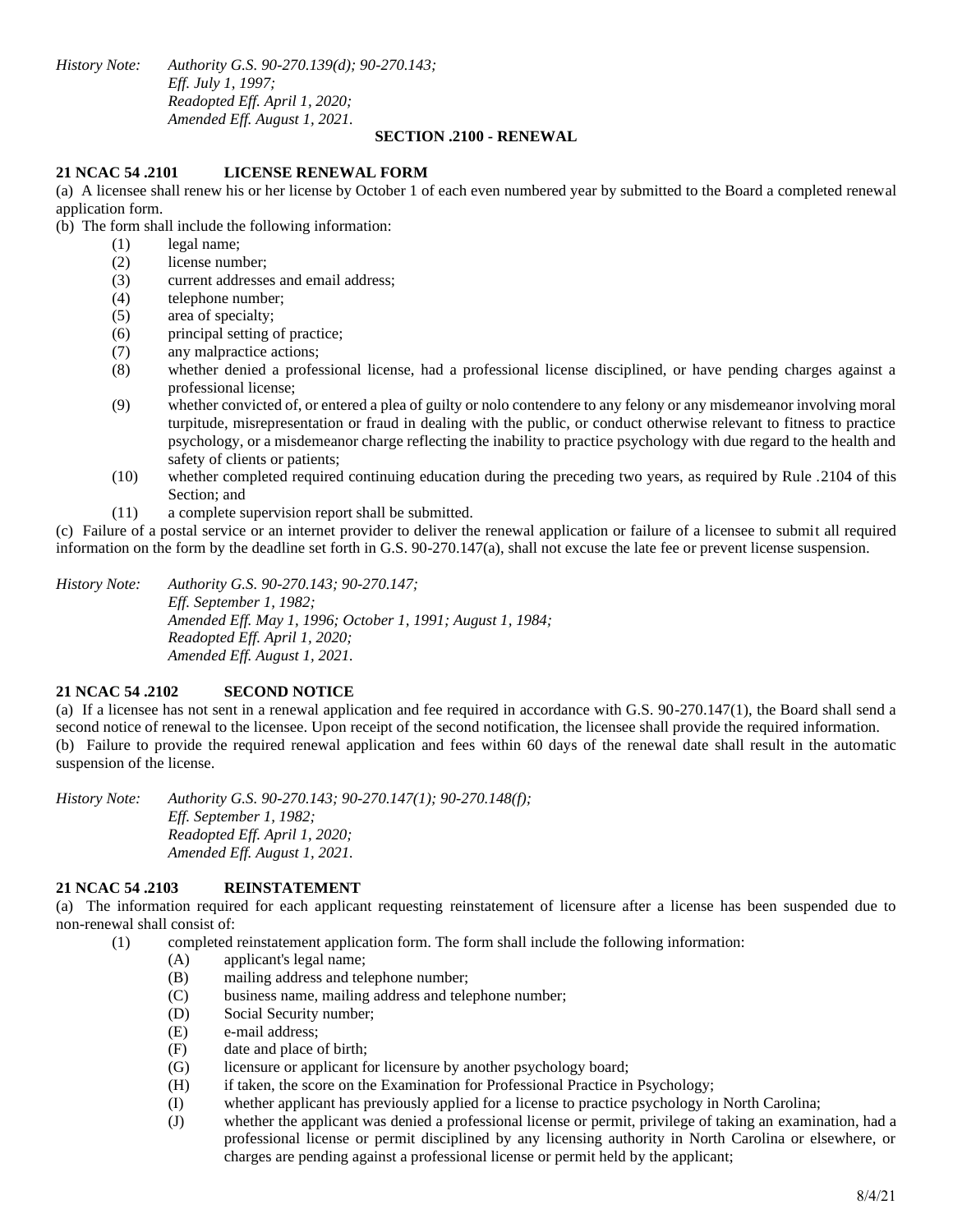*History Note: Authority G.S. 90-270.139(d); 90-270.143;*
*Eff. July 1, 1997;*
*Readopted Eff. April 1, 2020;*
*Amended Eff. August 1, 2021.*

## SECTION .2100 - RENEWAL

### 21 NCAC 54 .2101 LICENSE RENEWAL FORM

(a) A licensee shall renew his or her license by October 1 of each even numbered year by submitted to the Board a completed renewal application form.

(b) The form shall include the following information:

(1) legal name;
(2) license number;
(3) current addresses and email address;
(4) telephone number;
(5) area of specialty;
(6) principal setting of practice;
(7) any malpractice actions;
(8) whether denied a professional license, had a professional license disciplined, or have pending charges against a professional license;
(9) whether convicted of, or entered a plea of guilty or nolo contendere to any felony or any misdemeanor involving moral turpitude, misrepresentation or fraud in dealing with the public, or conduct otherwise relevant to fitness to practice psychology, or a misdemeanor charge reflecting the inability to practice psychology with due regard to the health and safety of clients or patients;
(10) whether completed required continuing education during the preceding two years, as required by Rule .2104 of this Section; and
(11) a complete supervision report shall be submitted.

(c) Failure of a postal service or an internet provider to deliver the renewal application or failure of a licensee to submit all required information on the form by the deadline set forth in G.S. 90-270.147(a), shall not excuse the late fee or prevent license suspension.

*History Note: Authority G.S. 90-270.143; 90-270.147;*
*Eff. September 1, 1982;*
*Amended Eff. May 1, 1996; October 1, 1991; August 1, 1984;*
*Readopted Eff. April 1, 2020;*
*Amended Eff. August 1, 2021.*

### 21 NCAC 54 .2102 SECOND NOTICE

(a) If a licensee has not sent in a renewal application and fee required in accordance with G.S. 90-270.147(1), the Board shall send a second notice of renewal to the licensee. Upon receipt of the second notification, the licensee shall provide the required information.

(b) Failure to provide the required renewal application and fees within 60 days of the renewal date shall result in the automatic suspension of the license.

*History Note: Authority G.S. 90-270.143; 90-270.147(1); 90-270.148(f);*
*Eff. September 1, 1982;*
*Readopted Eff. April 1, 2020;*
*Amended Eff. August 1, 2021.*

### 21 NCAC 54 .2103 REINSTATEMENT

(a) The information required for each applicant requesting reinstatement of licensure after a license has been suspended due to non-renewal shall consist of:

(1) completed reinstatement application form. The form shall include the following information:
   (A) applicant's legal name;
   (B) mailing address and telephone number;
   (C) business name, mailing address and telephone number;
   (D) Social Security number;
   (E) e-mail address;
   (F) date and place of birth;
   (G) licensure or applicant for licensure by another psychology board;
   (H) if taken, the score on the Examination for Professional Practice in Psychology;
   (I) whether applicant has previously applied for a license to practice psychology in North Carolina;
   (J) whether the applicant was denied a professional license or permit, privilege of taking an examination, had a professional license or permit disciplined by any licensing authority in North Carolina or elsewhere, or charges are pending against a professional license or permit held by the applicant;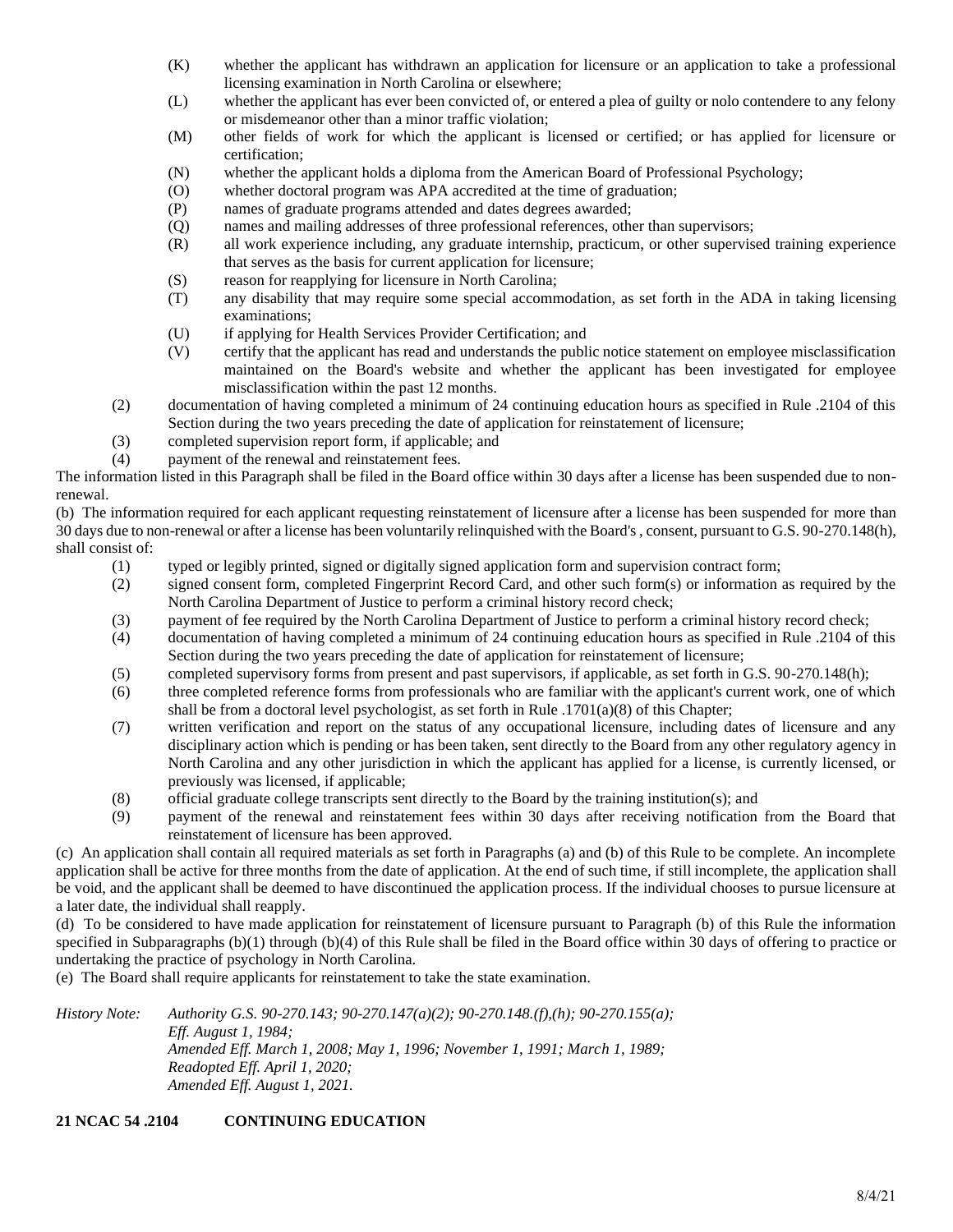(K) whether the applicant has withdrawn an application for licensure or an application to take a professional licensing examination in North Carolina or elsewhere;

(L) whether the applicant has ever been convicted of, or entered a plea of guilty or nolo contendere to any felony or misdemeanor other than a minor traffic violation;

(M) other fields of work for which the applicant is licensed or certified; or has applied for licensure or certification;

(N) whether the applicant holds a diploma from the American Board of Professional Psychology;

(O) whether doctoral program was APA accredited at the time of graduation;

(P) names of graduate programs attended and dates degrees awarded;

(Q) names and mailing addresses of three professional references, other than supervisors;

(R) all work experience including, any graduate internship, practicum, or other supervised training experience that serves as the basis for current application for licensure;

(S) reason for reapplying for licensure in North Carolina;

(T) any disability that may require some special accommodation, as set forth in the ADA in taking licensing examinations;

(U) if applying for Health Services Provider Certification; and

(V) certify that the applicant has read and understands the public notice statement on employee misclassification maintained on the Board's website and whether the applicant has been investigated for employee misclassification within the past 12 months.

(2) documentation of having completed a minimum of 24 continuing education hours as specified in Rule .2104 of this Section during the two years preceding the date of application for reinstatement of licensure;

(3) completed supervision report form, if applicable; and

(4) payment of the renewal and reinstatement fees.

The information listed in this Paragraph shall be filed in the Board office within 30 days after a license has been suspended due to non-renewal.

(b) The information required for each applicant requesting reinstatement of licensure after a license has been suspended for more than 30 days due to non-renewal or after a license has been voluntarily relinquished with the Board's , consent, pursuant to G.S. 90-270.148(h), shall consist of:

(1) typed or legibly printed, signed or digitally signed application form and supervision contract form;

(2) signed consent form, completed Fingerprint Record Card, and other such form(s) or information as required by the North Carolina Department of Justice to perform a criminal history record check;

(3) payment of fee required by the North Carolina Department of Justice to perform a criminal history record check;

(4) documentation of having completed a minimum of 24 continuing education hours as specified in Rule .2104 of this Section during the two years preceding the date of application for reinstatement of licensure;

(5) completed supervisory forms from present and past supervisors, if applicable, as set forth in G.S. 90-270.148(h);

(6) three completed reference forms from professionals who are familiar with the applicant's current work, one of which shall be from a doctoral level psychologist, as set forth in Rule .1701(a)(8) of this Chapter;

(7) written verification and report on the status of any occupational licensure, including dates of licensure and any disciplinary action which is pending or has been taken, sent directly to the Board from any other regulatory agency in North Carolina and any other jurisdiction in which the applicant has applied for a license, is currently licensed, or previously was licensed, if applicable;

(8) official graduate college transcripts sent directly to the Board by the training institution(s); and

(9) payment of the renewal and reinstatement fees within 30 days after receiving notification from the Board that reinstatement of licensure has been approved.

(c) An application shall contain all required materials as set forth in Paragraphs (a) and (b) of this Rule to be complete. An incomplete application shall be active for three months from the date of application. At the end of such time, if still incomplete, the application shall be void, and the applicant shall be deemed to have discontinued the application process. If the individual chooses to pursue licensure at a later date, the individual shall reapply.

(d) To be considered to have made application for reinstatement of licensure pursuant to Paragraph (b) of this Rule the information specified in Subparagraphs (b)(1) through (b)(4) of this Rule shall be filed in the Board office within 30 days of offering to practice or undertaking the practice of psychology in North Carolina.

(e) The Board shall require applicants for reinstatement to take the state examination.

*History Note: Authority G.S. 90-270.143; 90-270.147(a)(2); 90-270.148.(f),(h); 90-270.155(a);*
*Eff. August 1, 1984;*
*Amended Eff. March 1, 2008; May 1, 1996; November 1, 1991; March 1, 1989;*
*Readopted Eff. April 1, 2020;*
*Amended Eff. August 1, 2021.*

**21 NCAC 54 .2104 CONTINUING EDUCATION**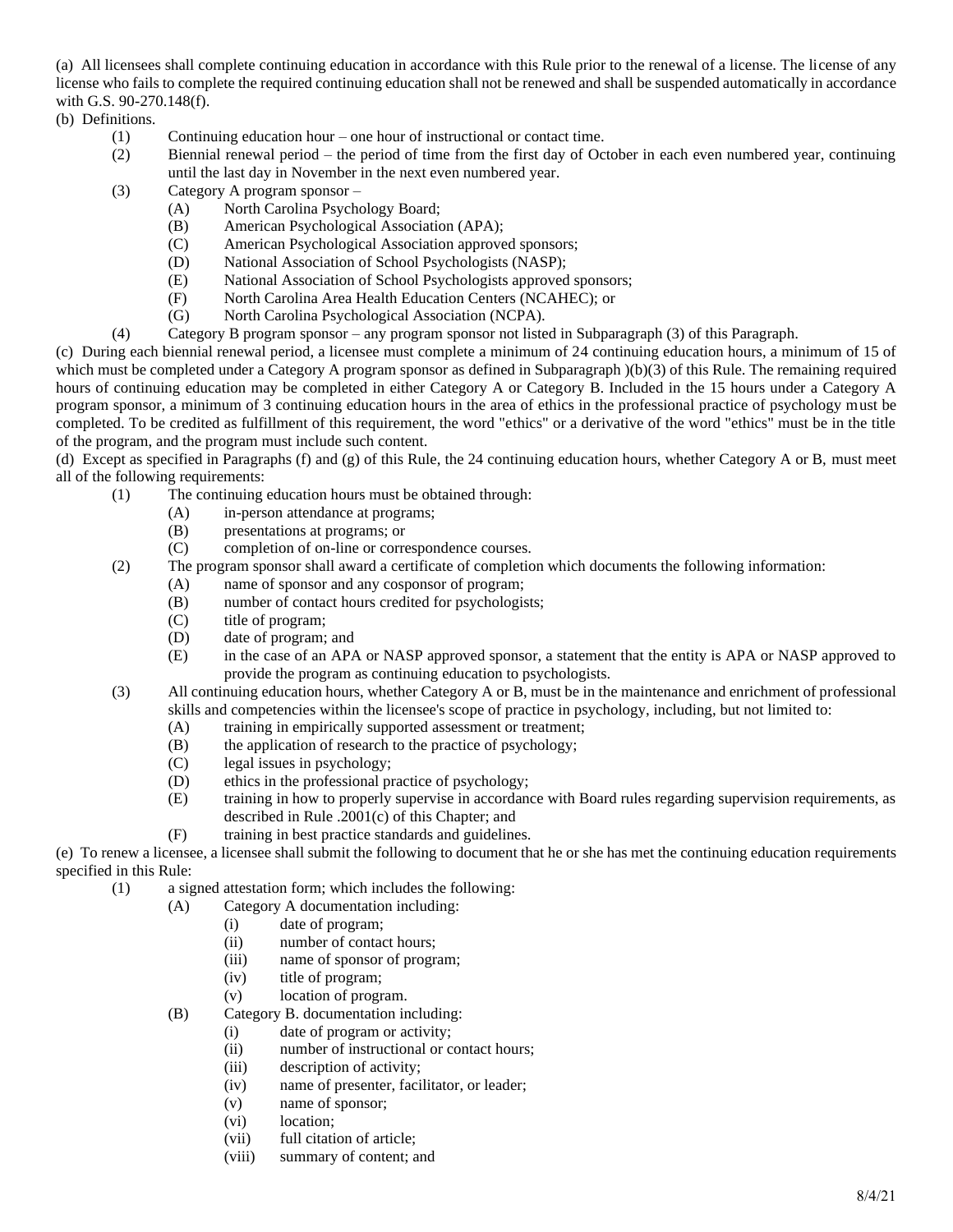(a) All licensees shall complete continuing education in accordance with this Rule prior to the renewal of a license. The license of any license who fails to complete the required continuing education shall not be renewed and shall be suspended automatically in accordance with G.S. 90-270.148(f).

(b) Definitions.

(1) Continuing education hour – one hour of instructional or contact time.

(2) Biennial renewal period – the period of time from the first day of October in each even numbered year, continuing until the last day in November in the next even numbered year.

(3) Category A program sponsor –

(A) North Carolina Psychology Board;

(B) American Psychological Association (APA);

(C) American Psychological Association approved sponsors;

(D) National Association of School Psychologists (NASP);

(E) National Association of School Psychologists approved sponsors;

(F) North Carolina Area Health Education Centers (NCAHEC); or

(G) North Carolina Psychological Association (NCPA).

(4) Category B program sponsor – any program sponsor not listed in Subparagraph (3) of this Paragraph.

(c) During each biennial renewal period, a licensee must complete a minimum of 24 continuing education hours, a minimum of 15 of which must be completed under a Category A program sponsor as defined in Subparagraph )(b)(3) of this Rule. The remaining required hours of continuing education may be completed in either Category A or Category B. Included in the 15 hours under a Category A program sponsor, a minimum of 3 continuing education hours in the area of ethics in the professional practice of psychology must be completed. To be credited as fulfillment of this requirement, the word "ethics" or a derivative of the word "ethics" must be in the title of the program, and the program must include such content.

(d) Except as specified in Paragraphs (f) and (g) of this Rule, the 24 continuing education hours, whether Category A or B, must meet all of the following requirements:

(1) The continuing education hours must be obtained through:

(A) in-person attendance at programs;

(B) presentations at programs; or

(C) completion of on-line or correspondence courses.

(2) The program sponsor shall award a certificate of completion which documents the following information:

(A) name of sponsor and any cosponsor of program;

(B) number of contact hours credited for psychologists;

(C) title of program;

(D) date of program; and

(E) in the case of an APA or NASP approved sponsor, a statement that the entity is APA or NASP approved to provide the program as continuing education to psychologists.

(3) All continuing education hours, whether Category A or B, must be in the maintenance and enrichment of professional skills and competencies within the licensee's scope of practice in psychology, including, but not limited to:

(A) training in empirically supported assessment or treatment;

(B) the application of research to the practice of psychology;

(C) legal issues in psychology;

(D) ethics in the professional practice of psychology;

(E) training in how to properly supervise in accordance with Board rules regarding supervision requirements, as described in Rule .2001(c) of this Chapter; and

(F) training in best practice standards and guidelines.

(e) To renew a licensee, a licensee shall submit the following to document that he or she has met the continuing education requirements specified in this Rule:

(1) a signed attestation form; which includes the following:

(A) Category A documentation including:

(i) date of program;

(ii) number of contact hours;

(iii) name of sponsor of program;

(iv) title of program;

(v) location of program.

(B) Category B. documentation including:

(i) date of program or activity;

(ii) number of instructional or contact hours;

(iii) description of activity;

(iv) name of presenter, facilitator, or leader;

(v) name of sponsor;

(vi) location;

(vii) full citation of article;

(viii) summary of content; and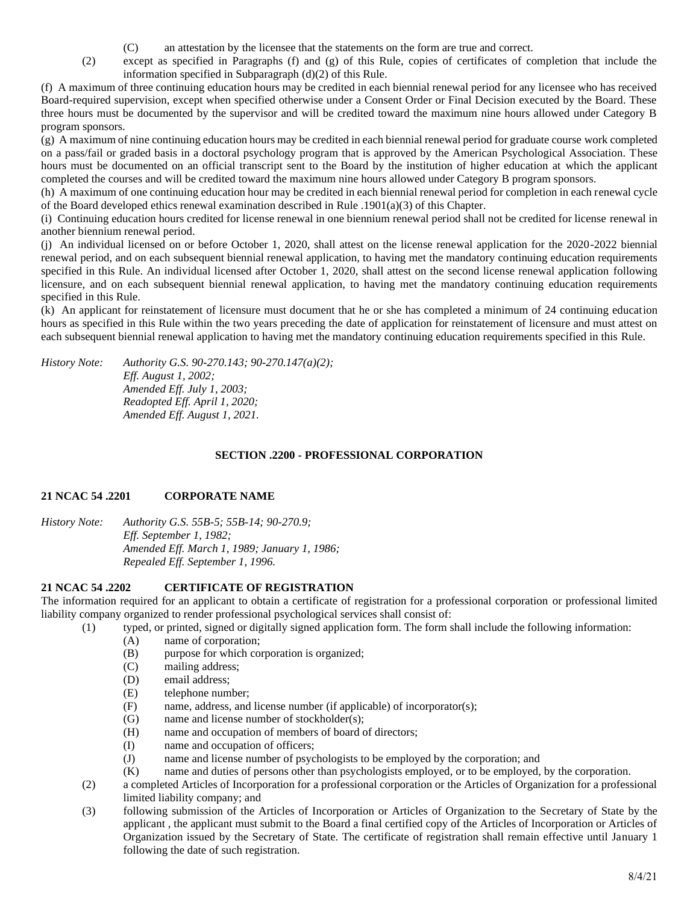(C) an attestation by the licensee that the statements on the form are true and correct.

(2) except as specified in Paragraphs (f) and (g) of this Rule, copies of certificates of completion that include the information specified in Subparagraph (d)(2) of this Rule.

(f) A maximum of three continuing education hours may be credited in each biennial renewal period for any licensee who has received Board-required supervision, except when specified otherwise under a Consent Order or Final Decision executed by the Board. These three hours must be documented by the supervisor and will be credited toward the maximum nine hours allowed under Category B program sponsors.

(g) A maximum of nine continuing education hours may be credited in each biennial renewal period for graduate course work completed on a pass/fail or graded basis in a doctoral psychology program that is approved by the American Psychological Association. These hours must be documented on an official transcript sent to the Board by the institution of higher education at which the applicant completed the courses and will be credited toward the maximum nine hours allowed under Category B program sponsors.

(h) A maximum of one continuing education hour may be credited in each biennial renewal period for completion in each renewal cycle of the Board developed ethics renewal examination described in Rule .1901(a)(3) of this Chapter.

(i) Continuing education hours credited for license renewal in one biennium renewal period shall not be credited for license renewal in another biennium renewal period.

(j) An individual licensed on or before October 1, 2020, shall attest on the license renewal application for the 2020-2022 biennial renewal period, and on each subsequent biennial renewal application, to having met the mandatory continuing education requirements specified in this Rule. An individual licensed after October 1, 2020, shall attest on the second license renewal application following licensure, and on each subsequent biennial renewal application, to having met the mandatory continuing education requirements specified in this Rule.

(k) An applicant for reinstatement of licensure must document that he or she has completed a minimum of 24 continuing education hours as specified in this Rule within the two years preceding the date of application for reinstatement of licensure and must attest on each subsequent biennial renewal application to having met the mandatory continuing education requirements specified in this Rule.

*History Note: Authority G.S. 90-270.143; 90-270.147(a)(2);*
*Eff. August 1, 2002;*
*Amended Eff. July 1, 2003;*
*Readopted Eff. April 1, 2020;*
*Amended Eff. August 1, 2021.*

## SECTION .2200 - PROFESSIONAL CORPORATION

### 21 NCAC 54 .2201 CORPORATE NAME

*History Note: Authority G.S. 55B-5; 55B-14; 90-270.9;*
*Eff. September 1, 1982;*
*Amended Eff. March 1, 1989; January 1, 1986;*
*Repealed Eff. September 1, 1996.*

### 21 NCAC 54 .2202 CERTIFICATE OF REGISTRATION

The information required for an applicant to obtain a certificate of registration for a professional corporation or professional limited liability company organized to render professional psychological services shall consist of:

(1) typed, or printed, signed or digitally signed application form. The form shall include the following information:
   (A) name of corporation;
   (B) purpose for which corporation is organized;
   (C) mailing address;
   (D) email address;
   (E) telephone number;
   (F) name, address, and license number (if applicable) of incorporator(s);
   (G) name and license number of stockholder(s);
   (H) name and occupation of members of board of directors;
   (I) name and occupation of officers;
   (J) name and license number of psychologists to be employed by the corporation; and
   (K) name and duties of persons other than psychologists employed, or to be employed, by the corporation.

(2) a completed Articles of Incorporation for a professional corporation or the Articles of Organization for a professional limited liability company; and

(3) following submission of the Articles of Incorporation or Articles of Organization to the Secretary of State by the applicant , the applicant must submit to the Board a final certified copy of the Articles of Incorporation or Articles of Organization issued by the Secretary of State. The certificate of registration shall remain effective until January 1 following the date of such registration.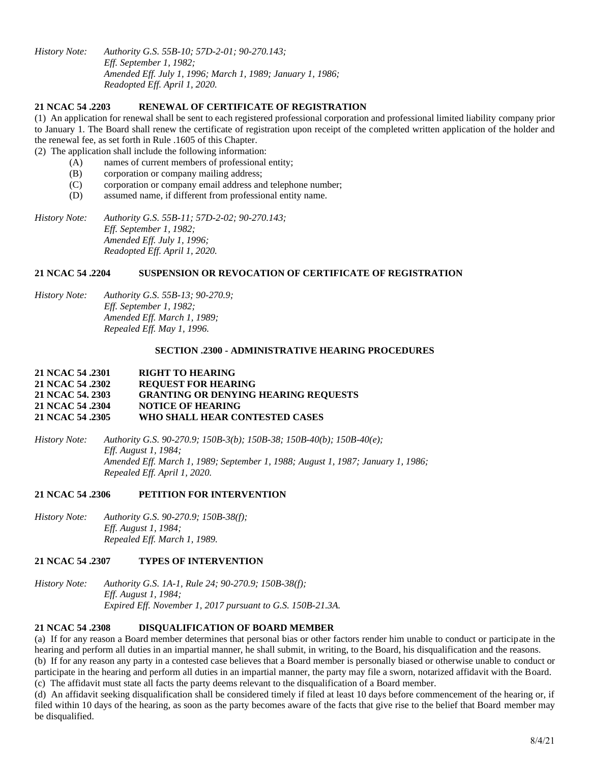*History Note: Authority G.S. 55B-10; 57D-2-01; 90-270.143;*
*Eff. September 1, 1982;*
*Amended Eff. July 1, 1996; March 1, 1989; January 1, 1986;*
*Readopted Eff. April 1, 2020.*

**21 NCAC 54 .2203 RENEWAL OF CERTIFICATE OF REGISTRATION**

(1) An application for renewal shall be sent to each registered professional corporation and professional limited liability company prior to January 1. The Board shall renew the certificate of registration upon receipt of the completed written application of the holder and the renewal fee, as set forth in Rule .1605 of this Chapter.

(2) The application shall include the following information:

- (A) names of current members of professional entity;
- (B) corporation or company mailing address;
- (C) corporation or company email address and telephone number;
- (D) assumed name, if different from professional entity name.

*History Note: Authority G.S. 55B-11; 57D-2-02; 90-270.143;*
*Eff. September 1, 1982;*
*Amended Eff. July 1, 1996;*
*Readopted Eff. April 1, 2020.*

**21 NCAC 54 .2204 SUSPENSION OR REVOCATION OF CERTIFICATE OF REGISTRATION**

*History Note: Authority G.S. 55B-13; 90-270.9;*
*Eff. September 1, 1982;*
*Amended Eff. March 1, 1989;*
*Repealed Eff. May 1, 1996.*

## SECTION .2300 - ADMINISTRATIVE HEARING PROCEDURES

**21 NCAC 54 .2301 RIGHT TO HEARING**
**21 NCAC 54 .2302 REQUEST FOR HEARING**
**21 NCAC 54. 2303 GRANTING OR DENYING HEARING REQUESTS**
**21 NCAC 54 .2304 NOTICE OF HEARING**
**21 NCAC 54 .2305 WHO SHALL HEAR CONTESTED CASES**

*History Note: Authority G.S. 90-270.9; 150B-3(b); 150B-38; 150B-40(b); 150B-40(e);*
*Eff. August 1, 1984;*
*Amended Eff. March 1, 1989; September 1, 1988; August 1, 1987; January 1, 1986;*
*Repealed Eff. April 1, 2020.*

**21 NCAC 54 .2306 PETITION FOR INTERVENTION**

*History Note: Authority G.S. 90-270.9; 150B-38(f);*
*Eff. August 1, 1984;*
*Repealed Eff. March 1, 1989.*

**21 NCAC 54 .2307 TYPES OF INTERVENTION**

*History Note: Authority G.S. 1A-1, Rule 24; 90-270.9; 150B-38(f);*
*Eff. August 1, 1984;*
*Expired Eff. November 1, 2017 pursuant to G.S. 150B-21.3A.*

**21 NCAC 54 .2308 DISQUALIFICATION OF BOARD MEMBER**

(a) If for any reason a Board member determines that personal bias or other factors render him unable to conduct or participate in the hearing and perform all duties in an impartial manner, he shall submit, in writing, to the Board, his disqualification and the reasons.

(b) If for any reason any party in a contested case believes that a Board member is personally biased or otherwise unable to conduct or participate in the hearing and perform all duties in an impartial manner, the party may file a sworn, notarized affidavit with the Board.

(c) The affidavit must state all facts the party deems relevant to the disqualification of a Board member.

(d) An affidavit seeking disqualification shall be considered timely if filed at least 10 days before commencement of the hearing or, if filed within 10 days of the hearing, as soon as the party becomes aware of the facts that give rise to the belief that Board member may be disqualified.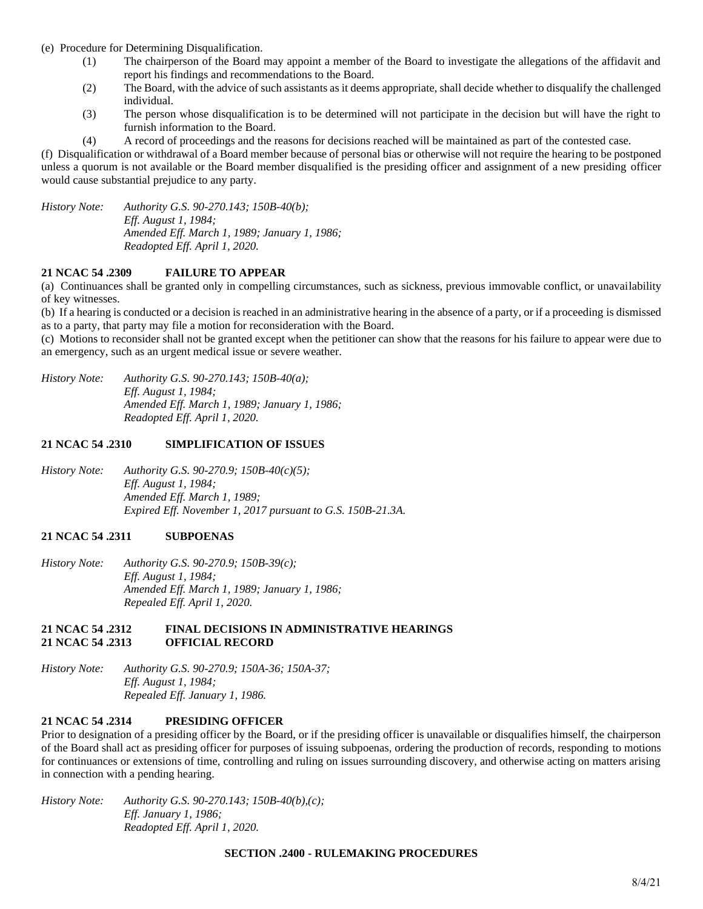(e) Procedure for Determining Disqualification.

(1) The chairperson of the Board may appoint a member of the Board to investigate the allegations of the affidavit and report his findings and recommendations to the Board.

(2) The Board, with the advice of such assistants as it deems appropriate, shall decide whether to disqualify the challenged individual.

(3) The person whose disqualification is to be determined will not participate in the decision but will have the right to furnish information to the Board.

(4) A record of proceedings and the reasons for decisions reached will be maintained as part of the contested case.

(f) Disqualification or withdrawal of a Board member because of personal bias or otherwise will not require the hearing to be postponed unless a quorum is not available or the Board member disqualified is the presiding officer and assignment of a new presiding officer would cause substantial prejudice to any party.

*History Note: Authority G.S. 90-270.143; 150B-40(b);*
*Eff. August 1, 1984;*
*Amended Eff. March 1, 1989; January 1, 1986;*
*Readopted Eff. April 1, 2020.*

### 21 NCAC 54 .2309 FAILURE TO APPEAR

(a) Continuances shall be granted only in compelling circumstances, such as sickness, previous immovable conflict, or unavailability of key witnesses.

(b) If a hearing is conducted or a decision is reached in an administrative hearing in the absence of a party, or if a proceeding is dismissed as to a party, that party may file a motion for reconsideration with the Board.

(c) Motions to reconsider shall not be granted except when the petitioner can show that the reasons for his failure to appear were due to an emergency, such as an urgent medical issue or severe weather.

*History Note: Authority G.S. 90-270.143; 150B-40(a);*
*Eff. August 1, 1984;*
*Amended Eff. March 1, 1989; January 1, 1986;*
*Readopted Eff. April 1, 2020.*

### 21 NCAC 54 .2310 SIMPLIFICATION OF ISSUES

*History Note: Authority G.S. 90-270.9; 150B-40(c)(5);*
*Eff. August 1, 1984;*
*Amended Eff. March 1, 1989;*
*Expired Eff. November 1, 2017 pursuant to G.S. 150B-21.3A.*

### 21 NCAC 54 .2311 SUBPOENAS

*History Note: Authority G.S. 90-270.9; 150B-39(c);*
*Eff. August 1, 1984;*
*Amended Eff. March 1, 1989; January 1, 1986;*
*Repealed Eff. April 1, 2020.*

### 21 NCAC 54 .2312 FINAL DECISIONS IN ADMINISTRATIVE HEARINGS
### 21 NCAC 54 .2313 OFFICIAL RECORD

*History Note: Authority G.S. 90-270.9; 150A-36; 150A-37;*
*Eff. August 1, 1984;*
*Repealed Eff. January 1, 1986.*

### 21 NCAC 54 .2314 PRESIDING OFFICER

Prior to designation of a presiding officer by the Board, or if the presiding officer is unavailable or disqualifies himself, the chairperson of the Board shall act as presiding officer for purposes of issuing subpoenas, ordering the production of records, responding to motions for continuances or extensions of time, controlling and ruling on issues surrounding discovery, and otherwise acting on matters arising in connection with a pending hearing.

*History Note: Authority G.S. 90-270.143; 150B-40(b),(c);*
*Eff. January 1, 1986;*
*Readopted Eff. April 1, 2020.*

## SECTION .2400 - RULEMAKING PROCEDURES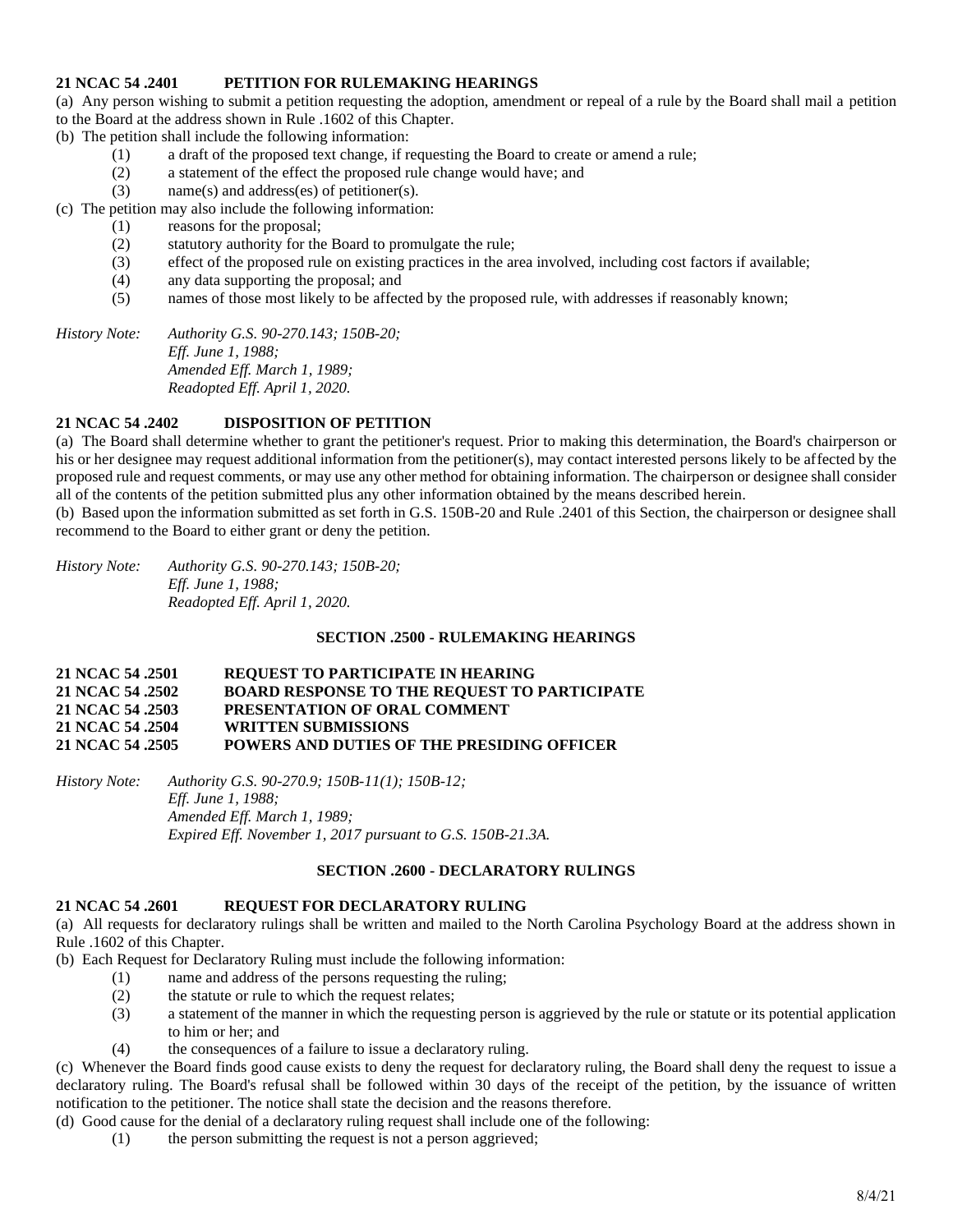**21 NCAC 54 .2401 PETITION FOR RULEMAKING HEARINGS**

(a) Any person wishing to submit a petition requesting the adoption, amendment or repeal of a rule by the Board shall mail a petition to the Board at the address shown in Rule .1602 of this Chapter.

(b) The petition shall include the following information:

(1) a draft of the proposed text change, if requesting the Board to create or amend a rule;
(2) a statement of the effect the proposed rule change would have; and
(3) name(s) and address(es) of petitioner(s).

(c) The petition may also include the following information:

(1) reasons for the proposal;
(2) statutory authority for the Board to promulgate the rule;
(3) effect of the proposed rule on existing practices in the area involved, including cost factors if available;
(4) any data supporting the proposal; and
(5) names of those most likely to be affected by the proposed rule, with addresses if reasonably known;

*History Note: Authority G.S. 90-270.143; 150B-20;*
*Eff. June 1, 1988;*
*Amended Eff. March 1, 1989;*
*Readopted Eff. April 1, 2020.*

**21 NCAC 54 .2402 DISPOSITION OF PETITION**

(a) The Board shall determine whether to grant the petitioner's request. Prior to making this determination, the Board's chairperson or his or her designee may request additional information from the petitioner(s), may contact interested persons likely to be affected by the proposed rule and request comments, or may use any other method for obtaining information. The chairperson or designee shall consider all of the contents of the petition submitted plus any other information obtained by the means described herein.

(b) Based upon the information submitted as set forth in G.S. 150B-20 and Rule .2401 of this Section, the chairperson or designee shall recommend to the Board to either grant or deny the petition.

*History Note: Authority G.S. 90-270.143; 150B-20;*
*Eff. June 1, 1988;*
*Readopted Eff. April 1, 2020.*

## SECTION .2500 - RULEMAKING HEARINGS

**21 NCAC 54 .2501 REQUEST TO PARTICIPATE IN HEARING**
**21 NCAC 54 .2502 BOARD RESPONSE TO THE REQUEST TO PARTICIPATE**
**21 NCAC 54 .2503 PRESENTATION OF ORAL COMMENT**
**21 NCAC 54 .2504 WRITTEN SUBMISSIONS**
**21 NCAC 54 .2505 POWERS AND DUTIES OF THE PRESIDING OFFICER**

*History Note: Authority G.S. 90-270.9; 150B-11(1); 150B-12;*
*Eff. June 1, 1988;*
*Amended Eff. March 1, 1989;*
*Expired Eff. November 1, 2017 pursuant to G.S. 150B-21.3A.*

## SECTION .2600 - DECLARATORY RULINGS

**21 NCAC 54 .2601 REQUEST FOR DECLARATORY RULING**

(a) All requests for declaratory rulings shall be written and mailed to the North Carolina Psychology Board at the address shown in Rule .1602 of this Chapter.

(b) Each Request for Declaratory Ruling must include the following information:

(1) name and address of the persons requesting the ruling;
(2) the statute or rule to which the request relates;
(3) a statement of the manner in which the requesting person is aggrieved by the rule or statute or its potential application to him or her; and
(4) the consequences of a failure to issue a declaratory ruling.

(c) Whenever the Board finds good cause exists to deny the request for declaratory ruling, the Board shall deny the request to issue a declaratory ruling. The Board's refusal shall be followed within 30 days of the receipt of the petition, by the issuance of written notification to the petitioner. The notice shall state the decision and the reasons therefore.

(d) Good cause for the denial of a declaratory ruling request shall include one of the following:

(1) the person submitting the request is not a person aggrieved;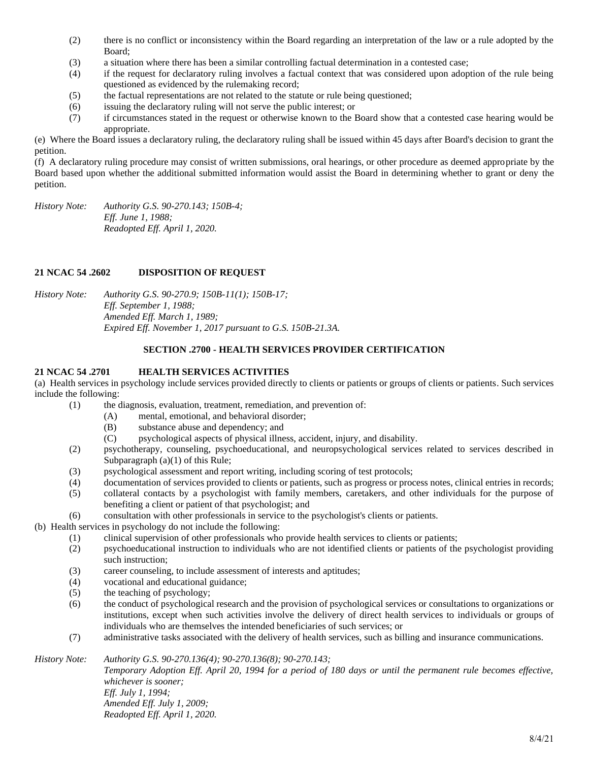(2) there is no conflict or inconsistency within the Board regarding an interpretation of the law or a rule adopted by the Board;

(3) a situation where there has been a similar controlling factual determination in a contested case;

(4) if the request for declaratory ruling involves a factual context that was considered upon adoption of the rule being questioned as evidenced by the rulemaking record;

(5) the factual representations are not related to the statute or rule being questioned;

(6) issuing the declaratory ruling will not serve the public interest; or

(7) if circumstances stated in the request or otherwise known to the Board show that a contested case hearing would be appropriate.

(e) Where the Board issues a declaratory ruling, the declaratory ruling shall be issued within 45 days after Board's decision to grant the petition.

(f) A declaratory ruling procedure may consist of written submissions, oral hearings, or other procedure as deemed appropriate by the Board based upon whether the additional submitted information would assist the Board in determining whether to grant or deny the petition.

*History Note: Authority G.S. 90-270.143; 150B-4;*
*Eff. June 1, 1988;*
*Readopted Eff. April 1, 2020.*

**21 NCAC 54 .2602 DISPOSITION OF REQUEST**

*History Note: Authority G.S. 90-270.9; 150B-11(1); 150B-17;*
*Eff. September 1, 1988;*
*Amended Eff. March 1, 1989;*
*Expired Eff. November 1, 2017 pursuant to G.S. 150B-21.3A.*

## SECTION .2700 - HEALTH SERVICES PROVIDER CERTIFICATION

**21 NCAC 54 .2701 HEALTH SERVICES ACTIVITIES**

(a) Health services in psychology include services provided directly to clients or patients or groups of clients or patients. Such services include the following:

(1) the diagnosis, evaluation, treatment, remediation, and prevention of:
  (A) mental, emotional, and behavioral disorder;
  (B) substance abuse and dependency; and
  (C) psychological aspects of physical illness, accident, injury, and disability.

(2) psychotherapy, counseling, psychoeducational, and neuropsychological services related to services described in Subparagraph (a)(1) of this Rule;

(3) psychological assessment and report writing, including scoring of test protocols;

(4) documentation of services provided to clients or patients, such as progress or process notes, clinical entries in records;

(5) collateral contacts by a psychologist with family members, caretakers, and other individuals for the purpose of benefiting a client or patient of that psychologist; and

(6) consultation with other professionals in service to the psychologist's clients or patients.

(b) Health services in psychology do not include the following:

(1) clinical supervision of other professionals who provide health services to clients or patients;

(2) psychoeducational instruction to individuals who are not identified clients or patients of the psychologist providing such instruction;

(3) career counseling, to include assessment of interests and aptitudes;

(4) vocational and educational guidance;

(5) the teaching of psychology;

(6) the conduct of psychological research and the provision of psychological services or consultations to organizations or institutions, except when such activities involve the delivery of direct health services to individuals or groups of individuals who are themselves the intended beneficiaries of such services; or

(7) administrative tasks associated with the delivery of health services, such as billing and insurance communications.

*History Note: Authority G.S. 90-270.136(4); 90-270.136(8); 90-270.143;*
*Temporary Adoption Eff. April 20, 1994 for a period of 180 days or until the permanent rule becomes effective, whichever is sooner;*
*Eff. July 1, 1994;*
*Amended Eff. July 1, 2009;*
*Readopted Eff. April 1, 2020.*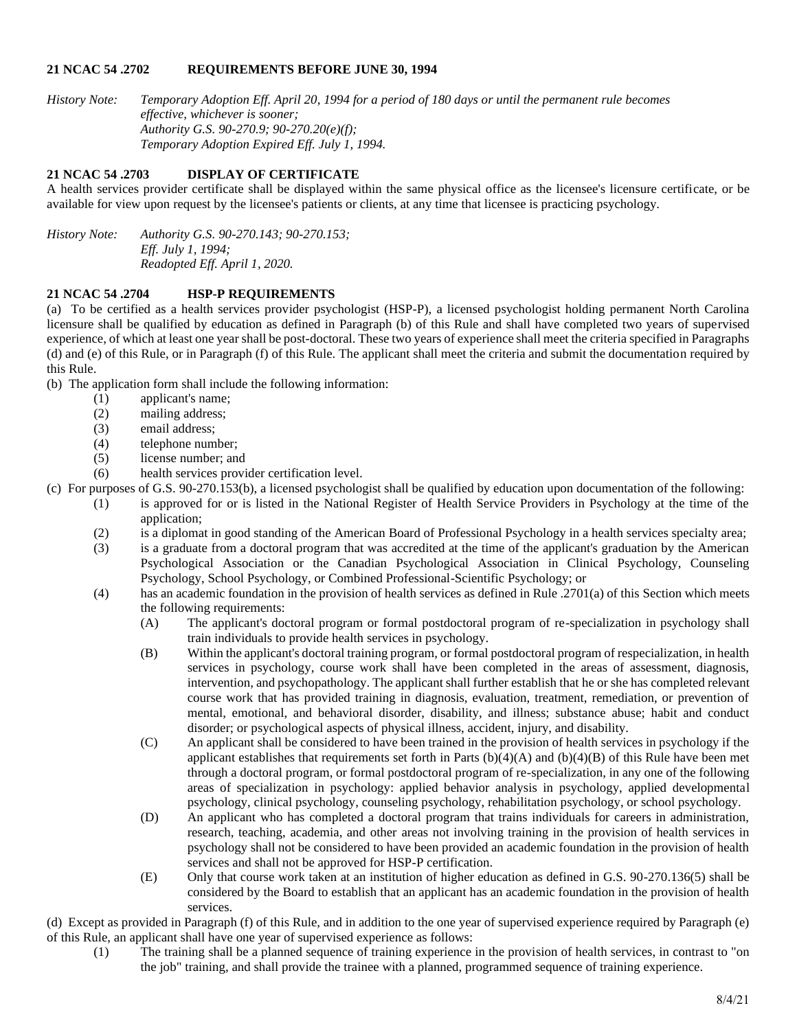## 21 NCAC 54 .2702 REQUIREMENTS BEFORE JUNE 30, 1994

*History Note: Temporary Adoption Eff. April 20, 1994 for a period of 180 days or until the permanent rule becomes effective, whichever is sooner;*
*Authority G.S. 90-270.9; 90-270.20(e)(f);*
*Temporary Adoption Expired Eff. July 1, 1994.*

## 21 NCAC 54 .2703 DISPLAY OF CERTIFICATE

A health services provider certificate shall be displayed within the same physical office as the licensee's licensure certificate, or be available for view upon request by the licensee's patients or clients, at any time that licensee is practicing psychology.

*History Note: Authority G.S. 90-270.143; 90-270.153;*
*Eff. July 1, 1994;*
*Readopted Eff. April 1, 2020.*

## 21 NCAC 54 .2704 HSP-P REQUIREMENTS

(a) To be certified as a health services provider psychologist (HSP-P), a licensed psychologist holding permanent North Carolina licensure shall be qualified by education as defined in Paragraph (b) of this Rule and shall have completed two years of supervised experience, of which at least one year shall be post-doctoral. These two years of experience shall meet the criteria specified in Paragraphs (d) and (e) of this Rule, or in Paragraph (f) of this Rule. The applicant shall meet the criteria and submit the documentation required by this Rule.

(b) The application form shall include the following information:

- (1) applicant's name;
- (2) mailing address;
- (3) email address;
- (4) telephone number;
- (5) license number; and
- (6) health services provider certification level.

(c) For purposes of G.S. 90-270.153(b), a licensed psychologist shall be qualified by education upon documentation of the following:

- (1) is approved for or is listed in the National Register of Health Service Providers in Psychology at the time of the application;
- (2) is a diplomat in good standing of the American Board of Professional Psychology in a health services specialty area;
- (3) is a graduate from a doctoral program that was accredited at the time of the applicant's graduation by the American Psychological Association or the Canadian Psychological Association in Clinical Psychology, Counseling Psychology, School Psychology, or Combined Professional-Scientific Psychology; or
- (4) has an academic foundation in the provision of health services as defined in Rule .2701(a) of this Section which meets the following requirements:
  - (A) The applicant's doctoral program or formal postdoctoral program of re-specialization in psychology shall train individuals to provide health services in psychology.
  - (B) Within the applicant's doctoral training program, or formal postdoctoral program of respecialization, in health services in psychology, course work shall have been completed in the areas of assessment, diagnosis, intervention, and psychopathology. The applicant shall further establish that he or she has completed relevant course work that has provided training in diagnosis, evaluation, treatment, remediation, or prevention of mental, emotional, and behavioral disorder, disability, and illness; substance abuse; habit and conduct disorder; or psychological aspects of physical illness, accident, injury, and disability.
  - (C) An applicant shall be considered to have been trained in the provision of health services in psychology if the applicant establishes that requirements set forth in Parts (b)(4)(A) and (b)(4)(B) of this Rule have been met through a doctoral program, or formal postdoctoral program of re-specialization, in any one of the following areas of specialization in psychology: applied behavior analysis in psychology, applied developmental psychology, clinical psychology, counseling psychology, rehabilitation psychology, or school psychology.
  - (D) An applicant who has completed a doctoral program that trains individuals for careers in administration, research, teaching, academia, and other areas not involving training in the provision of health services in psychology shall not be considered to have been provided an academic foundation in the provision of health services and shall not be approved for HSP-P certification.
  - (E) Only that course work taken at an institution of higher education as defined in G.S. 90-270.136(5) shall be considered by the Board to establish that an applicant has an academic foundation in the provision of health services.

(d) Except as provided in Paragraph (f) of this Rule, and in addition to the one year of supervised experience required by Paragraph (e) of this Rule, an applicant shall have one year of supervised experience as follows:

- (1) The training shall be a planned sequence of training experience in the provision of health services, in contrast to "on the job" training, and shall provide the trainee with a planned, programmed sequence of training experience.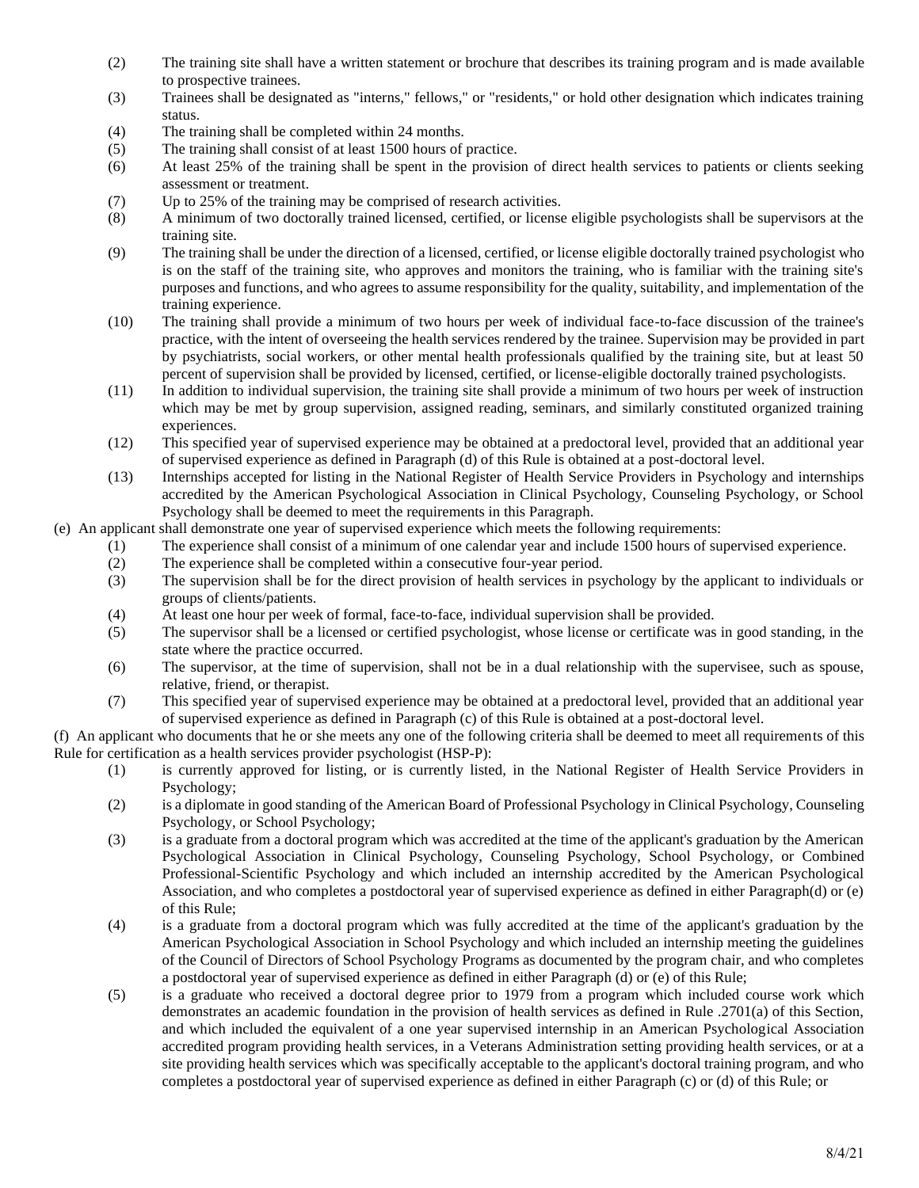(2) The training site shall have a written statement or brochure that describes its training program and is made available to prospective trainees.

(3) Trainees shall be designated as "interns," fellows," or "residents," or hold other designation which indicates training status.

(4) The training shall be completed within 24 months.

(5) The training shall consist of at least 1500 hours of practice.

(6) At least 25% of the training shall be spent in the provision of direct health services to patients or clients seeking assessment or treatment.

(7) Up to 25% of the training may be comprised of research activities.

(8) A minimum of two doctorally trained licensed, certified, or license eligible psychologists shall be supervisors at the training site.

(9) The training shall be under the direction of a licensed, certified, or license eligible doctorally trained psychologist who is on the staff of the training site, who approves and monitors the training, who is familiar with the training site's purposes and functions, and who agrees to assume responsibility for the quality, suitability, and implementation of the training experience.

(10) The training shall provide a minimum of two hours per week of individual face-to-face discussion of the trainee's practice, with the intent of overseeing the health services rendered by the trainee. Supervision may be provided in part by psychiatrists, social workers, or other mental health professionals qualified by the training site, but at least 50 percent of supervision shall be provided by licensed, certified, or license-eligible doctorally trained psychologists.

(11) In addition to individual supervision, the training site shall provide a minimum of two hours per week of instruction which may be met by group supervision, assigned reading, seminars, and similarly constituted organized training experiences.

(12) This specified year of supervised experience may be obtained at a predoctoral level, provided that an additional year of supervised experience as defined in Paragraph (d) of this Rule is obtained at a post-doctoral level.

(13) Internships accepted for listing in the National Register of Health Service Providers in Psychology and internships accredited by the American Psychological Association in Clinical Psychology, Counseling Psychology, or School Psychology shall be deemed to meet the requirements in this Paragraph.

(e) An applicant shall demonstrate one year of supervised experience which meets the following requirements:

(1) The experience shall consist of a minimum of one calendar year and include 1500 hours of supervised experience.

(2) The experience shall be completed within a consecutive four-year period.

(3) The supervision shall be for the direct provision of health services in psychology by the applicant to individuals or groups of clients/patients.

(4) At least one hour per week of formal, face-to-face, individual supervision shall be provided.

(5) The supervisor shall be a licensed or certified psychologist, whose license or certificate was in good standing, in the state where the practice occurred.

(6) The supervisor, at the time of supervision, shall not be in a dual relationship with the supervisee, such as spouse, relative, friend, or therapist.

(7) This specified year of supervised experience may be obtained at a predoctoral level, provided that an additional year of supervised experience as defined in Paragraph (c) of this Rule is obtained at a post-doctoral level.

(f) An applicant who documents that he or she meets any one of the following criteria shall be deemed to meet all requirements of this Rule for certification as a health services provider psychologist (HSP-P):

(1) is currently approved for listing, or is currently listed, in the National Register of Health Service Providers in Psychology;

(2) is a diplomate in good standing of the American Board of Professional Psychology in Clinical Psychology, Counseling Psychology, or School Psychology;

(3) is a graduate from a doctoral program which was accredited at the time of the applicant's graduation by the American Psychological Association in Clinical Psychology, Counseling Psychology, School Psychology, or Combined Professional-Scientific Psychology and which included an internship accredited by the American Psychological Association, and who completes a postdoctoral year of supervised experience as defined in either Paragraph(d) or (e) of this Rule;

(4) is a graduate from a doctoral program which was fully accredited at the time of the applicant's graduation by the American Psychological Association in School Psychology and which included an internship meeting the guidelines of the Council of Directors of School Psychology Programs as documented by the program chair, and who completes a postdoctoral year of supervised experience as defined in either Paragraph (d) or (e) of this Rule;

(5) is a graduate who received a doctoral degree prior to 1979 from a program which included course work which demonstrates an academic foundation in the provision of health services as defined in Rule .2701(a) of this Section, and which included the equivalent of a one year supervised internship in an American Psychological Association accredited program providing health services, in a Veterans Administration setting providing health services, or at a site providing health services which was specifically acceptable to the applicant's doctoral training program, and who completes a postdoctoral year of supervised experience as defined in either Paragraph (c) or (d) of this Rule; or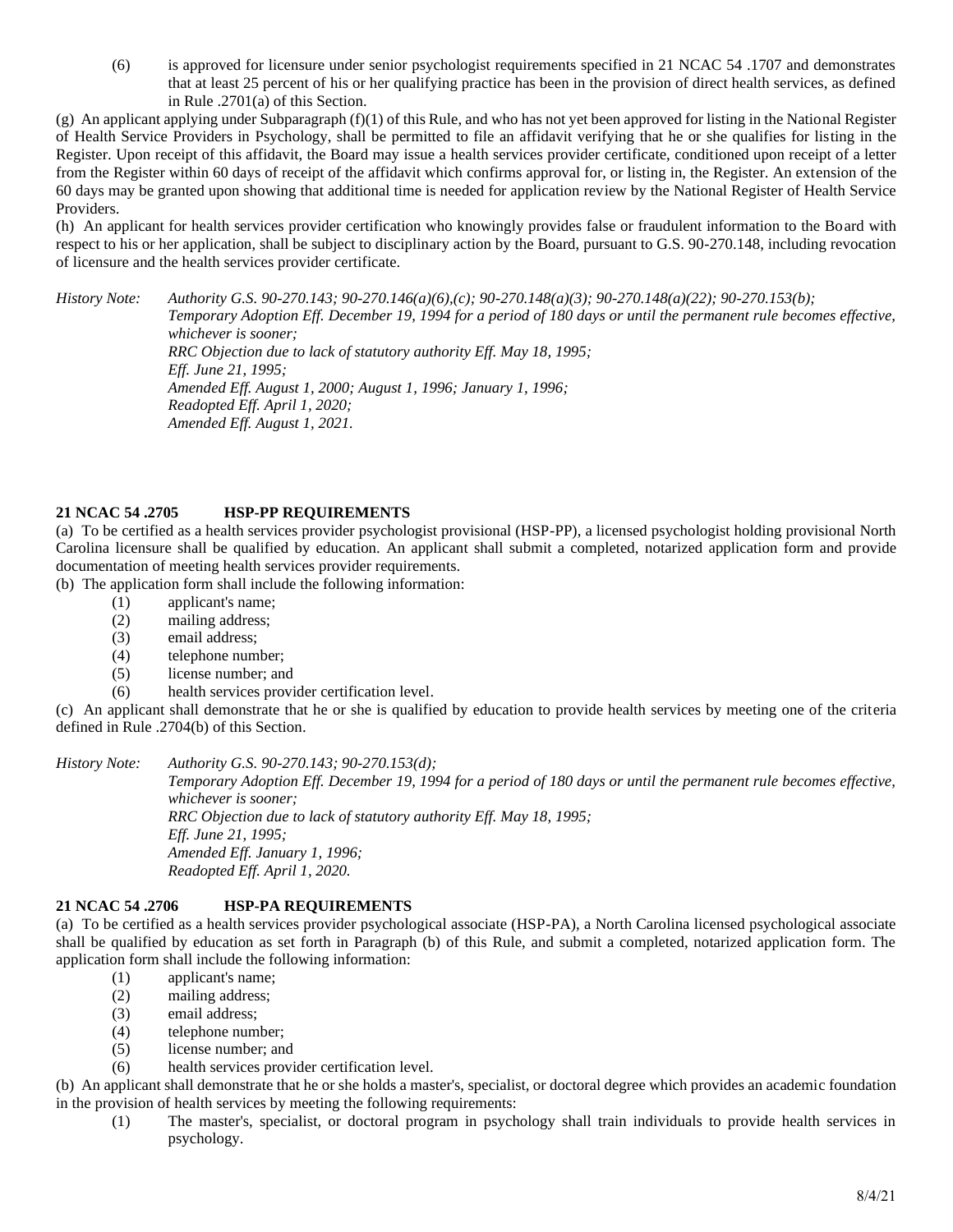(6) is approved for licensure under senior psychologist requirements specified in 21 NCAC 54 .1707 and demonstrates that at least 25 percent of his or her qualifying practice has been in the provision of direct health services, as defined in Rule .2701(a) of this Section.

(g) An applicant applying under Subparagraph (f)(1) of this Rule, and who has not yet been approved for listing in the National Register of Health Service Providers in Psychology, shall be permitted to file an affidavit verifying that he or she qualifies for listing in the Register. Upon receipt of this affidavit, the Board may issue a health services provider certificate, conditioned upon receipt of a letter from the Register within 60 days of receipt of the affidavit which confirms approval for, or listing in, the Register. An extension of the 60 days may be granted upon showing that additional time is needed for application review by the National Register of Health Service Providers.

(h) An applicant for health services provider certification who knowingly provides false or fraudulent information to the Board with respect to his or her application, shall be subject to disciplinary action by the Board, pursuant to G.S. 90-270.148, including revocation of licensure and the health services provider certificate.

*History Note: Authority G.S. 90-270.143; 90-270.146(a)(6),(c); 90-270.148(a)(3); 90-270.148(a)(22); 90-270.153(b);*
*Temporary Adoption Eff. December 19, 1994 for a period of 180 days or until the permanent rule becomes effective, whichever is sooner;*
*RRC Objection due to lack of statutory authority Eff. May 18, 1995;*
*Eff. June 21, 1995;*
*Amended Eff. August 1, 2000; August 1, 1996; January 1, 1996;*
*Readopted Eff. April 1, 2020;*
*Amended Eff. August 1, 2021.*

**21 NCAC 54 .2705 HSP-PP REQUIREMENTS**

(a) To be certified as a health services provider psychologist provisional (HSP-PP), a licensed psychologist holding provisional North Carolina licensure shall be qualified by education. An applicant shall submit a completed, notarized application form and provide documentation of meeting health services provider requirements.

(b) The application form shall include the following information:

(1) applicant's name;
(2) mailing address;
(3) email address;
(4) telephone number;
(5) license number; and
(6) health services provider certification level.

(c) An applicant shall demonstrate that he or she is qualified by education to provide health services by meeting one of the criteria defined in Rule .2704(b) of this Section.

*History Note: Authority G.S. 90-270.143; 90-270.153(d);*
*Temporary Adoption Eff. December 19, 1994 for a period of 180 days or until the permanent rule becomes effective, whichever is sooner;*
*RRC Objection due to lack of statutory authority Eff. May 18, 1995;*
*Eff. June 21, 1995;*
*Amended Eff. January 1, 1996;*
*Readopted Eff. April 1, 2020.*

**21 NCAC 54 .2706 HSP-PA REQUIREMENTS**

(a) To be certified as a health services provider psychological associate (HSP-PA), a North Carolina licensed psychological associate shall be qualified by education as set forth in Paragraph (b) of this Rule, and submit a completed, notarized application form. The application form shall include the following information:

(1) applicant's name;
(2) mailing address;
(3) email address;
(4) telephone number;
(5) license number; and
(6) health services provider certification level.

(b) An applicant shall demonstrate that he or she holds a master's, specialist, or doctoral degree which provides an academic foundation in the provision of health services by meeting the following requirements:

(1) The master's, specialist, or doctoral program in psychology shall train individuals to provide health services in psychology.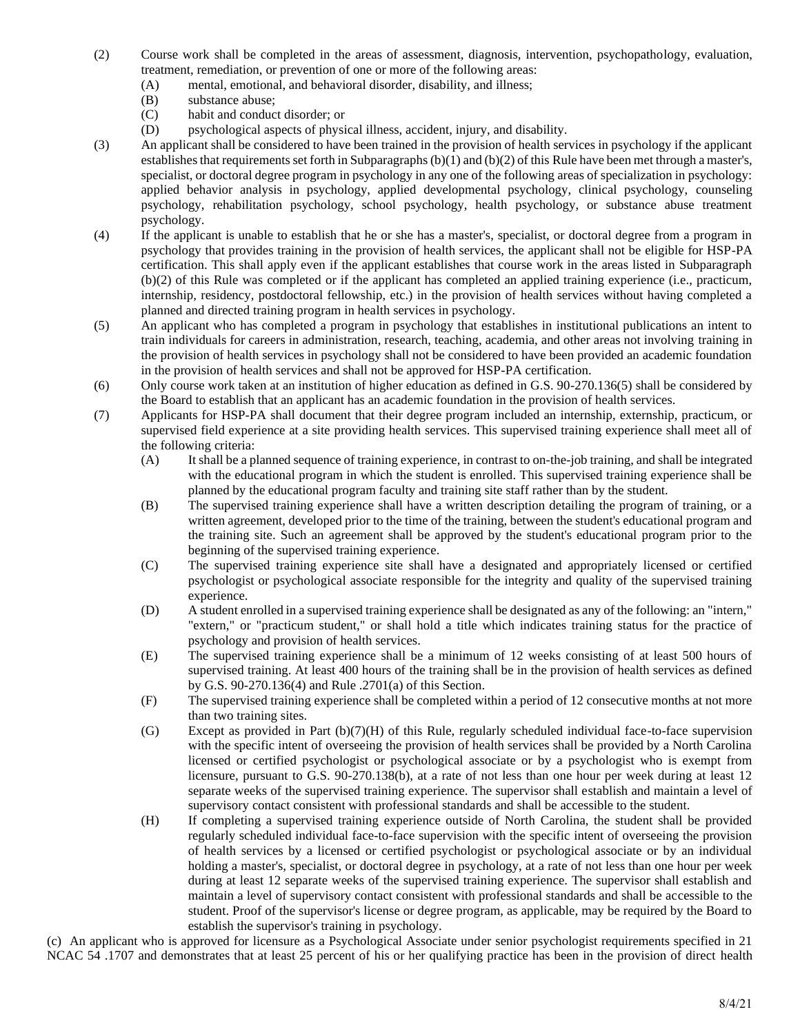(2) Course work shall be completed in the areas of assessment, diagnosis, intervention, psychopathology, evaluation, treatment, remediation, or prevention of one or more of the following areas:
   (A) mental, emotional, and behavioral disorder, disability, and illness;
   (B) substance abuse;
   (C) habit and conduct disorder; or
   (D) psychological aspects of physical illness, accident, injury, and disability.

(3) An applicant shall be considered to have been trained in the provision of health services in psychology if the applicant establishes that requirements set forth in Subparagraphs (b)(1) and (b)(2) of this Rule have been met through a master's, specialist, or doctoral degree program in psychology in any one of the following areas of specialization in psychology: applied behavior analysis in psychology, applied developmental psychology, clinical psychology, counseling psychology, rehabilitation psychology, school psychology, health psychology, or substance abuse treatment psychology.

(4) If the applicant is unable to establish that he or she has a master's, specialist, or doctoral degree from a program in psychology that provides training in the provision of health services, the applicant shall not be eligible for HSP-PA certification. This shall apply even if the applicant establishes that course work in the areas listed in Subparagraph (b)(2) of this Rule was completed or if the applicant has completed an applied training experience (i.e., practicum, internship, residency, postdoctoral fellowship, etc.) in the provision of health services without having completed a planned and directed training program in health services in psychology.

(5) An applicant who has completed a program in psychology that establishes in institutional publications an intent to train individuals for careers in administration, research, teaching, academia, and other areas not involving training in the provision of health services in psychology shall not be considered to have been provided an academic foundation in the provision of health services and shall not be approved for HSP-PA certification.

(6) Only course work taken at an institution of higher education as defined in G.S. 90-270.136(5) shall be considered by the Board to establish that an applicant has an academic foundation in the provision of health services.

(7) Applicants for HSP-PA shall document that their degree program included an internship, externship, practicum, or supervised field experience at a site providing health services. This supervised training experience shall meet all of the following criteria:
   (A) It shall be a planned sequence of training experience, in contrast to on-the-job training, and shall be integrated with the educational program in which the student is enrolled. This supervised training experience shall be planned by the educational program faculty and training site staff rather than by the student.
   (B) The supervised training experience shall have a written description detailing the program of training, or a written agreement, developed prior to the time of the training, between the student's educational program and the training site. Such an agreement shall be approved by the student's educational program prior to the beginning of the supervised training experience.
   (C) The supervised training experience site shall have a designated and appropriately licensed or certified psychologist or psychological associate responsible for the integrity and quality of the supervised training experience.
   (D) A student enrolled in a supervised training experience shall be designated as any of the following: an "intern," "extern," or "practicum student," or shall hold a title which indicates training status for the practice of psychology and provision of health services.
   (E) The supervised training experience shall be a minimum of 12 weeks consisting of at least 500 hours of supervised training. At least 400 hours of the training shall be in the provision of health services as defined by G.S. 90-270.136(4) and Rule .2701(a) of this Section.
   (F) The supervised training experience shall be completed within a period of 12 consecutive months at not more than two training sites.
   (G) Except as provided in Part (b)(7)(H) of this Rule, regularly scheduled individual face-to-face supervision with the specific intent of overseeing the provision of health services shall be provided by a North Carolina licensed or certified psychologist or psychological associate or by a psychologist who is exempt from licensure, pursuant to G.S. 90-270.138(b), at a rate of not less than one hour per week during at least 12 separate weeks of the supervised training experience. The supervisor shall establish and maintain a level of supervisory contact consistent with professional standards and shall be accessible to the student.
   (H) If completing a supervised training experience outside of North Carolina, the student shall be provided regularly scheduled individual face-to-face supervision with the specific intent of overseeing the provision of health services by a licensed or certified psychologist or psychological associate or by an individual holding a master's, specialist, or doctoral degree in psychology, at a rate of not less than one hour per week during at least 12 separate weeks of the supervised training experience. The supervisor shall establish and maintain a level of supervisory contact consistent with professional standards and shall be accessible to the student. Proof of the supervisor's license or degree program, as applicable, may be required by the Board to establish the supervisor's training in psychology.

(c) An applicant who is approved for licensure as a Psychological Associate under senior psychologist requirements specified in 21 NCAC 54 .1707 and demonstrates that at least 25 percent of his or her qualifying practice has been in the provision of direct health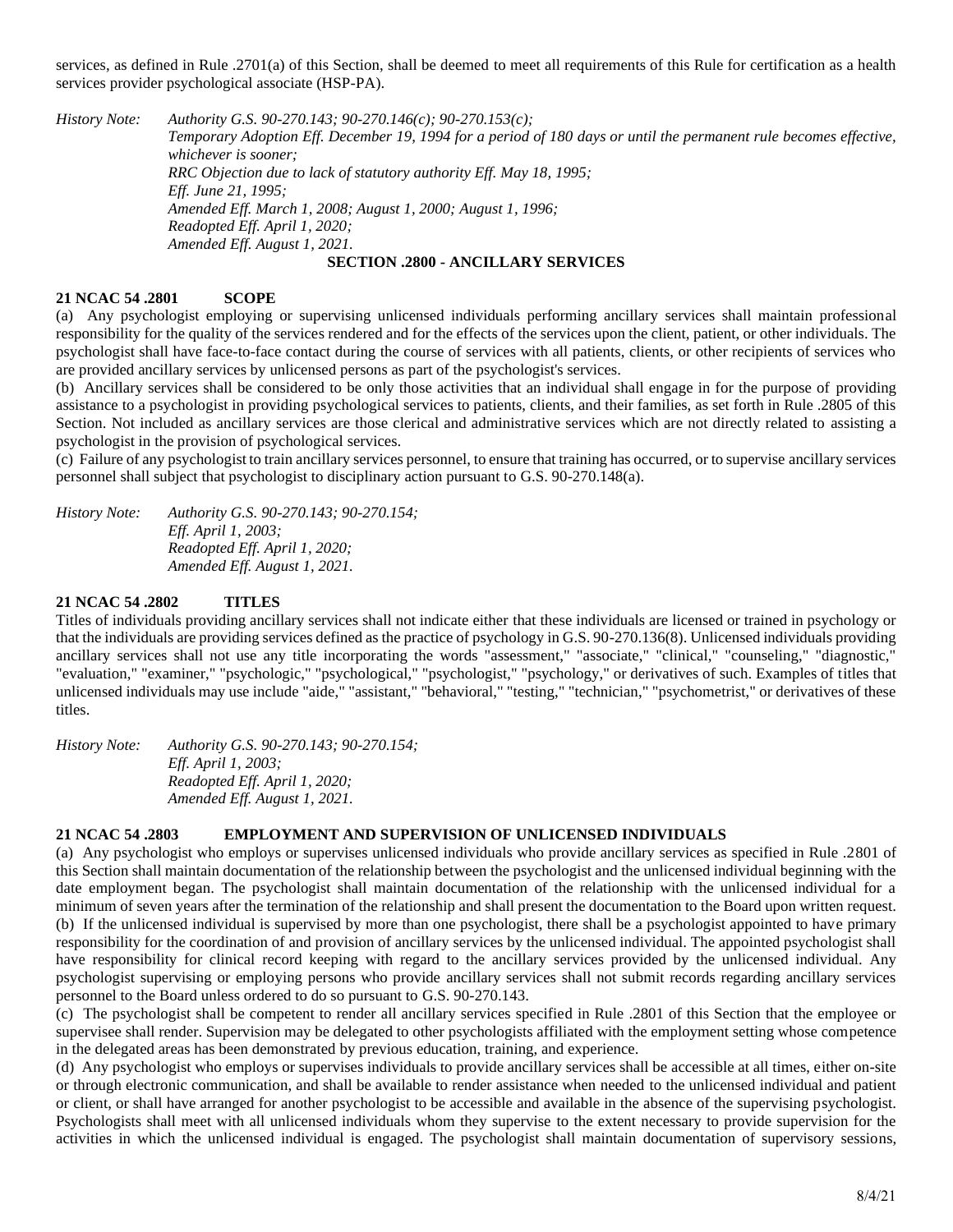services, as defined in Rule .2701(a) of this Section, shall be deemed to meet all requirements of this Rule for certification as a health services provider psychological associate (HSP-PA).

*History Note: Authority G.S. 90-270.143; 90-270.146(c); 90-270.153(c);*
*Temporary Adoption Eff. December 19, 1994 for a period of 180 days or until the permanent rule becomes effective, whichever is sooner;*
*RRC Objection due to lack of statutory authority Eff. May 18, 1995;*
*Eff. June 21, 1995;*
*Amended Eff. March 1, 2008; August 1, 2000; August 1, 1996;*
*Readopted Eff. April 1, 2020;*
*Amended Eff. August 1, 2021.*

## SECTION .2800 - ANCILLARY SERVICES

### 21 NCAC 54 .2801 SCOPE

(a) Any psychologist employing or supervising unlicensed individuals performing ancillary services shall maintain professional responsibility for the quality of the services rendered and for the effects of the services upon the client, patient, or other individuals. The psychologist shall have face-to-face contact during the course of services with all patients, clients, or other recipients of services who are provided ancillary services by unlicensed persons as part of the psychologist's services.

(b) Ancillary services shall be considered to be only those activities that an individual shall engage in for the purpose of providing assistance to a psychologist in providing psychological services to patients, clients, and their families, as set forth in Rule .2805 of this Section. Not included as ancillary services are those clerical and administrative services which are not directly related to assisting a psychologist in the provision of psychological services.

(c) Failure of any psychologist to train ancillary services personnel, to ensure that training has occurred, or to supervise ancillary services personnel shall subject that psychologist to disciplinary action pursuant to G.S. 90-270.148(a).

*History Note: Authority G.S. 90-270.143; 90-270.154;*
*Eff. April 1, 2003;*
*Readopted Eff. April 1, 2020;*
*Amended Eff. August 1, 2021.*

### 21 NCAC 54 .2802 TITLES

Titles of individuals providing ancillary services shall not indicate either that these individuals are licensed or trained in psychology or that the individuals are providing services defined as the practice of psychology in G.S. 90-270.136(8). Unlicensed individuals providing ancillary services shall not use any title incorporating the words "assessment," "associate," "clinical," "counseling," "diagnostic," "evaluation," "examiner," "psychologic," "psychological," "psychologist," "psychology," or derivatives of such. Examples of titles that unlicensed individuals may use include "aide," "assistant," "behavioral," "testing," "technician," "psychometrist," or derivatives of these titles.

*History Note: Authority G.S. 90-270.143; 90-270.154;*
*Eff. April 1, 2003;*
*Readopted Eff. April 1, 2020;*
*Amended Eff. August 1, 2021.*

### 21 NCAC 54 .2803 EMPLOYMENT AND SUPERVISION OF UNLICENSED INDIVIDUALS

(a) Any psychologist who employs or supervises unlicensed individuals who provide ancillary services as specified in Rule .2801 of this Section shall maintain documentation of the relationship between the psychologist and the unlicensed individual beginning with the date employment began. The psychologist shall maintain documentation of the relationship with the unlicensed individual for a minimum of seven years after the termination of the relationship and shall present the documentation to the Board upon written request.

(b) If the unlicensed individual is supervised by more than one psychologist, there shall be a psychologist appointed to have primary responsibility for the coordination of and provision of ancillary services by the unlicensed individual. The appointed psychologist shall have responsibility for clinical record keeping with regard to the ancillary services provided by the unlicensed individual. Any psychologist supervising or employing persons who provide ancillary services shall not submit records regarding ancillary services personnel to the Board unless ordered to do so pursuant to G.S. 90-270.143.

(c) The psychologist shall be competent to render all ancillary services specified in Rule .2801 of this Section that the employee or supervisee shall render. Supervision may be delegated to other psychologists affiliated with the employment setting whose competence in the delegated areas has been demonstrated by previous education, training, and experience.

(d) Any psychologist who employs or supervises individuals to provide ancillary services shall be accessible at all times, either on-site or through electronic communication, and shall be available to render assistance when needed to the unlicensed individual and patient or client, or shall have arranged for another psychologist to be accessible and available in the absence of the supervising psychologist. Psychologists shall meet with all unlicensed individuals whom they supervise to the extent necessary to provide supervision for the activities in which the unlicensed individual is engaged. The psychologist shall maintain documentation of supervisory sessions,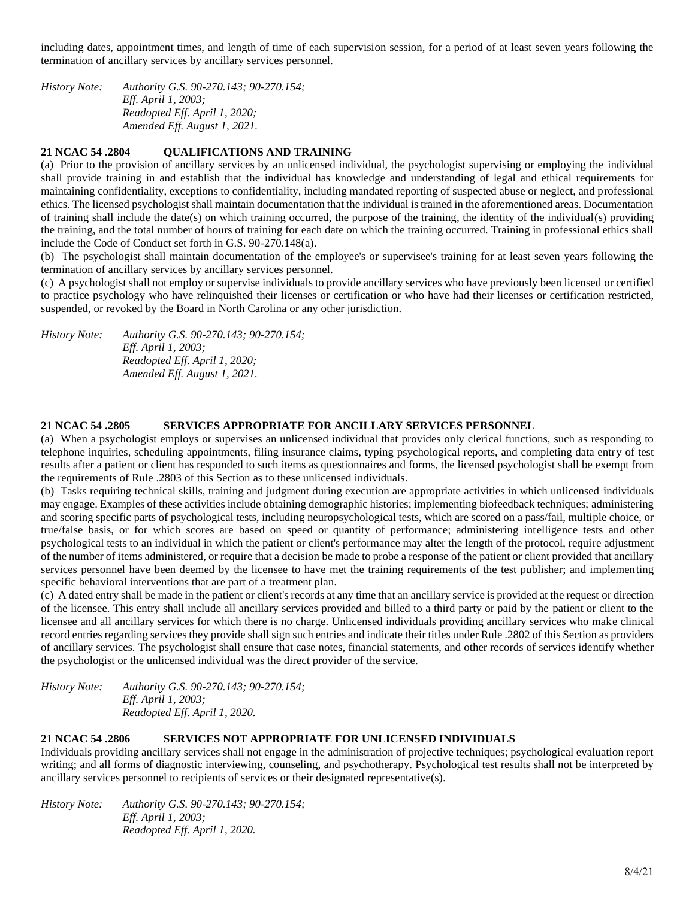including dates, appointment times, and length of time of each supervision session, for a period of at least seven years following the termination of ancillary services by ancillary services personnel.

*History Note: Authority G.S. 90-270.143; 90-270.154;*
*Eff. April 1, 2003;*
*Readopted Eff. April 1, 2020;*
*Amended Eff. August 1, 2021.*

**21 NCAC 54 .2804 QUALIFICATIONS AND TRAINING**

(a) Prior to the provision of ancillary services by an unlicensed individual, the psychologist supervising or employing the individual shall provide training in and establish that the individual has knowledge and understanding of legal and ethical requirements for maintaining confidentiality, exceptions to confidentiality, including mandated reporting of suspected abuse or neglect, and professional ethics. The licensed psychologist shall maintain documentation that the individual is trained in the aforementioned areas. Documentation of training shall include the date(s) on which training occurred, the purpose of the training, the identity of the individual(s) providing the training, and the total number of hours of training for each date on which the training occurred. Training in professional ethics shall include the Code of Conduct set forth in G.S. 90-270.148(a).

(b) The psychologist shall maintain documentation of the employee's or supervisee's training for at least seven years following the termination of ancillary services by ancillary services personnel.

(c) A psychologist shall not employ or supervise individuals to provide ancillary services who have previously been licensed or certified to practice psychology who have relinquished their licenses or certification or who have had their licenses or certification restricted, suspended, or revoked by the Board in North Carolina or any other jurisdiction.

*History Note: Authority G.S. 90-270.143; 90-270.154;*
*Eff. April 1, 2003;*
*Readopted Eff. April 1, 2020;*
*Amended Eff. August 1, 2021.*

**21 NCAC 54 .2805 SERVICES APPROPRIATE FOR ANCILLARY SERVICES PERSONNEL**

(a) When a psychologist employs or supervises an unlicensed individual that provides only clerical functions, such as responding to telephone inquiries, scheduling appointments, filing insurance claims, typing psychological reports, and completing data entry of test results after a patient or client has responded to such items as questionnaires and forms, the licensed psychologist shall be exempt from the requirements of Rule .2803 of this Section as to these unlicensed individuals.

(b) Tasks requiring technical skills, training and judgment during execution are appropriate activities in which unlicensed individuals may engage. Examples of these activities include obtaining demographic histories; implementing biofeedback techniques; administering and scoring specific parts of psychological tests, including neuropsychological tests, which are scored on a pass/fail, multiple choice, or true/false basis, or for which scores are based on speed or quantity of performance; administering intelligence tests and other psychological tests to an individual in which the patient or client's performance may alter the length of the protocol, require adjustment of the number of items administered, or require that a decision be made to probe a response of the patient or client provided that ancillary services personnel have been deemed by the licensee to have met the training requirements of the test publisher; and implementing specific behavioral interventions that are part of a treatment plan.

(c) A dated entry shall be made in the patient or client's records at any time that an ancillary service is provided at the request or direction of the licensee. This entry shall include all ancillary services provided and billed to a third party or paid by the patient or client to the licensee and all ancillary services for which there is no charge. Unlicensed individuals providing ancillary services who make clinical record entries regarding services they provide shall sign such entries and indicate their titles under Rule .2802 of this Section as providers of ancillary services. The psychologist shall ensure that case notes, financial statements, and other records of services identify whether the psychologist or the unlicensed individual was the direct provider of the service.

*History Note: Authority G.S. 90-270.143; 90-270.154;*
*Eff. April 1, 2003;*
*Readopted Eff. April 1, 2020.*

**21 NCAC 54 .2806 SERVICES NOT APPROPRIATE FOR UNLICENSED INDIVIDUALS**

Individuals providing ancillary services shall not engage in the administration of projective techniques; psychological evaluation report writing; and all forms of diagnostic interviewing, counseling, and psychotherapy. Psychological test results shall not be interpreted by ancillary services personnel to recipients of services or their designated representative(s).

*History Note: Authority G.S. 90-270.143; 90-270.154;*
*Eff. April 1, 2003;*
*Readopted Eff. April 1, 2020.*